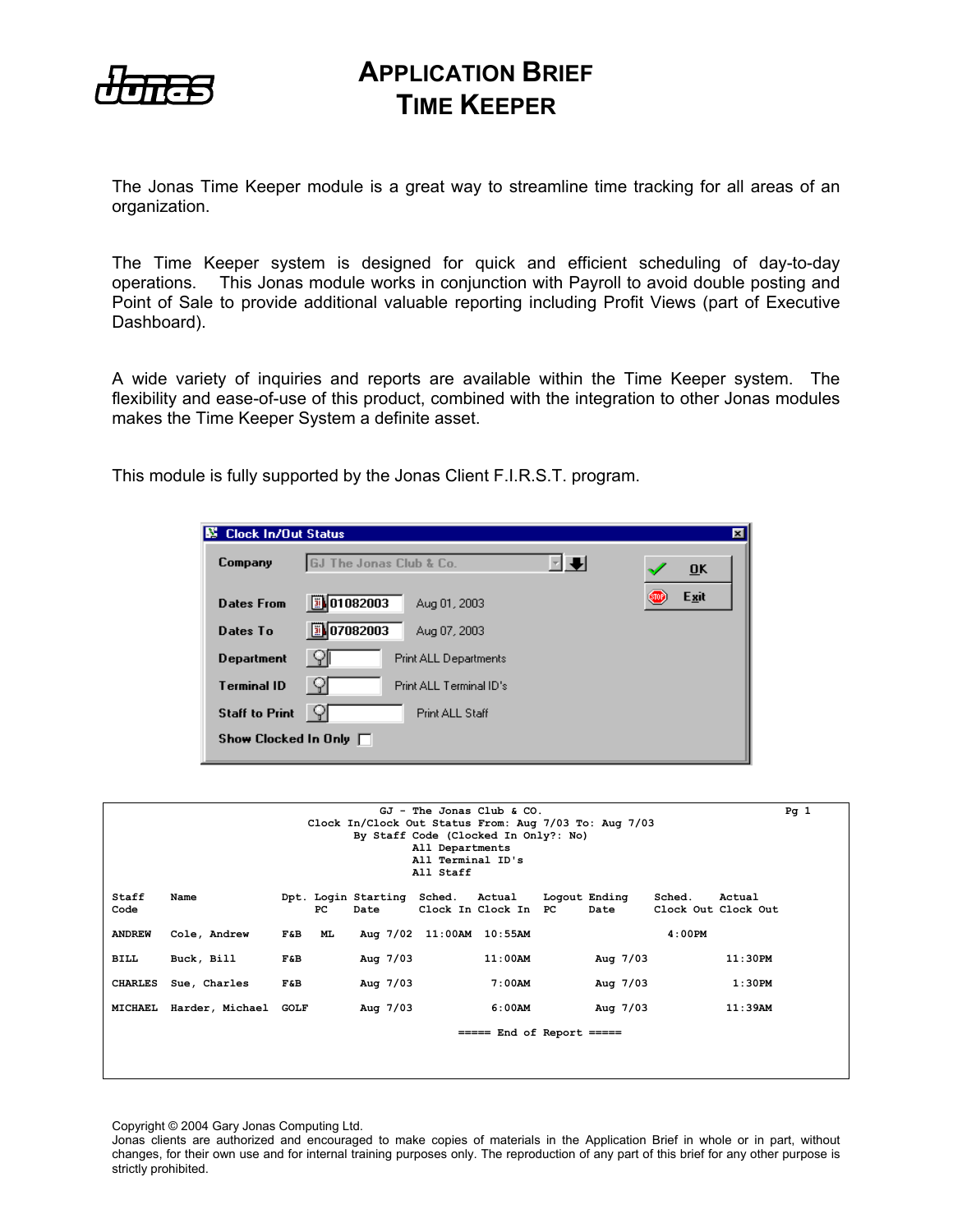# APPLICATION BRIEF
# TIME KEEPER

The Jonas Time Keeper module is a great way to streamline time tracking for all areas of an organization.

The Time Keeper system is designed for quick and efficient scheduling of day-to-day operations. This Jonas module works in conjunction with Payroll to avoid double posting and Point of Sale to provide additional valuable reporting including Profit Views (part of Executive Dashboard).

A wide variety of inquiries and reports are available within the Time Keeper system. The flexibility and ease-of-use of this product, combined with the integration to other Jonas modules makes the Time Keeper System a definite asset.

This module is fully supported by the Jonas Client F.I.R.S.T. program.

**Clock In/Out Status**

| | | |
|---|---|---|
| Company | GJ The Jonas Club & Co. | |
| Dates From | 01082003 | Aug 01, 2003 |
| Dates To | 07082003 | Aug 07, 2003 |
| Department | | Print ALL Departments |
| Terminal ID | | Print ALL Terminal ID's |
| Staff to Print | | Print ALL Staff |
| Show Clocked In Only | ☐ | |

OK | Exit

```
                    GJ - The Jonas Club & CO.                                  Pg 1
          Clock In/Clock Out Status From: Aug 7/03 To: Aug 7/03
               By Staff Code (Clocked In Only?: No)
                         All Departments
                         All Terminal ID's
                         All Staff

Staff   Name             Dpt. Login Starting  Sched.   Actual    Logout Ending   Sched.    Actual
Code                          PC    Date      Clock In Clock In  PC     Date     Clock Out Clock Out

ANDREW  Cole, Andrew     F&B  ML    Aug 7/02  11:00AM  10:55AM                   4:00PM

BILL    Buck, Bill       F&B        Aug 7/03           11:00AM          Aug 7/03           11:30PM

CHARLES Sue, Charles     F&B        Aug 7/03            7:00AM          Aug 7/03            1:30PM

MICHAEL Harder, Michael  GOLF       Aug 7/03            6:00AM          Aug 7/03           11:39AM

                              ===== End of Report =====
```

Copyright © 2004 Gary Jonas Computing Ltd.
Jonas clients are authorized and encouraged to make copies of materials in the Application Brief in whole or in part, without changes, for their own use and for internal training purposes only. The reproduction of any part of this brief for any other purpose is strictly prohibited.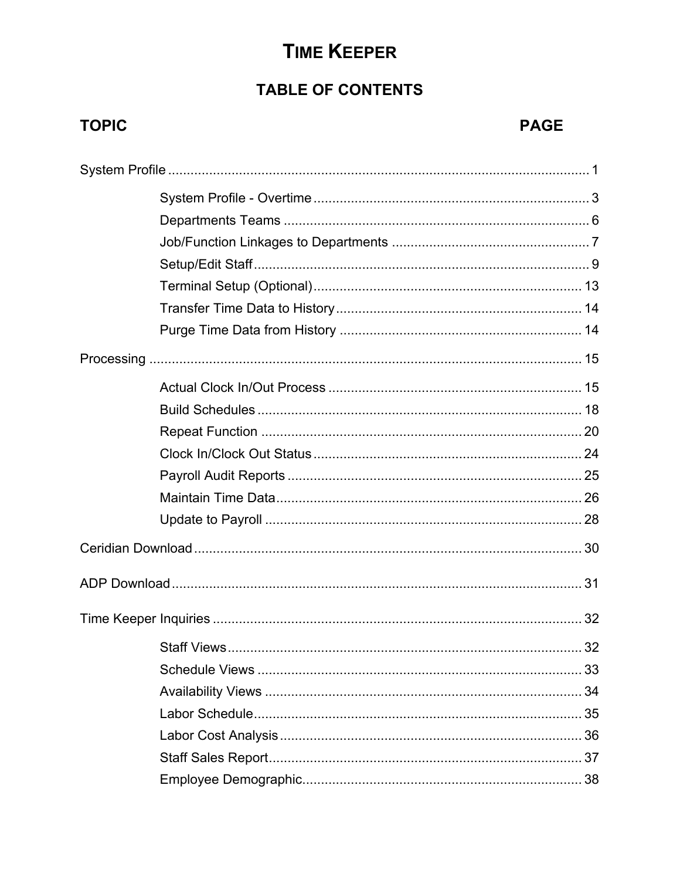# TIME KEEPER

## TABLE OF CONTENTS

| TOPIC | PAGE |
|---|---|
| System Profile | 1 |
| System Profile - Overtime | 3 |
| Departments Teams | 6 |
| Job/Function Linkages to Departments | 7 |
| Setup/Edit Staff | 9 |
| Terminal Setup (Optional) | 13 |
| Transfer Time Data to History | 14 |
| Purge Time Data from History | 14 |
| Processing | 15 |
| Actual Clock In/Out Process | 15 |
| Build Schedules | 18 |
| Repeat Function | 20 |
| Clock In/Clock Out Status | 24 |
| Payroll Audit Reports | 25 |
| Maintain Time Data | 26 |
| Update to Payroll | 28 |
| Ceridian Download | 30 |
| ADP Download | 31 |
| Time Keeper Inquiries | 32 |
| Staff Views | 32 |
| Schedule Views | 33 |
| Availability Views | 34 |
| Labor Schedule | 35 |
| Labor Cost Analysis | 36 |
| Staff Sales Report | 37 |
| Employee Demographic | 38 |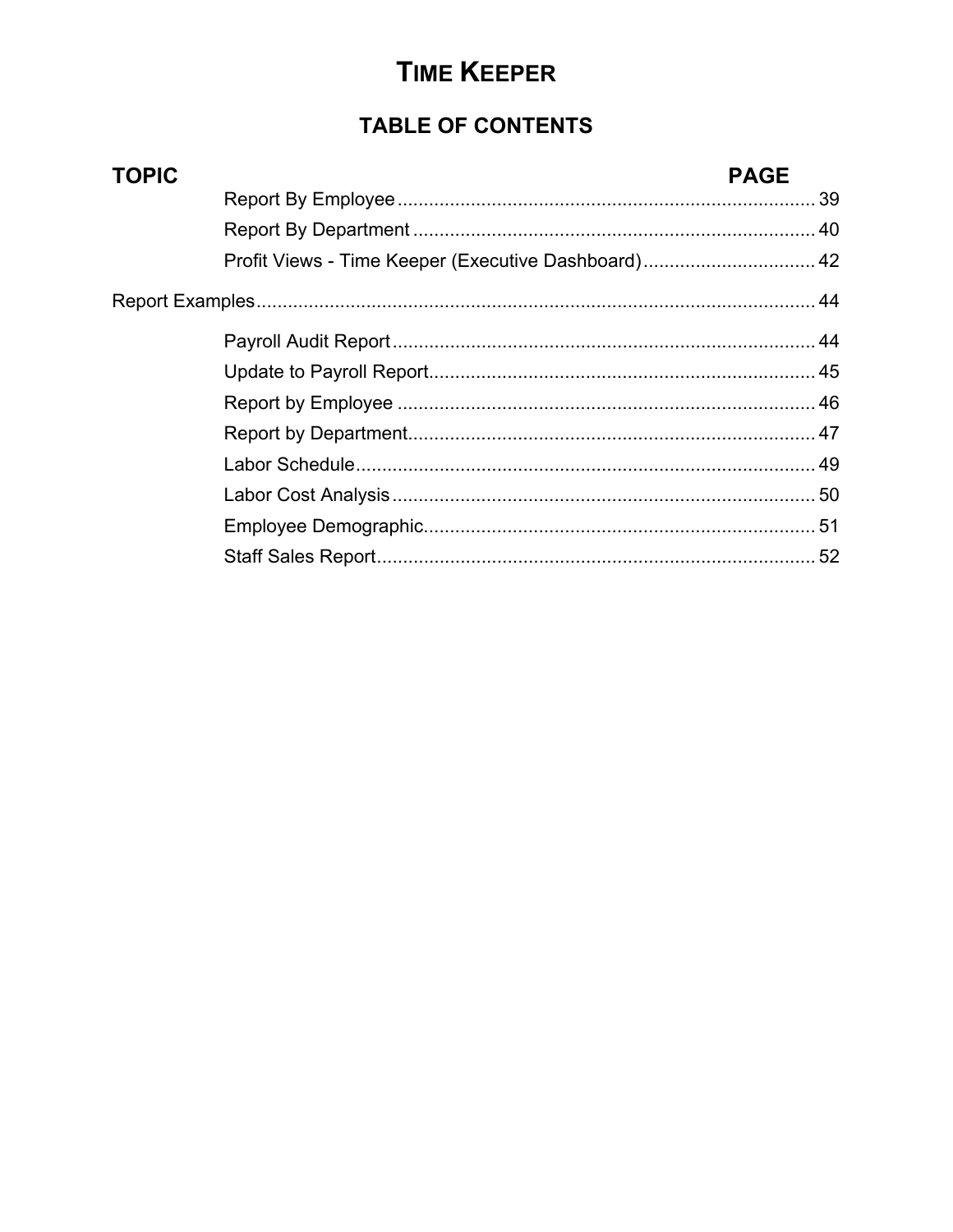# TIME KEEPER

## TABLE OF CONTENTS

| TOPIC | PAGE |
|---|---|
| Report By Employee | 39 |
| Report By Department | 40 |
| Profit Views - Time Keeper (Executive Dashboard) | 42 |
| Report Examples | 44 |
| Payroll Audit Report | 44 |
| Update to Payroll Report | 45 |
| Report by Employee | 46 |
| Report by Department | 47 |
| Labor Schedule | 49 |
| Labor Cost Analysis | 50 |
| Employee Demographic | 51 |
| Staff Sales Report | 52 |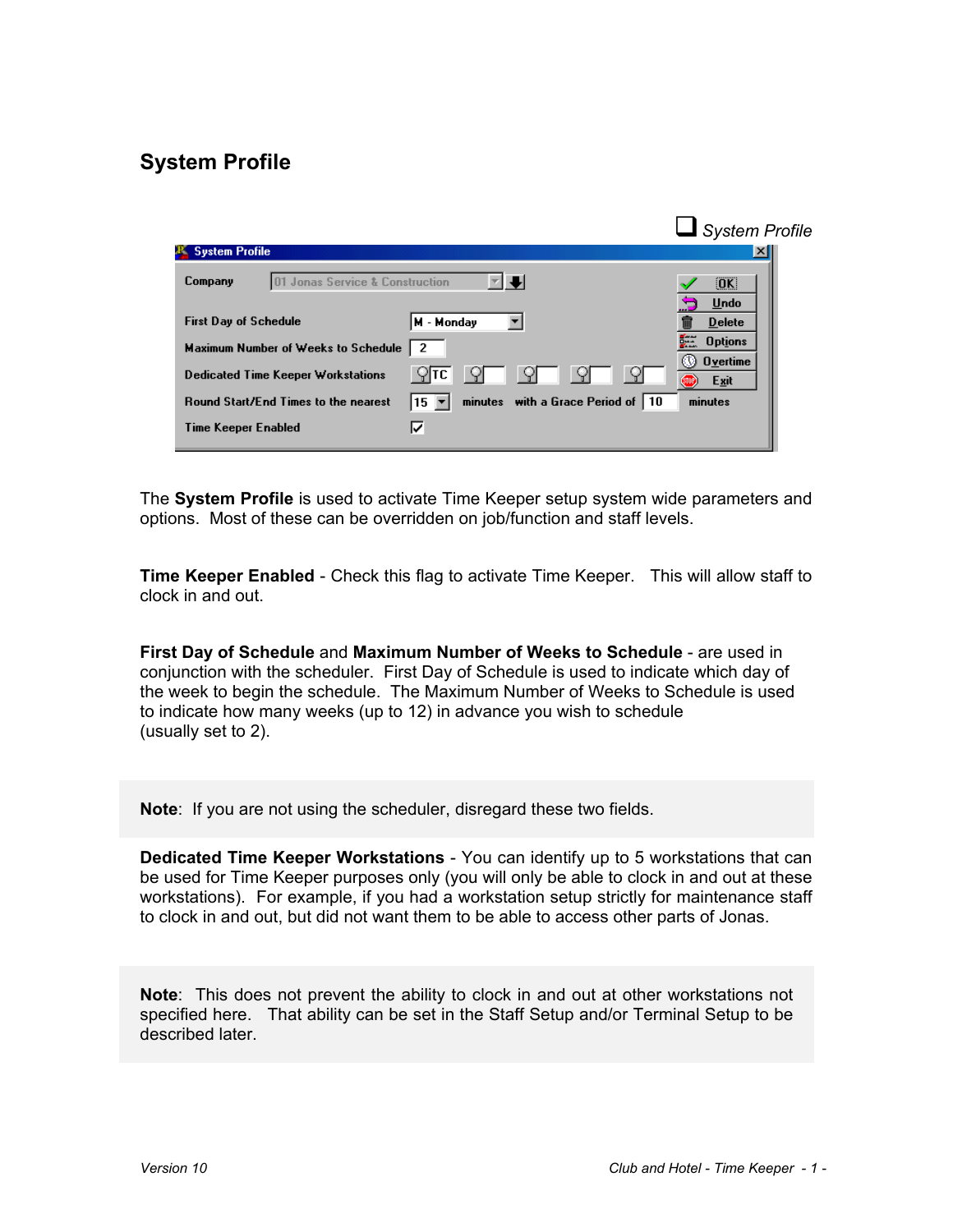# System Profile

❑ *System Profile*

The **System Profile** is used to activate Time Keeper setup system wide parameters and options. Most of these can be overridden on job/function and staff levels.

**Time Keeper Enabled** - Check this flag to activate Time Keeper. This will allow staff to clock in and out.

**First Day of Schedule** and **Maximum Number of Weeks to Schedule** - are used in conjunction with the scheduler. First Day of Schedule is used to indicate which day of the week to begin the schedule. The Maximum Number of Weeks to Schedule is used to indicate how many weeks (up to 12) in advance you wish to schedule (usually set to 2).

> **Note**: If you are not using the scheduler, disregard these two fields.

**Dedicated Time Keeper Workstations** - You can identify up to 5 workstations that can be used for Time Keeper purposes only (you will only be able to clock in and out at these workstations). For example, if you had a workstation setup strictly for maintenance staff to clock in and out, but did not want them to be able to access other parts of Jonas.

> **Note**: This does not prevent the ability to clock in and out at other workstations not specified here. That ability can be set in the Staff Setup and/or Terminal Setup to be described later.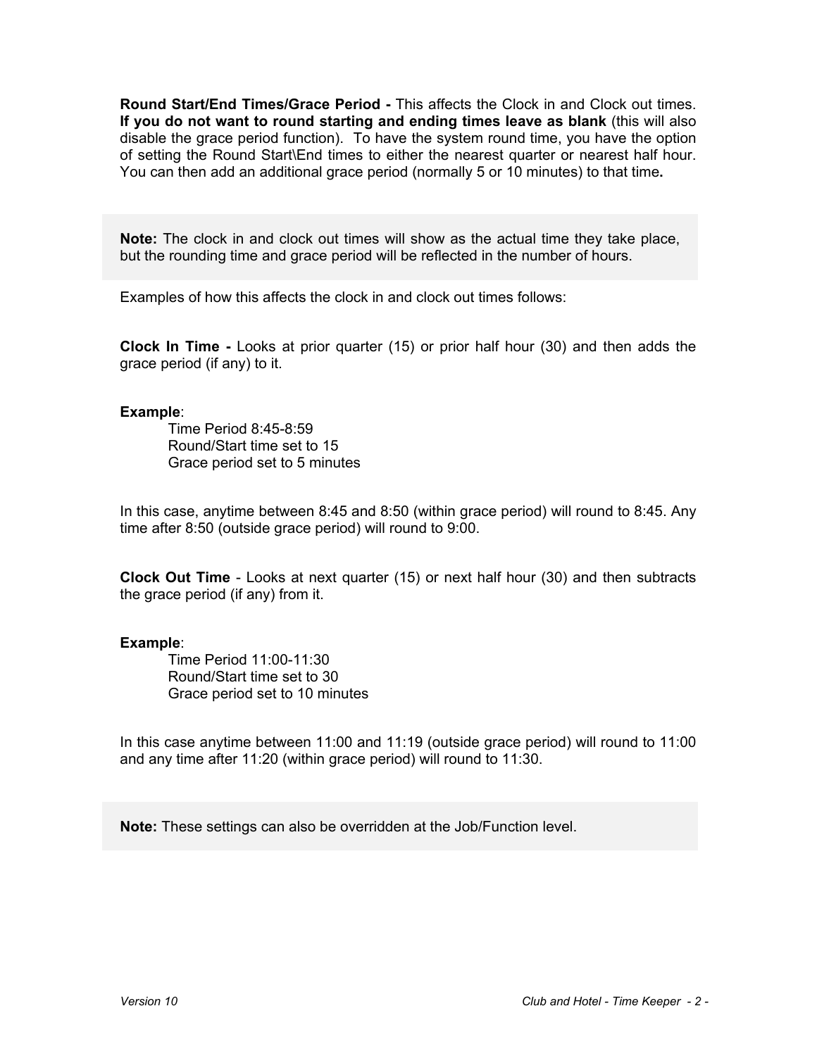**Round Start/End Times/Grace Period -** This affects the Clock in and Clock out times. **If you do not want to round starting and ending times leave as blank** (this will also disable the grace period function). To have the system round time, you have the option of setting the Round Start\End times to either the nearest quarter or nearest half hour. You can then add an additional grace period (normally 5 or 10 minutes) to that time**.**

> **Note:** The clock in and clock out times will show as the actual time they take place, but the rounding time and grace period will be reflected in the number of hours.

Examples of how this affects the clock in and clock out times follows:

**Clock In Time -** Looks at prior quarter (15) or prior half hour (30) and then adds the grace period (if any) to it.

**Example**:

Time Period 8:45-8:59
Round/Start time set to 15
Grace period set to 5 minutes

In this case, anytime between 8:45 and 8:50 (within grace period) will round to 8:45. Any time after 8:50 (outside grace period) will round to 9:00.

**Clock Out Time** - Looks at next quarter (15) or next half hour (30) and then subtracts the grace period (if any) from it.

**Example**:

Time Period 11:00-11:30
Round/Start time set to 30
Grace period set to 10 minutes

In this case anytime between 11:00 and 11:19 (outside grace period) will round to 11:00 and any time after 11:20 (within grace period) will round to 11:30.

> **Note:** These settings can also be overridden at the Job/Function level.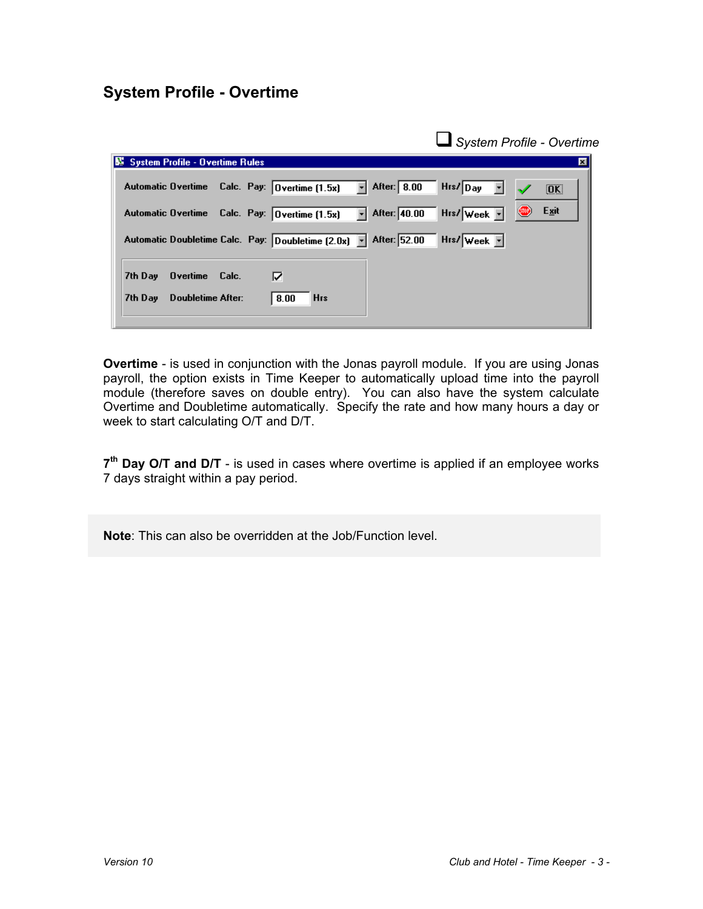## System Profile - Overtime

❑ *System Profile - Overtime*

System Profile - Overtime Rules

Automatic Overtime Calc. Pay: Overtime (1.5x) After: 8.00 Hrs/ Day

Automatic Overtime Calc. Pay: Overtime (1.5x) After: 40.00 Hrs/ Week

Automatic Doubletime Calc. Pay: Doubletime (2.0x) After: 52.00 Hrs/ Week

7th Day Overtime Calc. ☑

7th Day Doubletime After: 8.00 Hrs

OK

Exit

**Overtime** - is used in conjunction with the Jonas payroll module. If you are using Jonas payroll, the option exists in Time Keeper to automatically upload time into the payroll module (therefore saves on double entry). You can also have the system calculate Overtime and Doubletime automatically. Specify the rate and how many hours a day or week to start calculating O/T and D/T.

**7th Day O/T and D/T** - is used in cases where overtime is applied if an employee works 7 days straight within a pay period.

**Note**: This can also be overridden at the Job/Function level.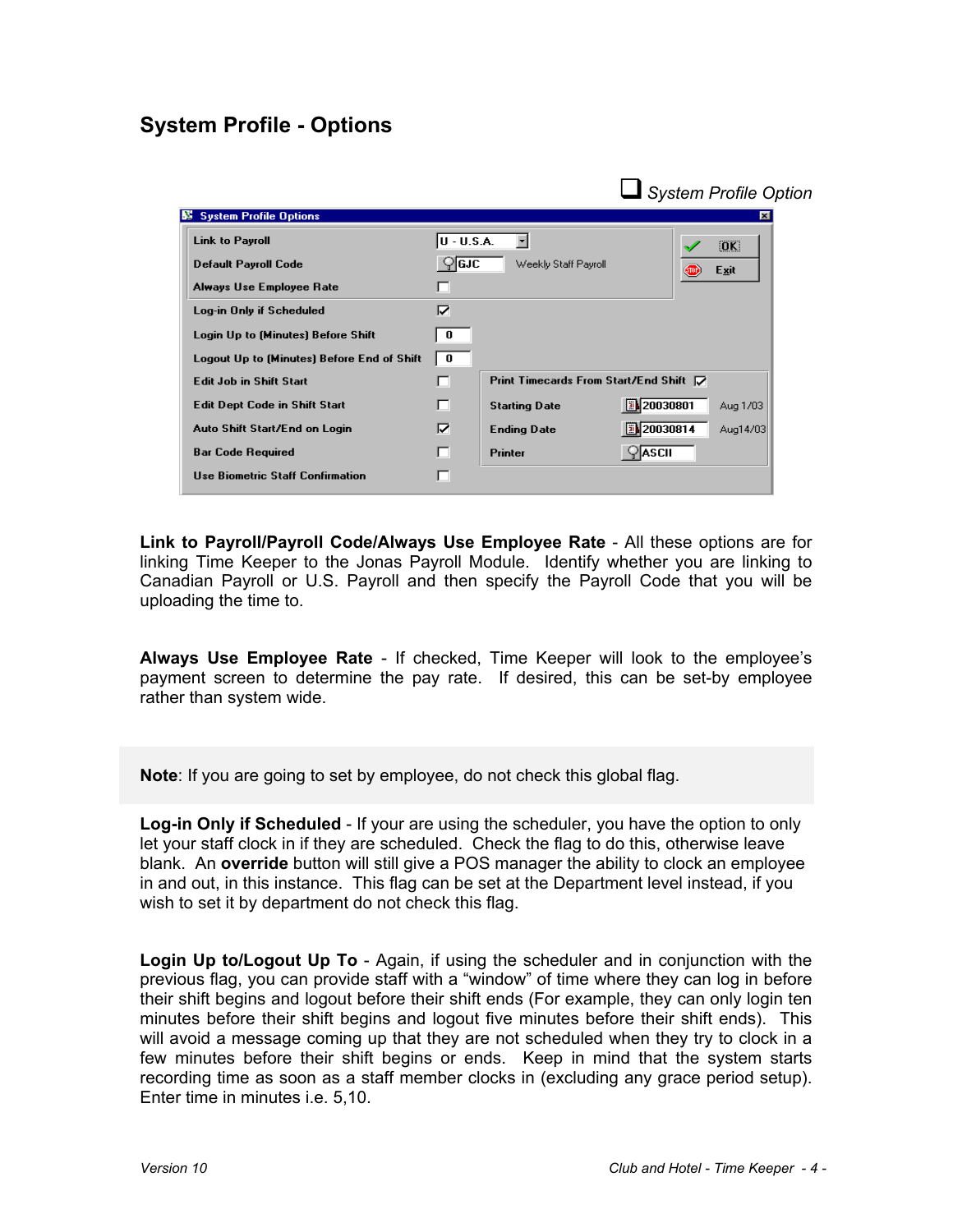## System Profile - Options

❑ *System Profile Option*

**Link to Payroll/Payroll Code/Always Use Employee Rate** - All these options are for linking Time Keeper to the Jonas Payroll Module. Identify whether you are linking to Canadian Payroll or U.S. Payroll and then specify the Payroll Code that you will be uploading the time to.

**Always Use Employee Rate** - If checked, Time Keeper will look to the employee's payment screen to determine the pay rate. If desired, this can be set-by employee rather than system wide.

**Note**: If you are going to set by employee, do not check this global flag.

**Log-in Only if Scheduled** - If your are using the scheduler, you have the option to only let your staff clock in if they are scheduled. Check the flag to do this, otherwise leave blank. An **override** button will still give a POS manager the ability to clock an employee in and out, in this instance. This flag can be set at the Department level instead, if you wish to set it by department do not check this flag.

**Login Up to/Logout Up To** - Again, if using the scheduler and in conjunction with the previous flag, you can provide staff with a "window" of time where they can log in before their shift begins and logout before their shift ends (For example, they can only login ten minutes before their shift begins and logout five minutes before their shift ends). This will avoid a message coming up that they are not scheduled when they try to clock in a few minutes before their shift begins or ends. Keep in mind that the system starts recording time as soon as a staff member clocks in (excluding any grace period setup). Enter time in minutes i.e. 5,10.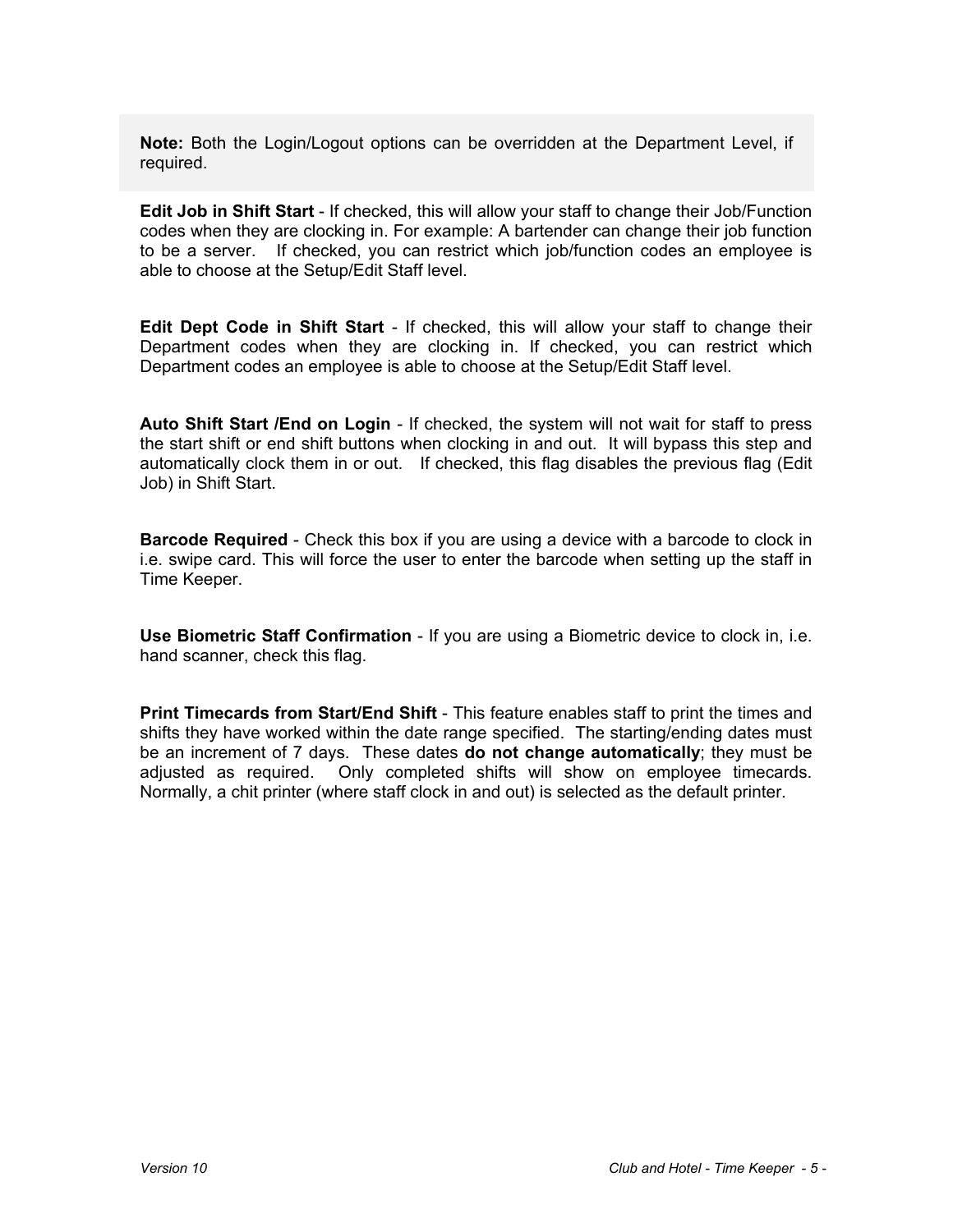**Note:** Both the Login/Logout options can be overridden at the Department Level, if required.

**Edit Job in Shift Start** - If checked, this will allow your staff to change their Job/Function codes when they are clocking in. For example: A bartender can change their job function to be a server. If checked, you can restrict which job/function codes an employee is able to choose at the Setup/Edit Staff level.

**Edit Dept Code in Shift Start** - If checked, this will allow your staff to change their Department codes when they are clocking in. If checked, you can restrict which Department codes an employee is able to choose at the Setup/Edit Staff level.

**Auto Shift Start /End on Login** - If checked, the system will not wait for staff to press the start shift or end shift buttons when clocking in and out. It will bypass this step and automatically clock them in or out. If checked, this flag disables the previous flag (Edit Job) in Shift Start.

**Barcode Required** - Check this box if you are using a device with a barcode to clock in i.e. swipe card. This will force the user to enter the barcode when setting up the staff in Time Keeper.

**Use Biometric Staff Confirmation** - If you are using a Biometric device to clock in, i.e. hand scanner, check this flag.

**Print Timecards from Start/End Shift** - This feature enables staff to print the times and shifts they have worked within the date range specified. The starting/ending dates must be an increment of 7 days. These dates **do not change automatically**; they must be adjusted as required. Only completed shifts will show on employee timecards. Normally, a chit printer (where staff clock in and out) is selected as the default printer.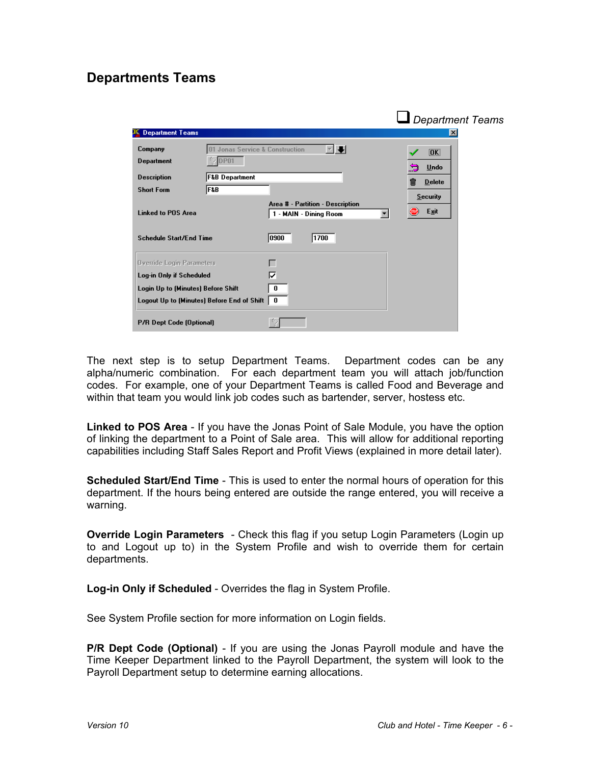## Departments Teams

❑ *Department Teams*

The next step is to setup Department Teams. Department codes can be any alpha/numeric combination. For each department team you will attach job/function codes. For example, one of your Department Teams is called Food and Beverage and within that team you would link job codes such as bartender, server, hostess etc.

**Linked to POS Area** - If you have the Jonas Point of Sale Module, you have the option of linking the department to a Point of Sale area. This will allow for additional reporting capabilities including Staff Sales Report and Profit Views (explained in more detail later).

**Scheduled Start/End Time** - This is used to enter the normal hours of operation for this department. If the hours being entered are outside the range entered, you will receive a warning.

**Override Login Parameters** - Check this flag if you setup Login Parameters (Login up to and Logout up to) in the System Profile and wish to override them for certain departments.

**Log-in Only if Scheduled** - Overrides the flag in System Profile.

See System Profile section for more information on Login fields.

**P/R Dept Code (Optional)** - If you are using the Jonas Payroll module and have the Time Keeper Department linked to the Payroll Department, the system will look to the Payroll Department setup to determine earning allocations.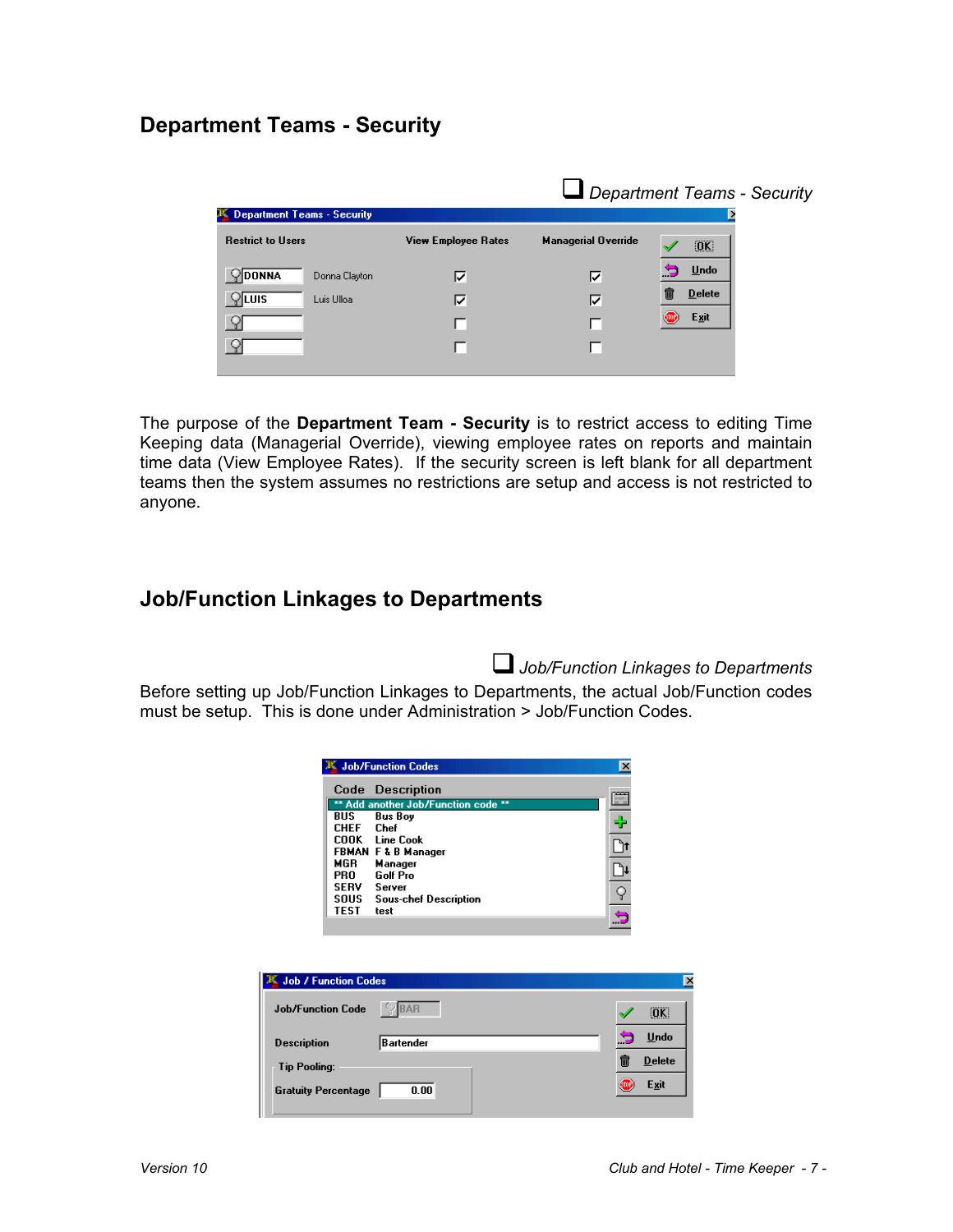## Department Teams - Security

❑ *Department Teams - Security*

Department Teams - Security

| Restrict to Users | | View Employee Rates | Managerial Override |
|---|---|---|---|
| DONNA | Donna Clayton | ☑ | ☑ |
| LUIS | Luis Ulloa | ☑ | ☑ |
| | | ☐ | ☐ |
| | | ☐ | ☐ |

OK
Undo
Delete
Exit

The purpose of the **Department Team - Security** is to restrict access to editing Time Keeping data (Managerial Override), viewing employee rates on reports and maintain time data (View Employee Rates). If the security screen is left blank for all department teams then the system assumes no restrictions are setup and access is not restricted to anyone.

## Job/Function Linkages to Departments

❑ *Job/Function Linkages to Departments*

Before setting up Job/Function Linkages to Departments, the actual Job/Function codes must be setup. This is done under Administration > Job/Function Codes.

Job/Function Codes

| Code | Description |
|---|---|
| ** Add another Job/Function code ** | |
| BUS | Bus Boy |
| CHEF | Chef |
| COOK | Line Cook |
| FBMAN | F & B Manager |
| MGR | Manager |
| PRO | Golf Pro |
| SERV | Server |
| SOUS | Sous-chef Description |
| TEST | test |

Job / Function Codes

Job/Function Code: BAR

Description: Bartender

Tip Pooling:

Gratuity Percentage: 0.00

OK
Undo
Delete
Exit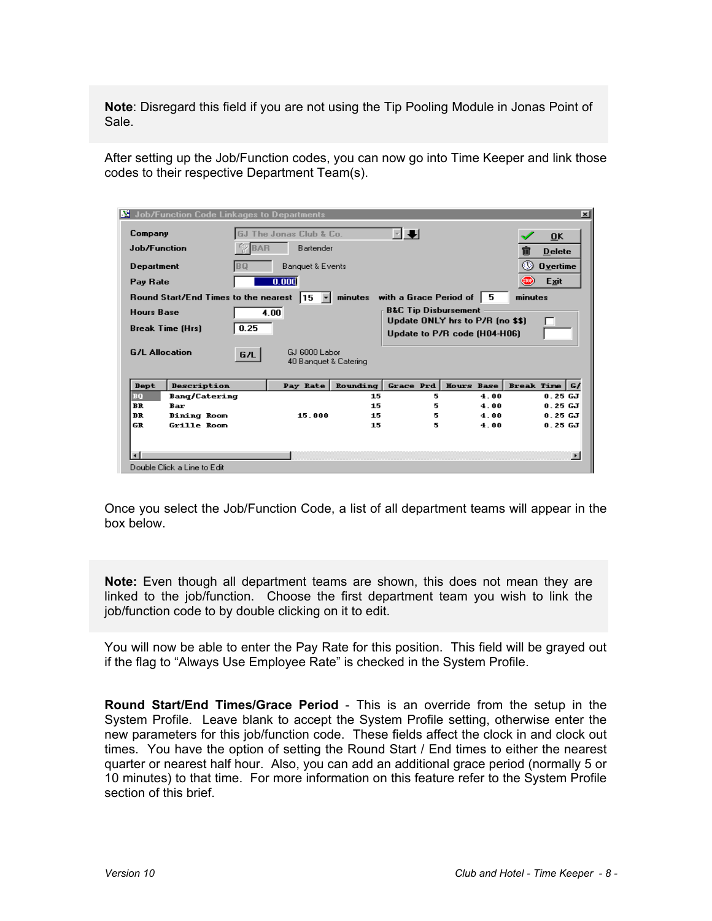**Note**: Disregard this field if you are not using the Tip Pooling Module in Jonas Point of Sale.

After setting up the Job/Function codes, you can now go into Time Keeper and link those codes to their respective Department Team(s).

Job/Function Code Linkages to Departments

Company: GJ The Jonas Club & Co.
Job/Function: BAR Bartender
Department: BQ Banquet & Events
Pay Rate: 0.000
Round Start/End Times to the nearest 15 minutes with a Grace Period of 5 minutes
Hours Base: 4.00
Break Time (Hrs): 0.25
G/L Allocation: G/L GJ 6000 Labor 40 Banquet & Catering

B&C Tip Disbursement
Update ONLY hrs to P/R (no $$)
Update to P/R code (H04-H06)

OK
Delete
Overtime
Exit

| Dept | Description | Pay Rate | Rounding | Grace Prd | Hours Base | Break Time | G/ |
|---|---|---|---|---|---|---|---|
| BQ | Banq/Catering | | 15 | 5 | 4.00 | 0.25 | GJ |
| BR | Bar | | 15 | 5 | 4.00 | 0.25 | GJ |
| DR | Dining Room | 15.000 | 15 | 5 | 4.00 | 0.25 | GJ |
| GR | Grille Room | | 15 | 5 | 4.00 | 0.25 | GJ |

Double Click a Line to Edit

Once you select the Job/Function Code, a list of all department teams will appear in the box below.

**Note:** Even though all department teams are shown, this does not mean they are linked to the job/function. Choose the first department team you wish to link the job/function code to by double clicking on it to edit.

You will now be able to enter the Pay Rate for this position. This field will be grayed out if the flag to "Always Use Employee Rate" is checked in the System Profile.

**Round Start/End Times/Grace Period** - This is an override from the setup in the System Profile. Leave blank to accept the System Profile setting, otherwise enter the new parameters for this job/function code. These fields affect the clock in and clock out times. You have the option of setting the Round Start / End times to either the nearest quarter or nearest half hour. Also, you can add an additional grace period (normally 5 or 10 minutes) to that time. For more information on this feature refer to the System Profile section of this brief.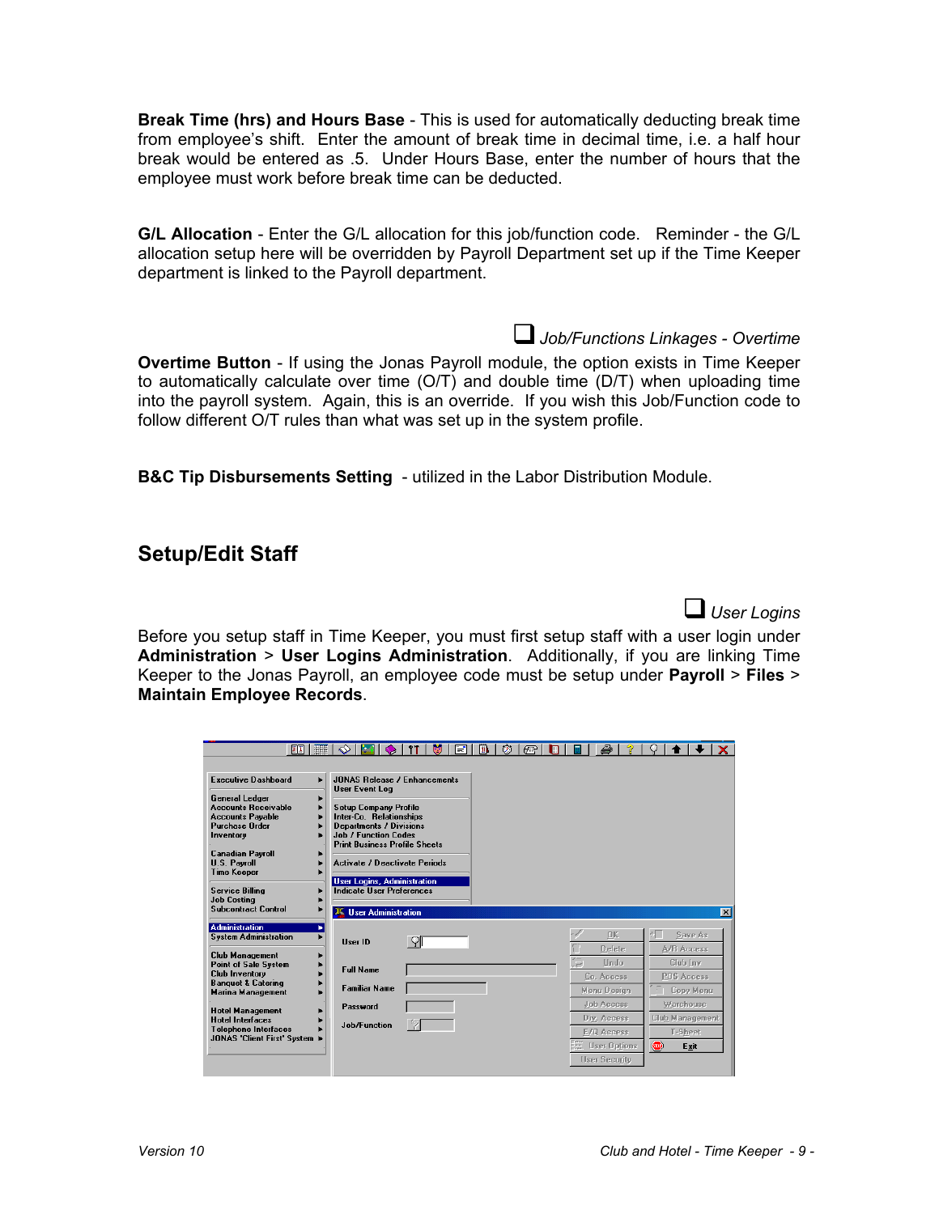**Break Time (hrs) and Hours Base** - This is used for automatically deducting break time from employee's shift. Enter the amount of break time in decimal time, i.e. a half hour break would be entered as .5. Under Hours Base, enter the number of hours that the employee must work before break time can be deducted.

**G/L Allocation** - Enter the G/L allocation for this job/function code. Reminder - the G/L allocation setup here will be overridden by Payroll Department set up if the Time Keeper department is linked to the Payroll department.

❑ *Job/Functions Linkages - Overtime*

**Overtime Button** - If using the Jonas Payroll module, the option exists in Time Keeper to automatically calculate over time (O/T) and double time (D/T) when uploading time into the payroll system. Again, this is an override. If you wish this Job/Function code to follow different O/T rules than what was set up in the system profile.

**B&C Tip Disbursements Setting** - utilized in the Labor Distribution Module.

## Setup/Edit Staff

❑ *User Logins*

Before you setup staff in Time Keeper, you must first setup staff with a user login under **Administration** > **User Logins Administration**. Additionally, if you are linking Time Keeper to the Jonas Payroll, an employee code must be setup under **Payroll** > **Files** > **Maintain Employee Records**.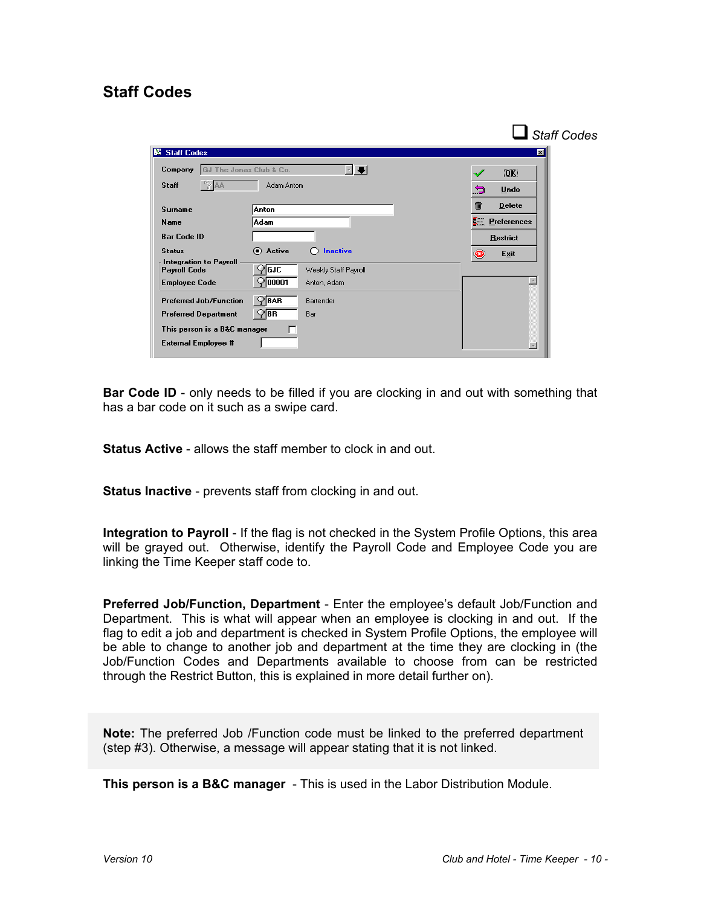## Staff Codes

❑ *Staff Codes*

**Bar Code ID** - only needs to be filled if you are clocking in and out with something that has a bar code on it such as a swipe card.

**Status Active** - allows the staff member to clock in and out.

**Status Inactive** - prevents staff from clocking in and out.

**Integration to Payroll** - If the flag is not checked in the System Profile Options, this area will be grayed out. Otherwise, identify the Payroll Code and Employee Code you are linking the Time Keeper staff code to.

**Preferred Job/Function, Department** - Enter the employee's default Job/Function and Department. This is what will appear when an employee is clocking in and out. If the flag to edit a job and department is checked in System Profile Options, the employee will be able to change to another job and department at the time they are clocking in (the Job/Function Codes and Departments available to choose from can be restricted through the Restrict Button, this is explained in more detail further on).

**Note:** The preferred Job /Function code must be linked to the preferred department (step #3). Otherwise, a message will appear stating that it is not linked.

**This person is a B&C manager** - This is used in the Labor Distribution Module.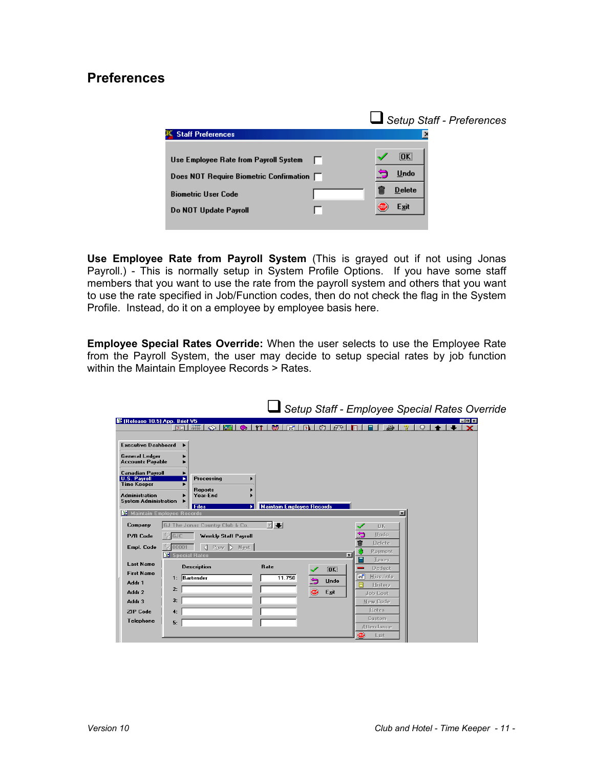## Preferences

❑ *Setup Staff - Preferences*

**Use Employee Rate from Payroll System** (This is grayed out if not using Jonas Payroll.) - This is normally setup in System Profile Options. If you have some staff members that you want to use the rate from the payroll system and others that you want to use the rate specified in Job/Function codes, then do not check the flag in the System Profile. Instead, do it on a employee by employee basis here.

**Employee Special Rates Override:** When the user selects to use the Employee Rate from the Payroll System, the user may decide to setup special rates by job function within the Maintain Employee Records > Rates.

❑ *Setup Staff - Employee Special Rates Override*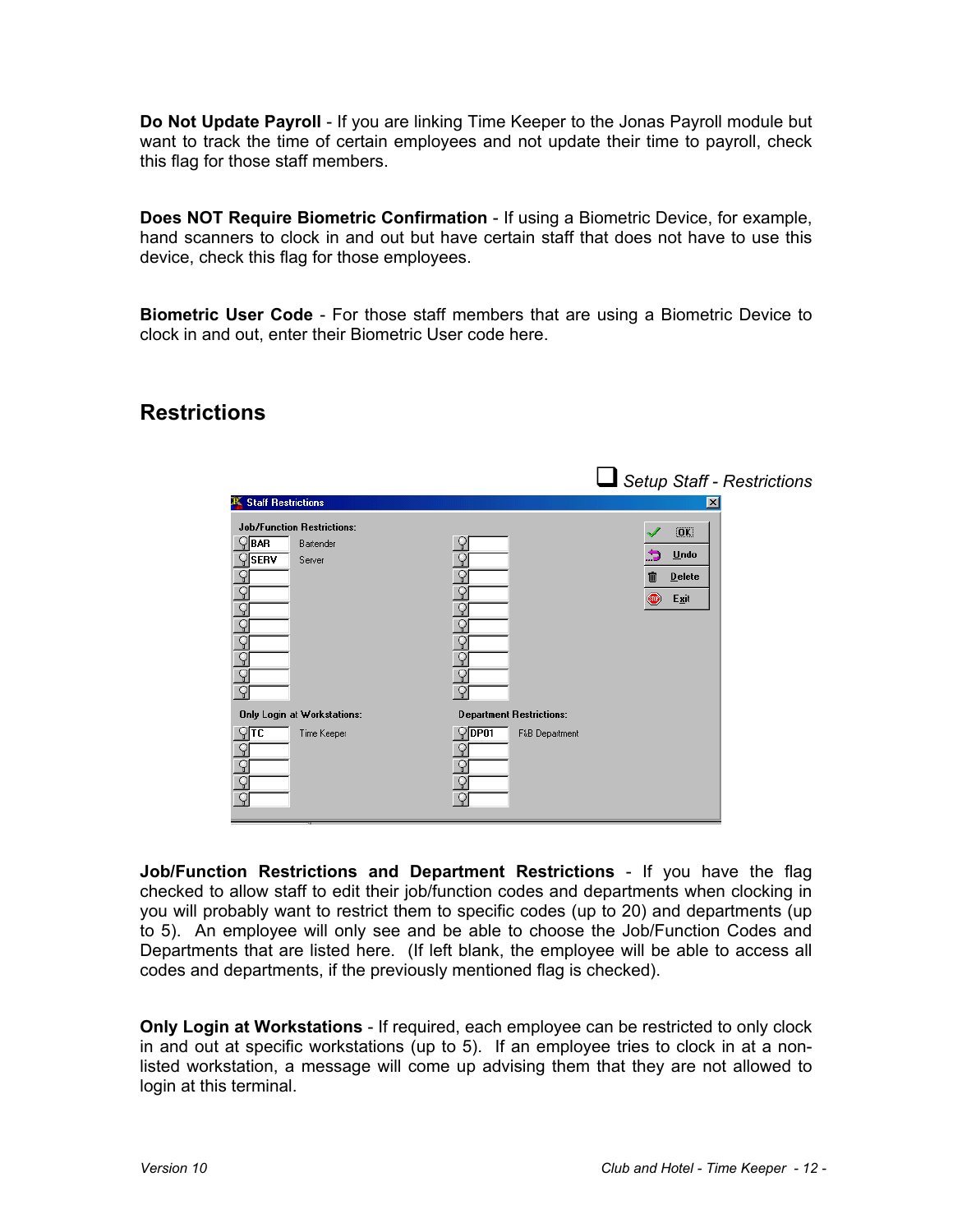**Do Not Update Payroll** - If you are linking Time Keeper to the Jonas Payroll module but want to track the time of certain employees and not update their time to payroll, check this flag for those staff members.

**Does NOT Require Biometric Confirmation** - If using a Biometric Device, for example, hand scanners to clock in and out but have certain staff that does not have to use this device, check this flag for those employees.

**Biometric User Code** - For those staff members that are using a Biometric Device to clock in and out, enter their Biometric User code here.

## Restrictions

❑ *Setup Staff - Restrictions*

**Job/Function Restrictions and Department Restrictions** - If you have the flag checked to allow staff to edit their job/function codes and departments when clocking in you will probably want to restrict them to specific codes (up to 20) and departments (up to 5). An employee will only see and be able to choose the Job/Function Codes and Departments that are listed here. (If left blank, the employee will be able to access all codes and departments, if the previously mentioned flag is checked).

**Only Login at Workstations** - If required, each employee can be restricted to only clock in and out at specific workstations (up to 5). If an employee tries to clock in at a non-listed workstation, a message will come up advising them that they are not allowed to login at this terminal.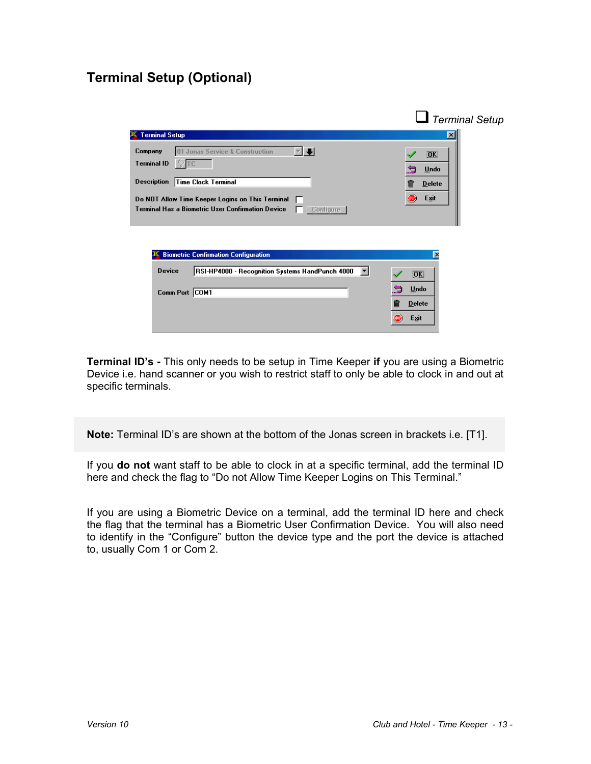## Terminal Setup (Optional)

❑ *Terminal Setup*

**Terminal ID's -** This only needs to be setup in Time Keeper **if** you are using a Biometric Device i.e. hand scanner or you wish to restrict staff to only be able to clock in and out at specific terminals.

**Note:** Terminal ID's are shown at the bottom of the Jonas screen in brackets i.e. [T1].

If you **do not** want staff to be able to clock in at a specific terminal, add the terminal ID here and check the flag to "Do not Allow Time Keeper Logins on This Terminal."

If you are using a Biometric Device on a terminal, add the terminal ID here and check the flag that the terminal has a Biometric User Confirmation Device. You will also need to identify in the "Configure" button the device type and the port the device is attached to, usually Com 1 or Com 2.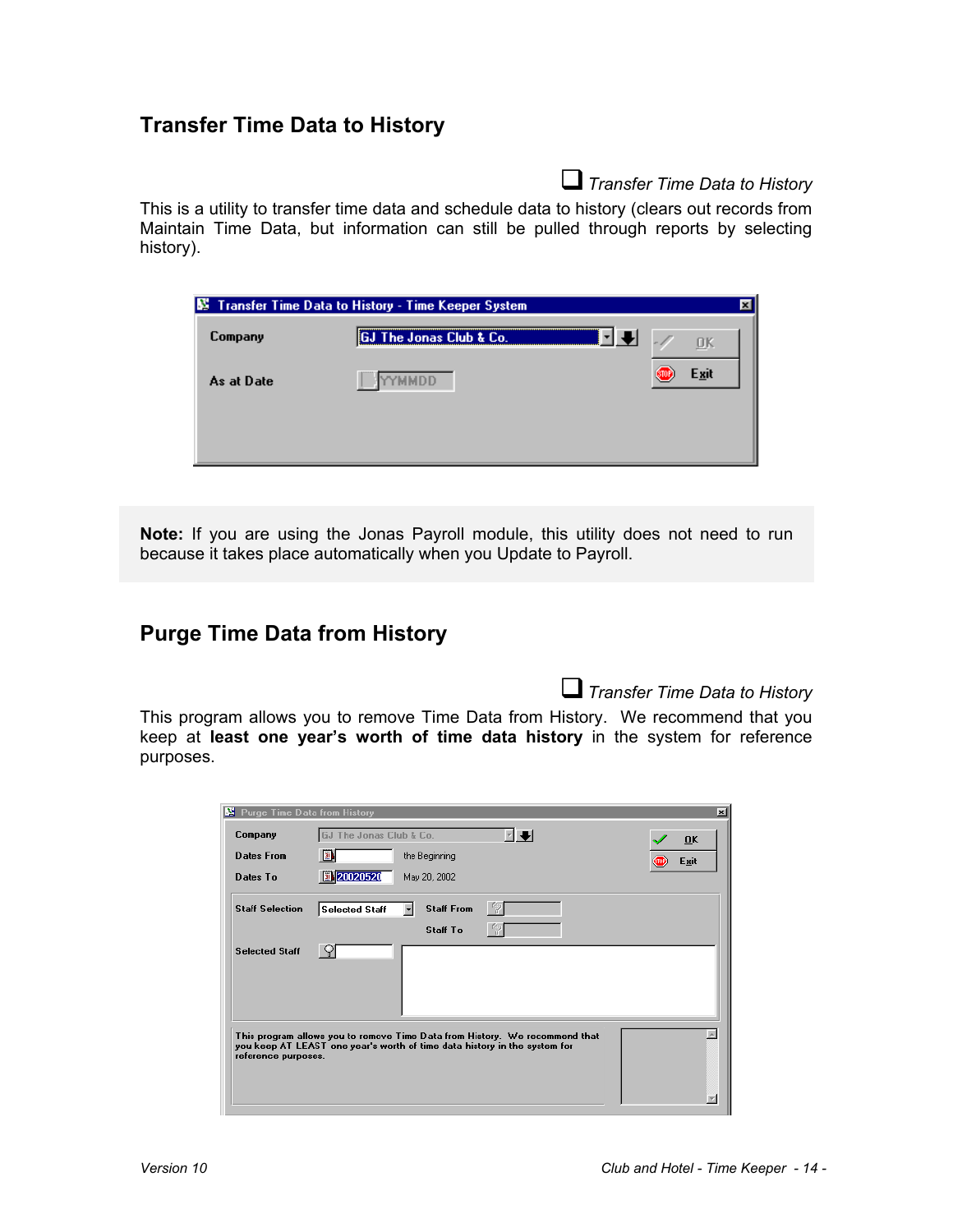## Transfer Time Data to History

❑ *Transfer Time Data to History*

This is a utility to transfer time data and schedule data to history (clears out records from Maintain Time Data, but information can still be pulled through reports by selecting history).

**Note:** If you are using the Jonas Payroll module, this utility does not need to run because it takes place automatically when you Update to Payroll.

## Purge Time Data from History

❑ *Transfer Time Data to History*

This program allows you to remove Time Data from History. We recommend that you keep at **least one year's worth of time data history** in the system for reference purposes.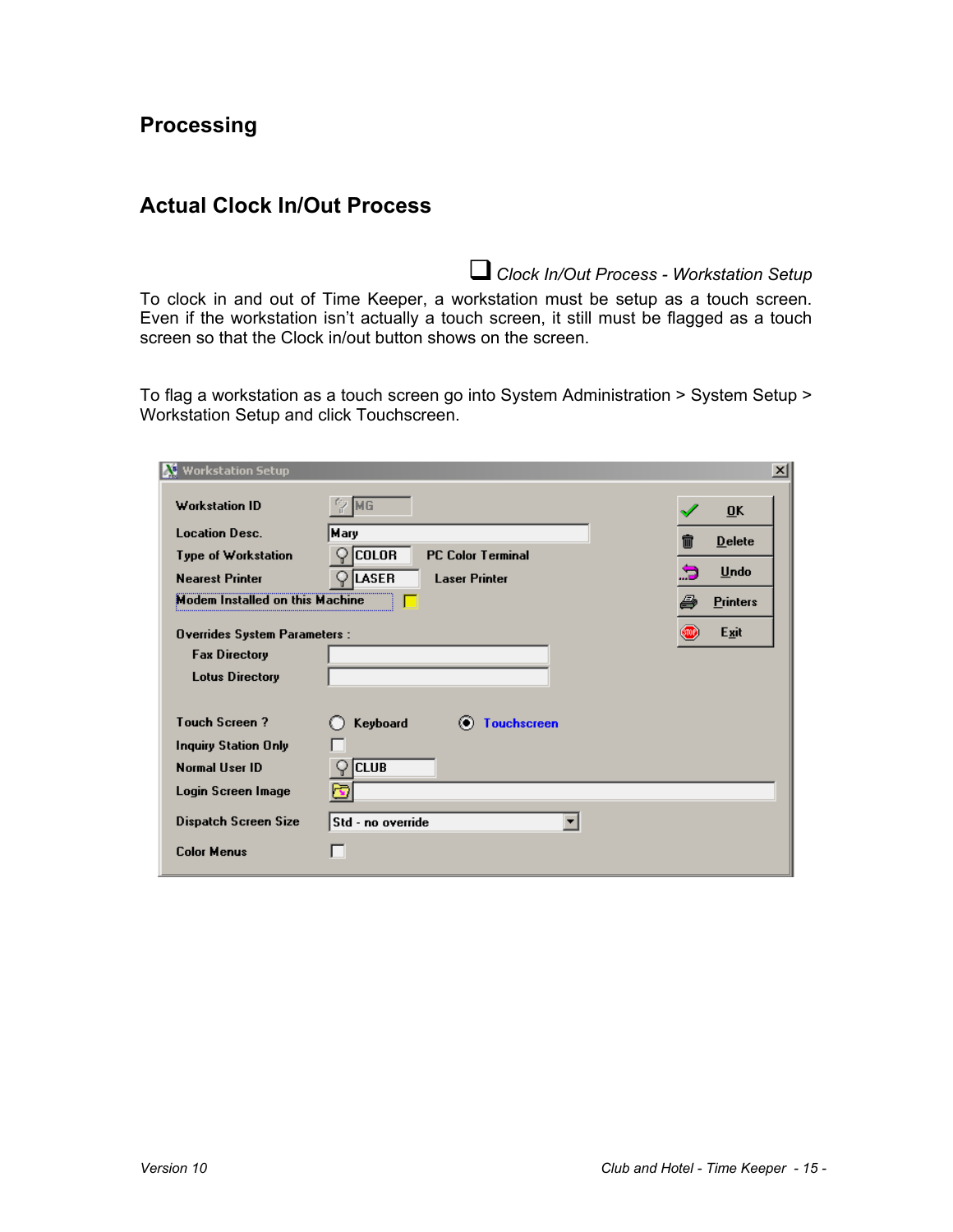# Processing

## Actual Clock In/Out Process

❑ *Clock In/Out Process - Workstation Setup*

To clock in and out of Time Keeper, a workstation must be setup as a touch screen. Even if the workstation isn't actually a touch screen, it still must be flagged as a touch screen so that the Clock in/out button shows on the screen.

To flag a workstation as a touch screen go into System Administration > System Setup > Workstation Setup and click Touchscreen.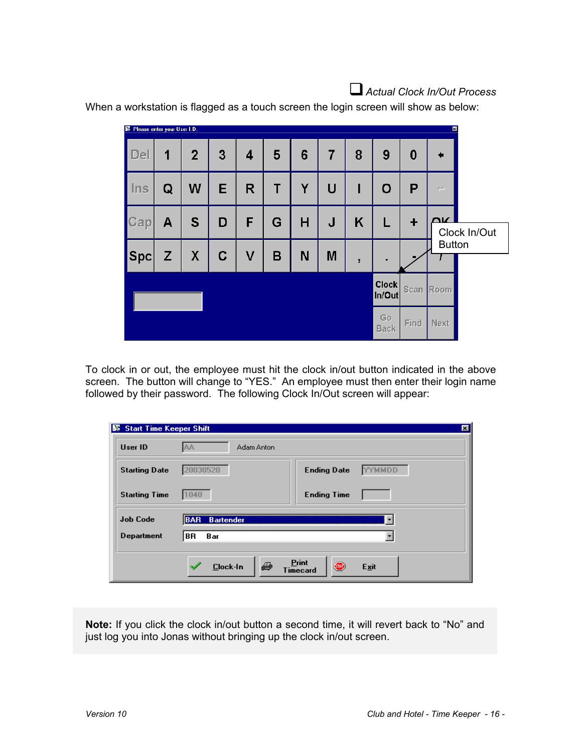❑ *Actual Clock In/Out Process*

When a workstation is flagged as a touch screen the login screen will show as below:

To clock in or out, the employee must hit the clock in/out button indicated in the above screen. The button will change to "YES." An employee must then enter their login name followed by their password. The following Clock In/Out screen will appear:

**Note:** If you click the clock in/out button a second time, it will revert back to "No" and just log you into Jonas without bringing up the clock in/out screen.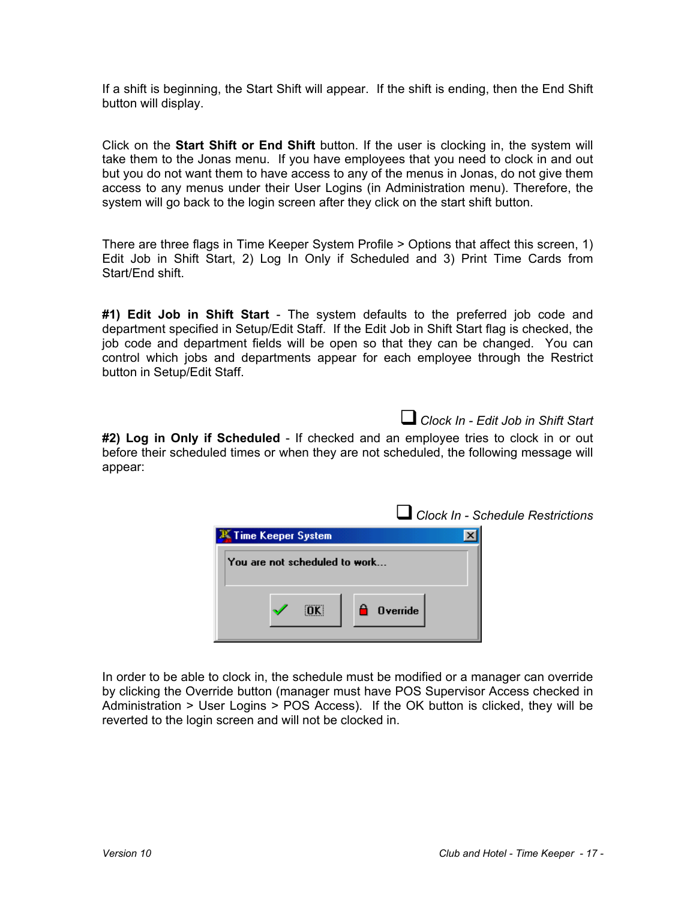If a shift is beginning, the Start Shift will appear. If the shift is ending, then the End Shift button will display.

Click on the **Start Shift or End Shift** button. If the user is clocking in, the system will take them to the Jonas menu. If you have employees that you need to clock in and out but you do not want them to have access to any of the menus in Jonas, do not give them access to any menus under their User Logins (in Administration menu). Therefore, the system will go back to the login screen after they click on the start shift button.

There are three flags in Time Keeper System Profile > Options that affect this screen, 1) Edit Job in Shift Start, 2) Log In Only if Scheduled and 3) Print Time Cards from Start/End shift.

**#1) Edit Job in Shift Start** - The system defaults to the preferred job code and department specified in Setup/Edit Staff. If the Edit Job in Shift Start flag is checked, the job code and department fields will be open so that they can be changed. You can control which jobs and departments appear for each employee through the Restrict button in Setup/Edit Staff.

❑ *Clock In - Edit Job in Shift Start*

**#2) Log in Only if Scheduled** - If checked and an employee tries to clock in or out before their scheduled times or when they are not scheduled, the following message will appear:

❑ *Clock In - Schedule Restrictions*

Time Keeper System

You are not scheduled to work...

OK

Override

In order to be able to clock in, the schedule must be modified or a manager can override by clicking the Override button (manager must have POS Supervisor Access checked in Administration > User Logins > POS Access). If the OK button is clicked, they will be reverted to the login screen and will not be clocked in.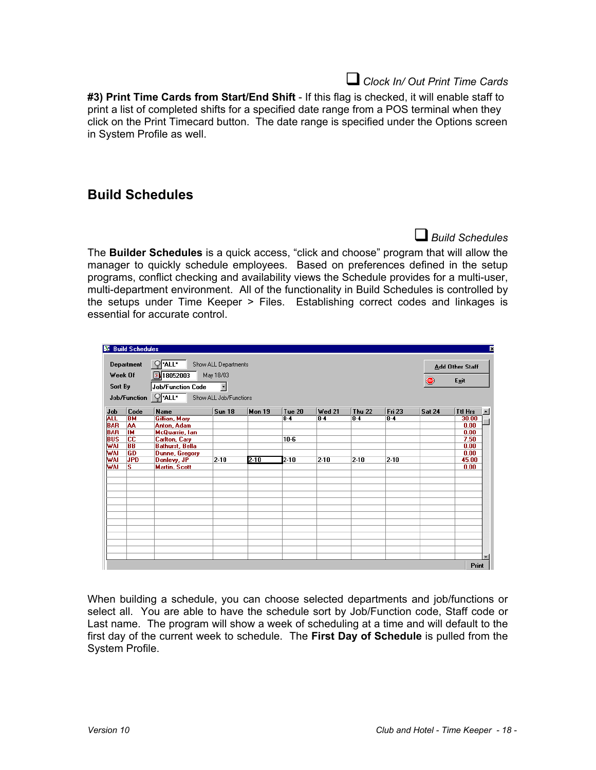❑ *Clock In/ Out Print Time Cards*

**#3) Print Time Cards from Start/End Shift** - If this flag is checked, it will enable staff to print a list of completed shifts for a specified date range from a POS terminal when they click on the Print Timecard button. The date range is specified under the Options screen in System Profile as well.

## Build Schedules

❑ *Build Schedules*

The **Builder Schedules** is a quick access, "click and choose" program that will allow the manager to quickly schedule employees. Based on preferences defined in the setup programs, conflict checking and availability views the Schedule provides for a multi-user, multi-department environment. All of the functionality in Build Schedules is controlled by the setups under Time Keeper > Files. Establishing correct codes and linkages is essential for accurate control.

Build Schedules

Department: *ALL* — Show ALL Departments
Week Of: 18052003 — May 18/03
Sort By: Job/Function Code
Job/Function: *ALL* — Show ALL Job/Functions

Add Other Staff
Exit

| Job | Code | Name | Sun 18 | Mon 19 | Tue 20 | Wed 21 | Thu 22 | Fri 23 | Sat 24 | Ttl Hrs |
|---|---|---|---|---|---|---|---|---|---|---|
| ALL | DM | Gillian, Mary | | | 8-4 | 8-4 | 8-4 | 8-4 | | 30.00 |
| BAR | AA | Anton, Adam | | | | | | | | 0.00 |
| BAR | IM | McQuarrie, Ian | | | | | | | | 0.00 |
| BUS | CC | Carlton, Cary | | | 10-6 | | | | | 7.50 |
| WAI | BB | Bathurst, Bella | | | | | | | | 0.00 |
| WAI | GD | Dunne, Gregory | | | | | | | | 0.00 |
| WAI | JPD | Donlevy, JP | 2-10 | 2-10 | 2-10 | 2-10 | 2-10 | 2-10 | | 45.00 |
| WAI | S | Martin, Scott | | | | | | | | 0.00 |

Print

When building a schedule, you can choose selected departments and job/functions or select all. You are able to have the schedule sort by Job/Function code, Staff code or Last name. The program will show a week of scheduling at a time and will default to the first day of the current week to schedule. The **First Day of Schedule** is pulled from the System Profile.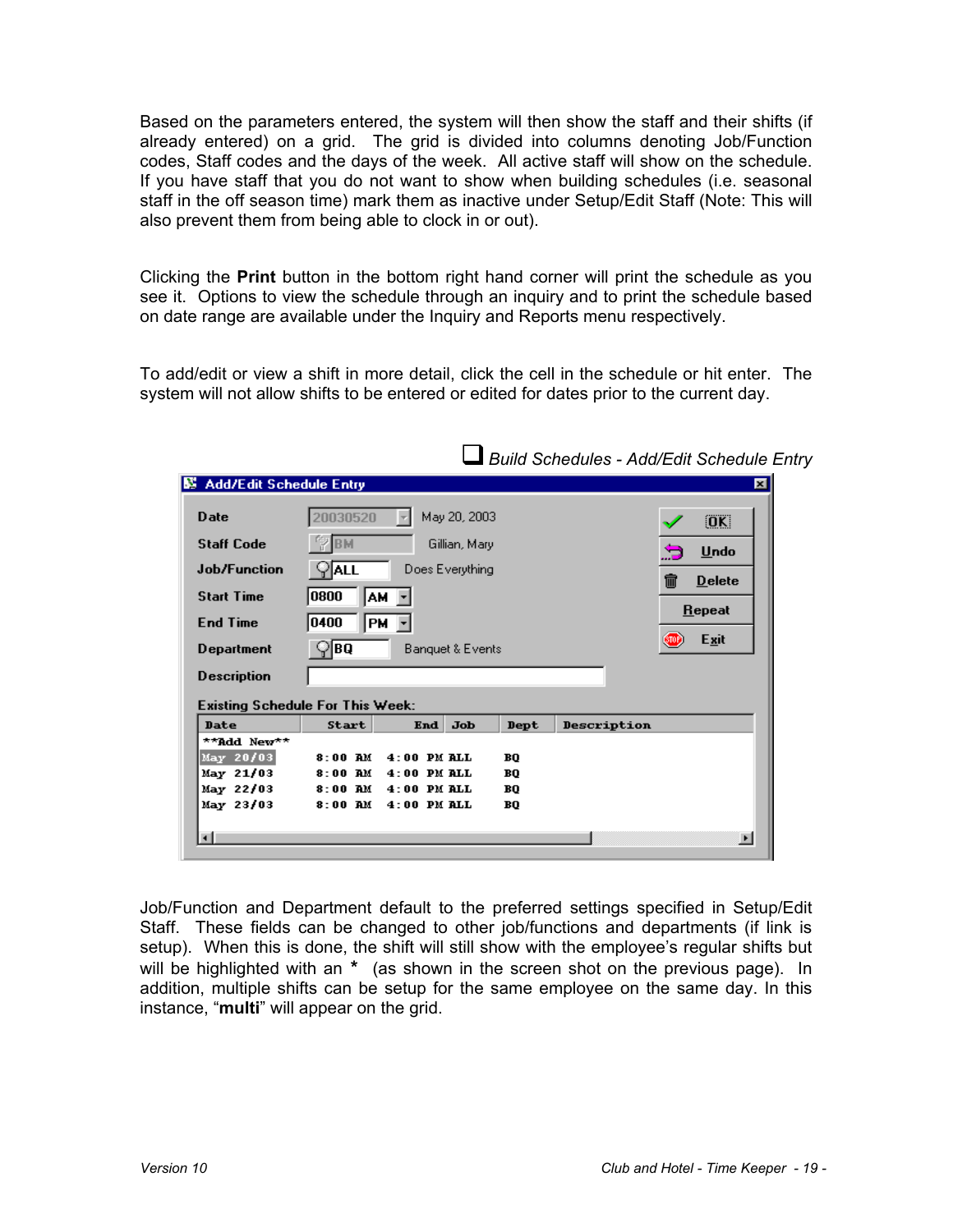Based on the parameters entered, the system will then show the staff and their shifts (if already entered) on a grid. The grid is divided into columns denoting Job/Function codes, Staff codes and the days of the week. All active staff will show on the schedule. If you have staff that you do not want to show when building schedules (i.e. seasonal staff in the off season time) mark them as inactive under Setup/Edit Staff (Note: This will also prevent them from being able to clock in or out).

Clicking the **Print** button in the bottom right hand corner will print the schedule as you see it. Options to view the schedule through an inquiry and to print the schedule based on date range are available under the Inquiry and Reports menu respectively.

To add/edit or view a shift in more detail, click the cell in the schedule or hit enter. The system will not allow shifts to be entered or edited for dates prior to the current day.

❑ *Build Schedules - Add/Edit Schedule Entry*

Add/Edit Schedule Entry

| | | |
|---|---|---|
| Date | 20030520 | May 20, 2003 |
| Staff Code | BM | Gillian, Mary |
| Job/Function | ALL | Does Everything |
| Start Time | 0800 AM | |
| End Time | 0400 PM | |
| Department | BQ | Banquet & Events |
| Description | | |

OK | Undo | Delete | Repeat | Exit

Existing Schedule For This Week:

| Date | Start | End | Job | Dept | Description |
|---|---|---|---|---|---|
| **Add New** | | | | | |
| May 20/03 | 8:00 AM | 4:00 PM | ALL | BQ | |
| May 21/03 | 8:00 AM | 4:00 PM | ALL | BQ | |
| May 22/03 | 8:00 AM | 4:00 PM | ALL | BQ | |
| May 23/03 | 8:00 AM | 4:00 PM | ALL | BQ | |

Job/Function and Department default to the preferred settings specified in Setup/Edit Staff. These fields can be changed to other job/functions and departments (if link is setup). When this is done, the shift will still show with the employee's regular shifts but will be highlighted with an **\*** (as shown in the screen shot on the previous page). In addition, multiple shifts can be setup for the same employee on the same day. In this instance, "**multi**" will appear on the grid.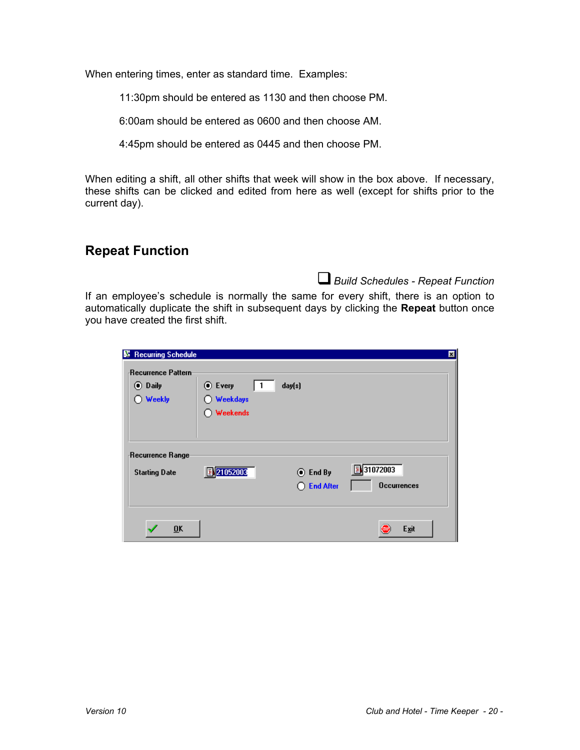When entering times, enter as standard time.  Examples:

> 11:30pm should be entered as 1130 and then choose PM.
>
> 6:00am should be entered as 0600 and then choose AM.
>
> 4:45pm should be entered as 0445 and then choose PM.

When editing a shift, all other shifts that week will show in the box above.  If necessary, these shifts can be clicked and edited from here as well (except for shifts prior to the current day).

## Repeat Function

❑ *Build Schedules - Repeat Function*

If an employee's schedule is normally the same for every shift, there is an option to automatically duplicate the shift in subsequent days by clicking the **Repeat** button once you have created the first shift.

Recurring Schedule

Recurrence Pattern

Daily
Weekly

Every 1 day(s)
Weekdays
Weekends

Recurrence Range

Starting Date 21052003

End By 31072003
End After Occurrences

OK
Exit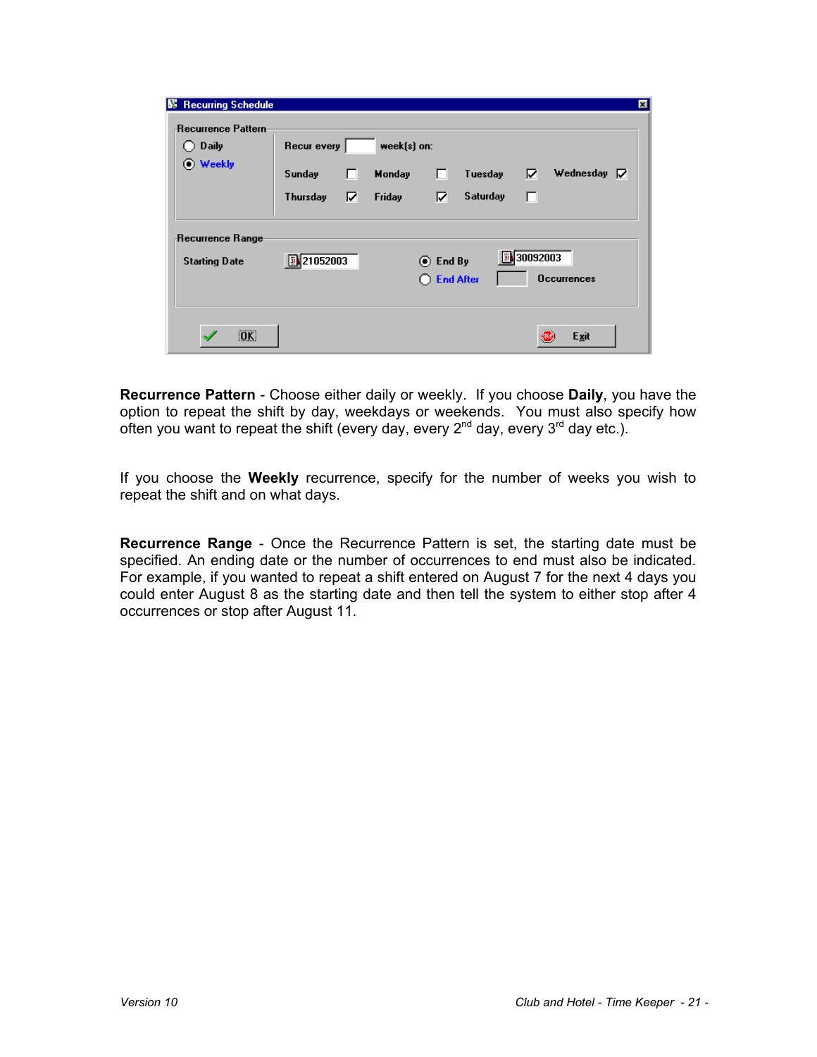**Recurrence Pattern** - Choose either daily or weekly. If you choose **Daily**, you have the option to repeat the shift by day, weekdays or weekends. You must also specify how often you want to repeat the shift (every day, every 2nd day, every 3rd day etc.).

If you choose the **Weekly** recurrence, specify for the number of weeks you wish to repeat the shift and on what days.

**Recurrence Range** - Once the Recurrence Pattern is set, the starting date must be specified. An ending date or the number of occurrences to end must also be indicated. For example, if you wanted to repeat a shift entered on August 7 for the next 4 days you could enter August 8 as the starting date and then tell the system to either stop after 4 occurrences or stop after August 11.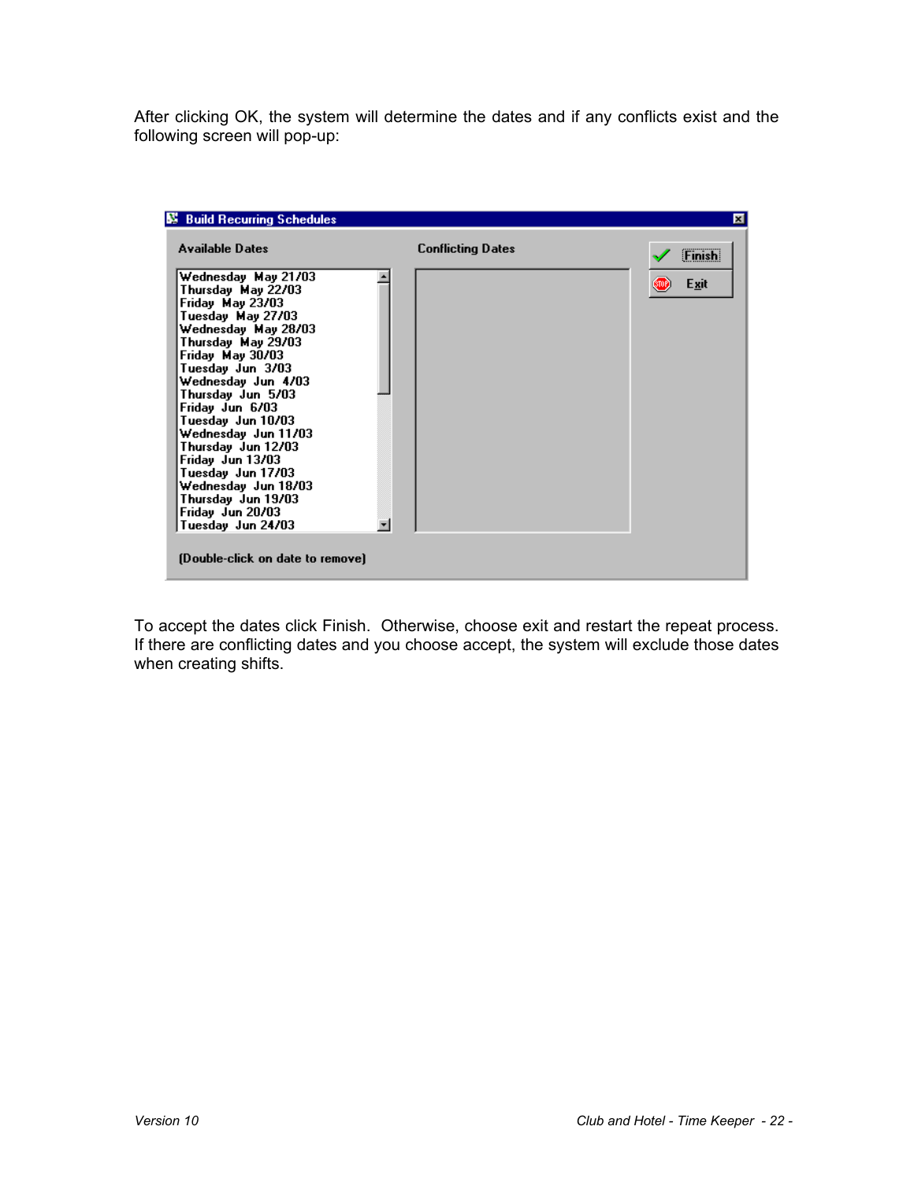After clicking OK, the system will determine the dates and if any conflicts exist and the following screen will pop-up:

**Build Recurring Schedules**

**Available Dates**

Wednesday May 21/03
Thursday May 22/03
Friday May 23/03
Tuesday May 27/03
Wednesday May 28/03
Thursday May 29/03
Friday May 30/03
Tuesday Jun 3/03
Wednesday Jun 4/03
Thursday Jun 5/03
Friday Jun 6/03
Tuesday Jun 10/03
Wednesday Jun 11/03
Thursday Jun 12/03
Friday Jun 13/03
Tuesday Jun 17/03
Wednesday Jun 18/03
Thursday Jun 19/03
Friday Jun 20/03
Tuesday Jun 24/03

**Conflicting Dates**

Finish

Exit

(Double-click on date to remove)

To accept the dates click Finish. Otherwise, choose exit and restart the repeat process. If there are conflicting dates and you choose accept, the system will exclude those dates when creating shifts.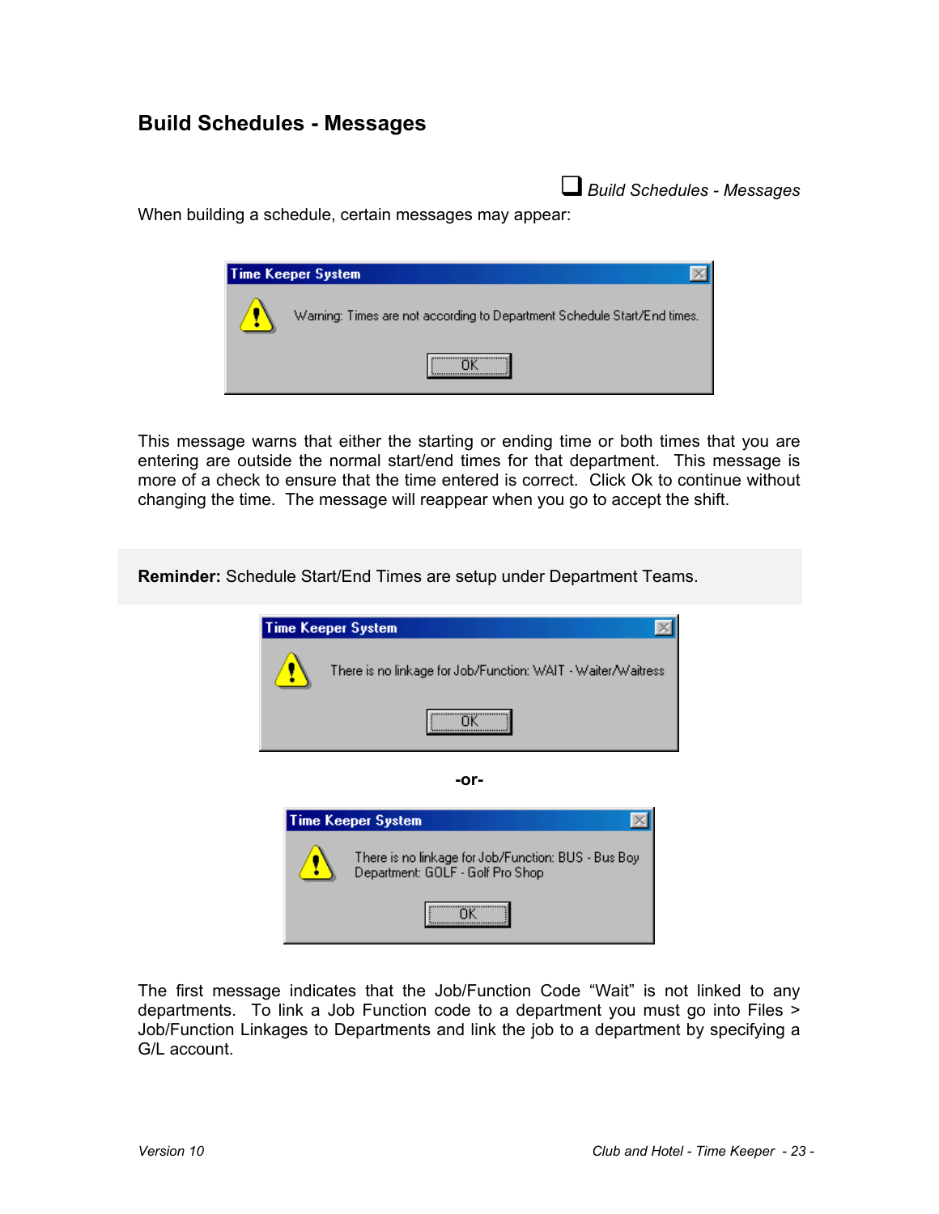## Build Schedules - Messages

❑ *Build Schedules - Messages*

When building a schedule, certain messages may appear:

Time Keeper System

Warning: Times are not according to Department Schedule Start/End times.

OK

This message warns that either the starting or ending time or both times that you are entering are outside the normal start/end times for that department. This message is more of a check to ensure that the time entered is correct. Click Ok to continue without changing the time. The message will reappear when you go to accept the shift.

**Reminder:** Schedule Start/End Times are setup under Department Teams.

Time Keeper System

There is no linkage for Job/Function: WAIT - Waiter/Waitress

OK

**-or-**

Time Keeper System

There is no linkage for Job/Function: BUS - Bus Boy
Department: GOLF - Golf Pro Shop

OK

The first message indicates that the Job/Function Code “Wait” is not linked to any departments. To link a Job Function code to a department you must go into Files > Job/Function Linkages to Departments and link the job to a department by specifying a G/L account.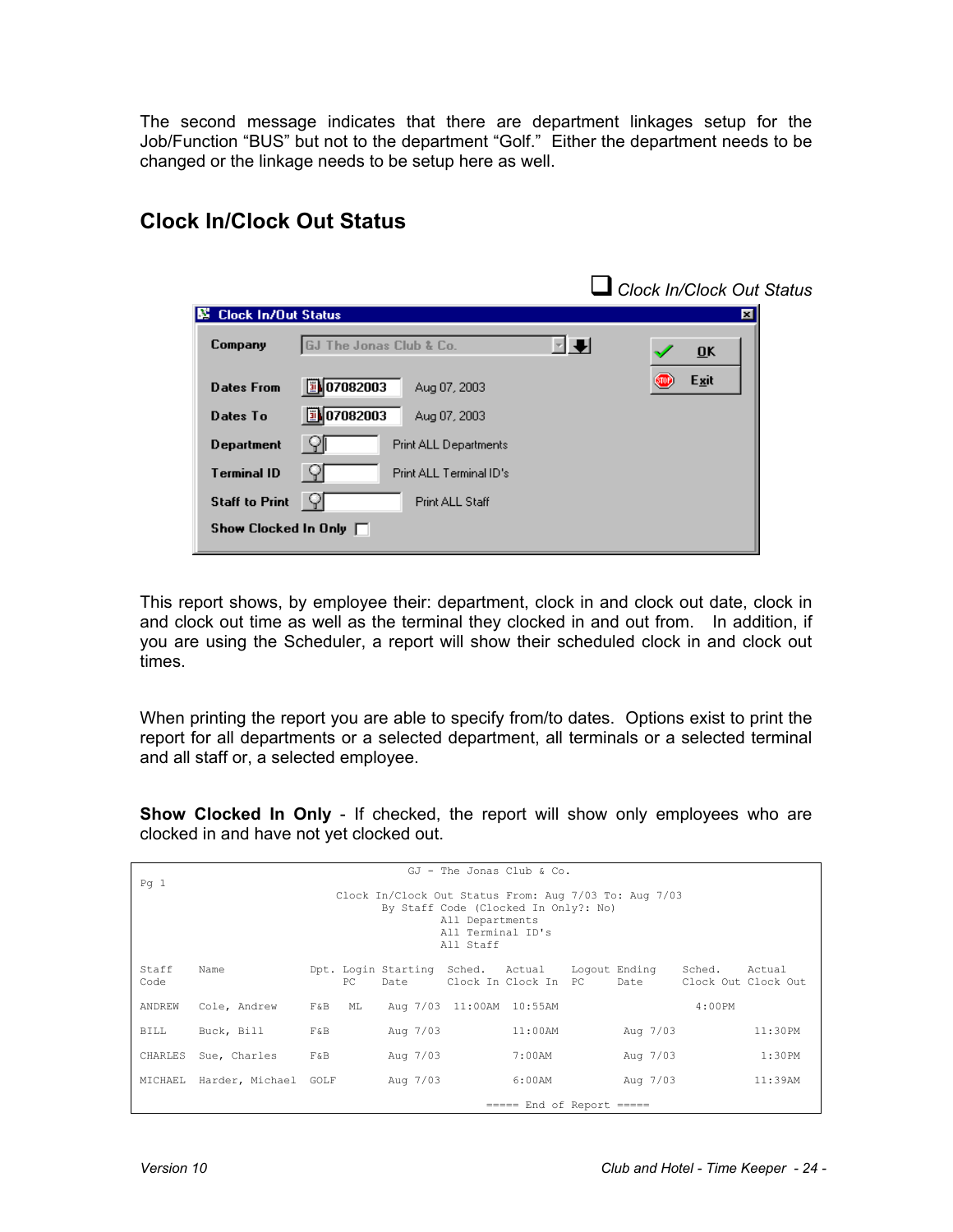The second message indicates that there are department linkages setup for the Job/Function "BUS" but not to the department "Golf." Either the department needs to be changed or the linkage needs to be setup here as well.

## Clock In/Clock Out Status

☐ *Clock In/Clock Out Status*

**Clock In/Out Status**

| | | | |
|---|---|---|---|
| Company | GJ The Jonas Club & Co. | | OK |
| Dates From | 07082003 | Aug 07, 2003 | Exit |
| Dates To | 07082003 | Aug 07, 2003 | |
| Department | | Print ALL Departments | |
| Terminal ID | | Print ALL Terminal ID's | |
| Staff to Print | | Print ALL Staff | |
| Show Clocked In Only | ☐ | | |

This report shows, by employee their: department, clock in and clock out date, clock in and clock out time as well as the terminal they clocked in and out from. In addition, if you are using the Scheduler, a report will show their scheduled clock in and clock out times.

When printing the report you are able to specify from/to dates. Options exist to print the report for all departments or a selected department, all terminals or a selected terminal and all staff or, a selected employee.

**Show Clocked In Only** - If checked, the report will show only employees who are clocked in and have not yet clocked out.

```
                                    GJ - The Jonas Club & Co.
Pg 1
                          Clock In/Clock Out Status From: Aug 7/03 To: Aug 7/03
                                 By Staff Code (Clocked In Only?: No)
                                          All Departments
                                          All Terminal ID's
                                          All Staff
```

| Staff Code | Name | Dpt. | Login PC | Starting Date | Sched. Clock In | Actual Clock In | Logout PC | Ending Date | Sched. Clock Out | Actual Clock Out |
|---|---|---|---|---|---|---|---|---|---|---|
| ANDREW | Cole, Andrew | F&B | ML | Aug 7/03 | 11:00AM | 10:55AM | | | 4:00PM | |
| BILL | Buck, Bill | F&B | | Aug 7/03 | | 11:00AM | | Aug 7/03 | | 11:30PM |
| CHARLES | Sue, Charles | F&B | | Aug 7/03 | | 7:00AM | | Aug 7/03 | | 1:30PM |
| MICHAEL | Harder, Michael | GOLF | | Aug 7/03 | | 6:00AM | | Aug 7/03 | | 11:39AM |

===== End of Report =====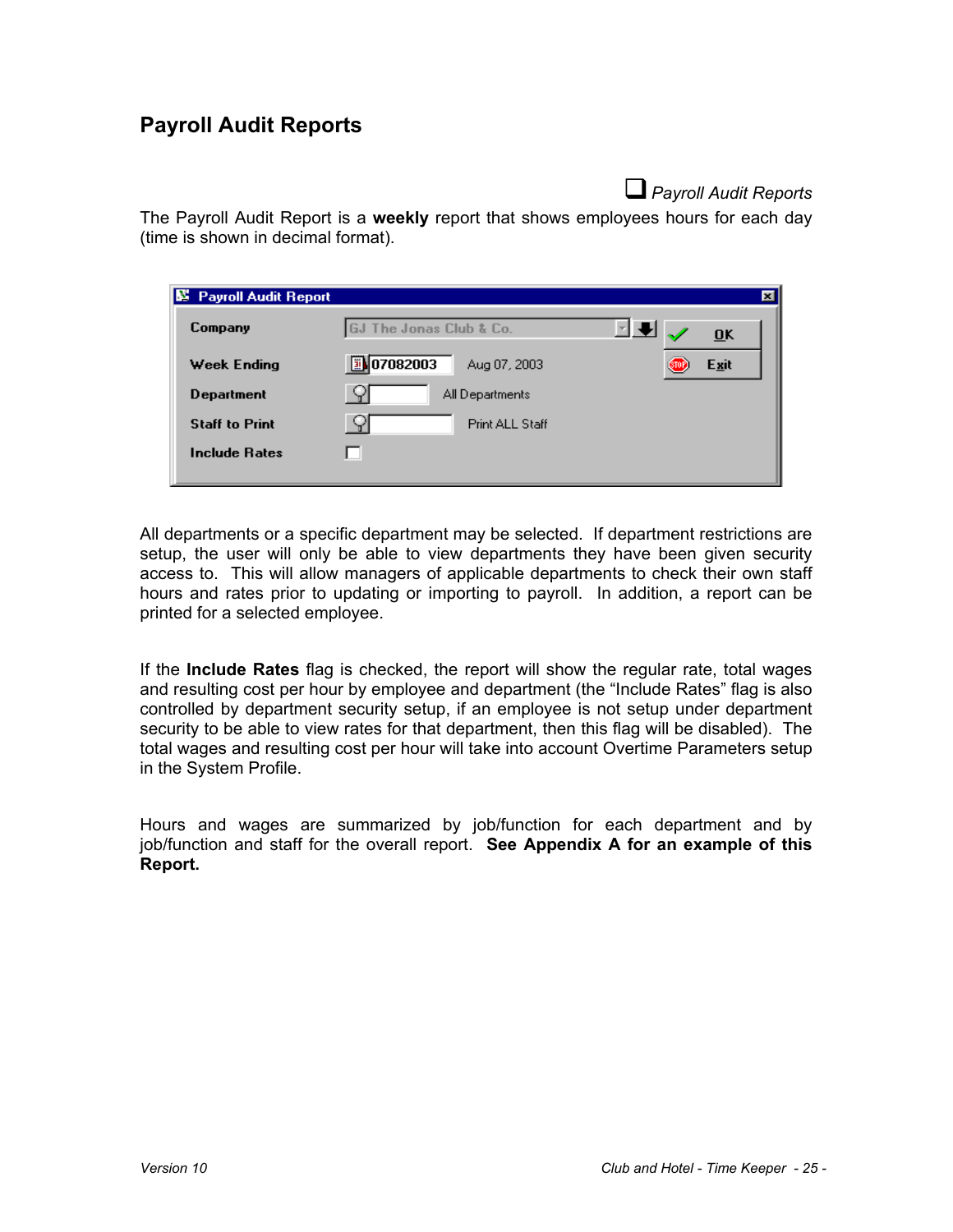## Payroll Audit Reports

❑ *Payroll Audit Reports*

The Payroll Audit Report is a **weekly** report that shows employees hours for each day (time is shown in decimal format).

Payroll Audit Report

Company: GJ The Jonas Club & Co.

Week Ending: 07082003 Aug 07, 2003

Department: All Departments

Staff to Print: Print ALL Staff

Include Rates

OK

Exit

All departments or a specific department may be selected. If department restrictions are setup, the user will only be able to view departments they have been given security access to. This will allow managers of applicable departments to check their own staff hours and rates prior to updating or importing to payroll. In addition, a report can be printed for a selected employee.

If the **Include Rates** flag is checked, the report will show the regular rate, total wages and resulting cost per hour by employee and department (the "Include Rates" flag is also controlled by department security setup, if an employee is not setup under department security to be able to view rates for that department, then this flag will be disabled). The total wages and resulting cost per hour will take into account Overtime Parameters setup in the System Profile.

Hours and wages are summarized by job/function for each department and by job/function and staff for the overall report. **See Appendix A for an example of this Report.**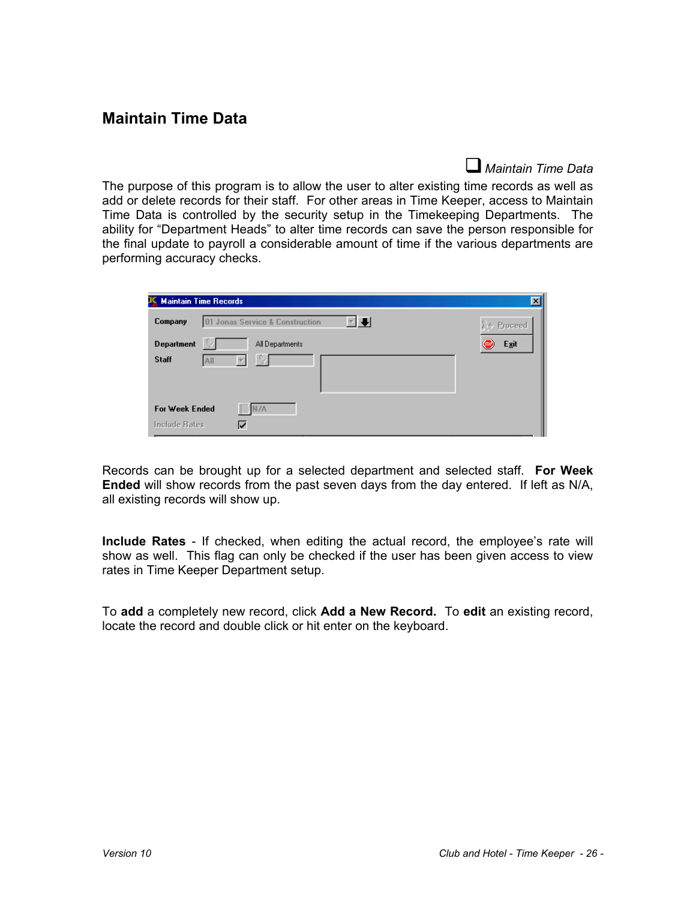## Maintain Time Data

❑ *Maintain Time Data*

The purpose of this program is to allow the user to alter existing time records as well as add or delete records for their staff. For other areas in Time Keeper, access to Maintain Time Data is controlled by the security setup in the Timekeeping Departments. The ability for "Department Heads" to alter time records can save the person responsible for the final update to payroll a considerable amount of time if the various departments are performing accuracy checks.

Records can be brought up for a selected department and selected staff. **For Week Ended** will show records from the past seven days from the day entered. If left as N/A, all existing records will show up.

**Include Rates** - If checked, when editing the actual record, the employee's rate will show as well. This flag can only be checked if the user has been given access to view rates in Time Keeper Department setup.

To **add** a completely new record, click **Add a New Record.** To **edit** an existing record, locate the record and double click or hit enter on the keyboard.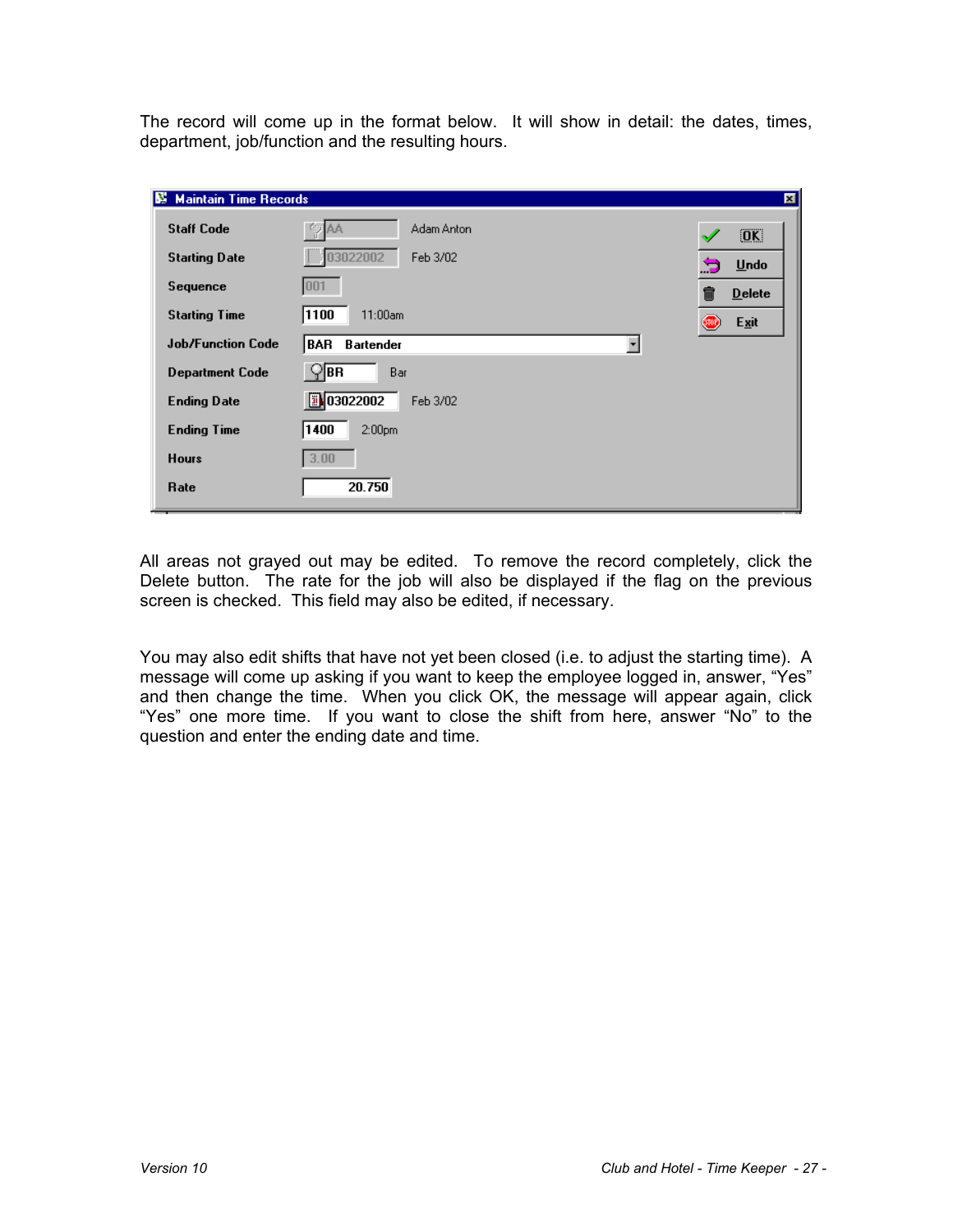The record will come up in the format below. It will show in detail: the dates, times, department, job/function and the resulting hours.

All areas not grayed out may be edited. To remove the record completely, click the Delete button. The rate for the job will also be displayed if the flag on the previous screen is checked. This field may also be edited, if necessary.

You may also edit shifts that have not yet been closed (i.e. to adjust the starting time). A message will come up asking if you want to keep the employee logged in, answer, “Yes” and then change the time. When you click OK, the message will appear again, click “Yes” one more time. If you want to close the shift from here, answer “No” to the question and enter the ending date and time.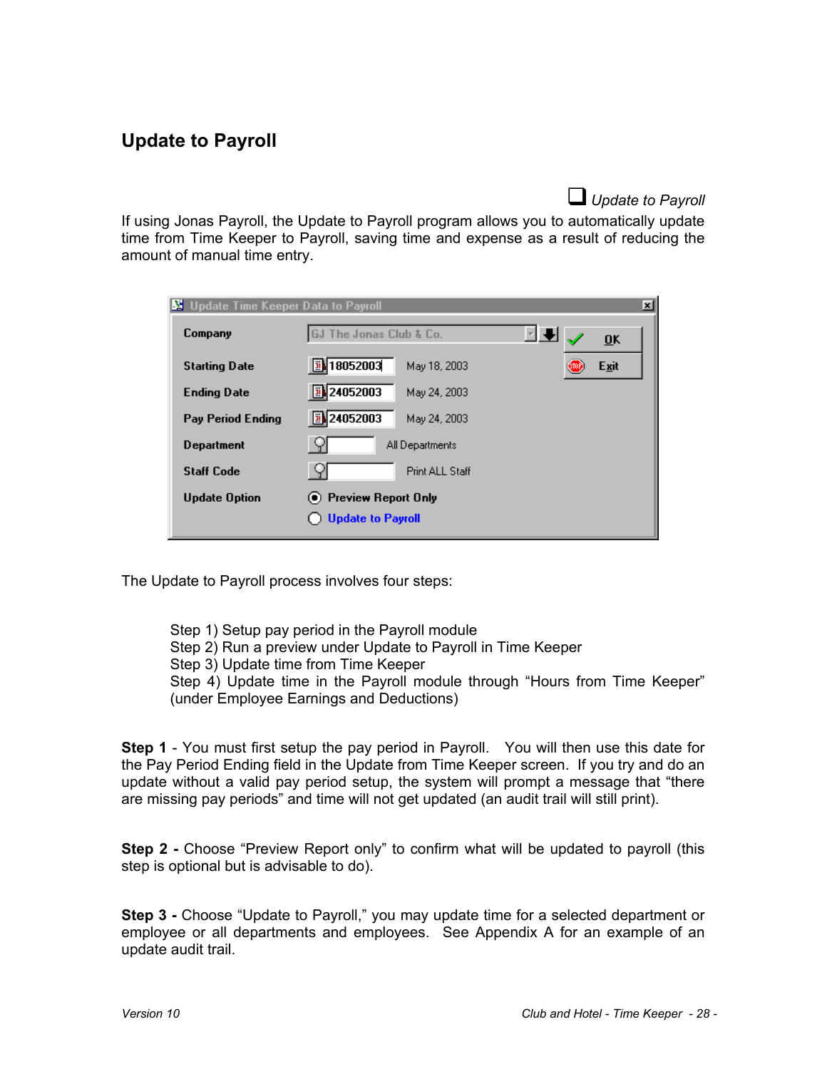# Update to Payroll

❑ *Update to Payroll*

If using Jonas Payroll, the Update to Payroll program allows you to automatically update time from Time Keeper to Payroll, saving time and expense as a result of reducing the amount of manual time entry.

Update Time Keeper Data to Payroll

Company: GJ The Jonas Club & Co.

Starting Date: 18052003 May 18, 2003

Ending Date: 24052003 May 24, 2003

Pay Period Ending: 24052003 May 24, 2003

Department: All Departments

Staff Code: Print ALL Staff

Update Option: Preview Report Only / Update to Payroll

OK

Exit

The Update to Payroll process involves four steps:

Step 1) Setup pay period in the Payroll module
Step 2) Run a preview under Update to Payroll in Time Keeper
Step 3) Update time from Time Keeper
Step 4) Update time in the Payroll module through "Hours from Time Keeper" (under Employee Earnings and Deductions)

**Step 1** - You must first setup the pay period in Payroll. You will then use this date for the Pay Period Ending field in the Update from Time Keeper screen. If you try and do an update without a valid pay period setup, the system will prompt a message that "there are missing pay periods" and time will not get updated (an audit trail will still print).

**Step 2 -** Choose "Preview Report only" to confirm what will be updated to payroll (this step is optional but is advisable to do).

**Step 3 -** Choose "Update to Payroll," you may update time for a selected department or employee or all departments and employees. See Appendix A for an example of an update audit trail.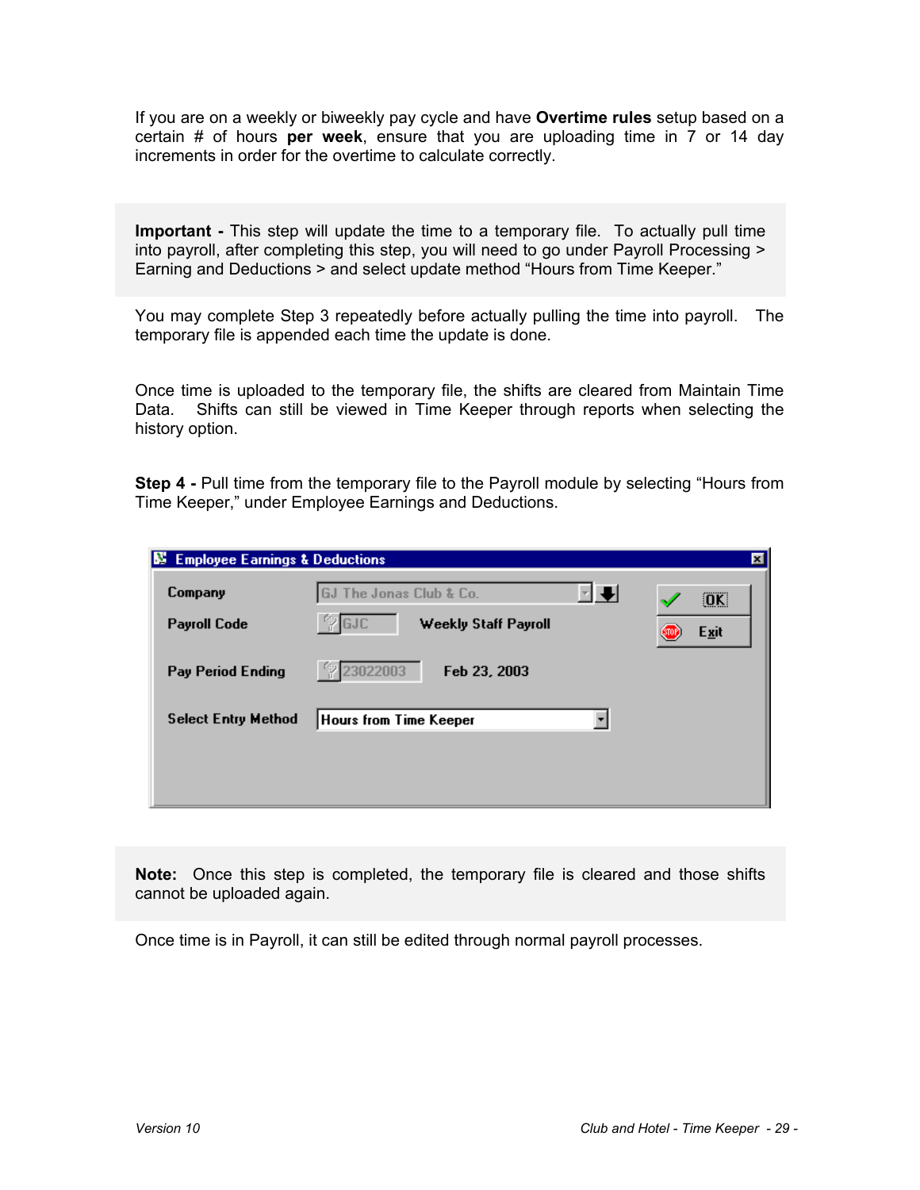If you are on a weekly or biweekly pay cycle and have **Overtime rules** setup based on a certain # of hours **per week**, ensure that you are uploading time in 7 or 14 day increments in order for the overtime to calculate correctly.

**Important -** This step will update the time to a temporary file. To actually pull time into payroll, after completing this step, you will need to go under Payroll Processing > Earning and Deductions > and select update method "Hours from Time Keeper."

You may complete Step 3 repeatedly before actually pulling the time into payroll. The temporary file is appended each time the update is done.

Once time is uploaded to the temporary file, the shifts are cleared from Maintain Time Data. Shifts can still be viewed in Time Keeper through reports when selecting the history option.

**Step 4 -** Pull time from the temporary file to the Payroll module by selecting "Hours from Time Keeper," under Employee Earnings and Deductions.

Employee Earnings & Deductions

Company: GJ The Jonas Club & Co.

Payroll Code: GJC Weekly Staff Payroll

Pay Period Ending: 23022003 Feb 23, 2003

Select Entry Method: Hours from Time Keeper

OK

Exit

**Note:** Once this step is completed, the temporary file is cleared and those shifts cannot be uploaded again.

Once time is in Payroll, it can still be edited through normal payroll processes.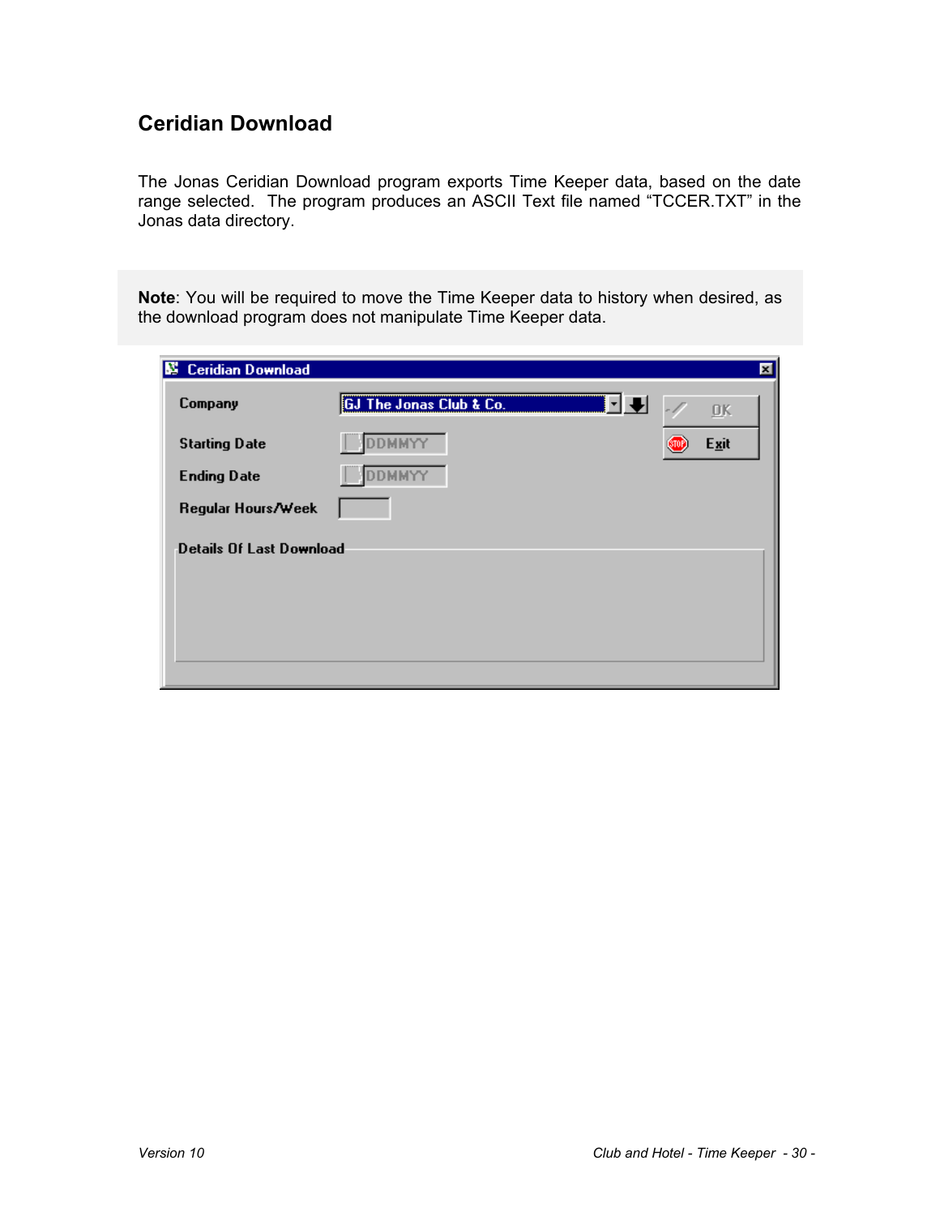## Ceridian Download

The Jonas Ceridian Download program exports Time Keeper data, based on the date range selected. The program produces an ASCII Text file named “TCCER.TXT” in the Jonas data directory.

**Note**: You will be required to move the Time Keeper data to history when desired, as the download program does not manipulate Time Keeper data.

Ceridian Download

Company GJ The Jonas Club & Co.

OK

Starting Date DDMMYY

Exit

Ending Date DDMMYY

Regular Hours/Week

Details Of Last Download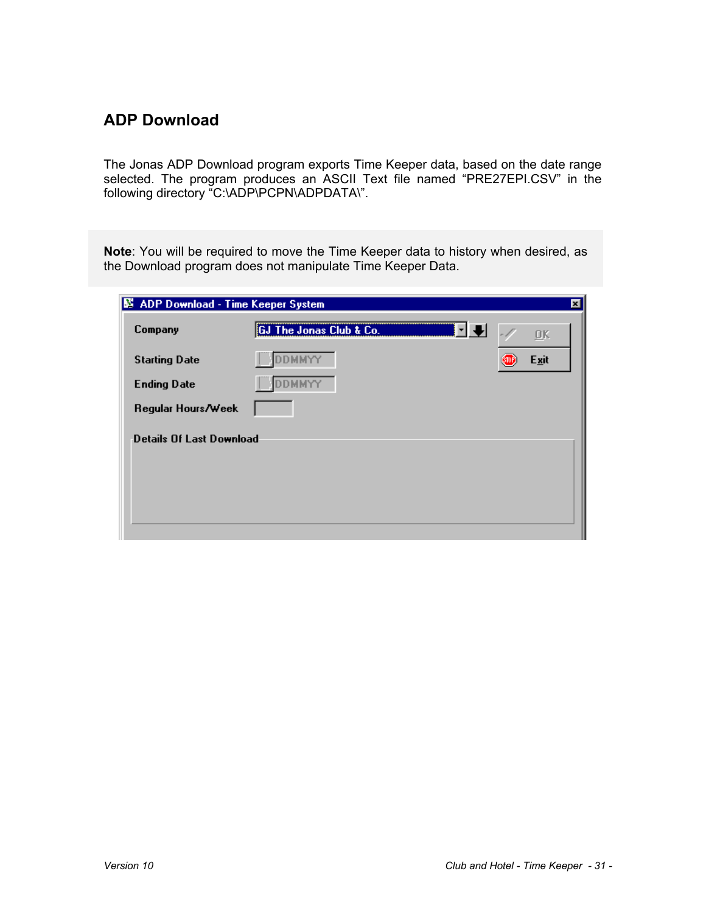## ADP Download

The Jonas ADP Download program exports Time Keeper data, based on the date range selected. The program produces an ASCII Text file named "PRE27EPI.CSV" in the following directory "C:\ADP\PCPN\ADPDATA\".

**Note**: You will be required to move the Time Keeper data to history when desired, as the Download program does not manipulate Time Keeper Data.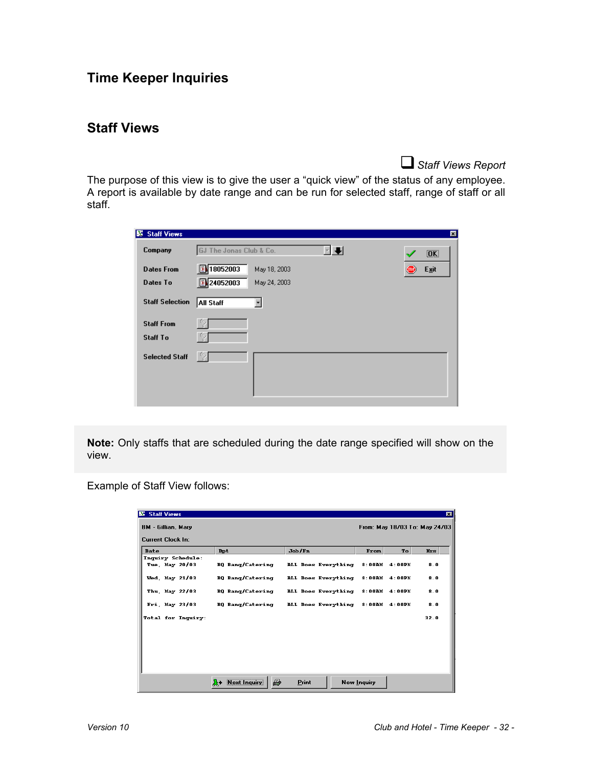# Time Keeper Inquiries

## Staff Views

❑ *Staff Views Report*

The purpose of this view is to give the user a “quick view” of the status of any employee. A report is available by date range and can be run for selected staff, range of staff or all staff.

Staff Views

Company: GJ The Jonas Club & Co.

Dates From: 18052003 May 18, 2003

Dates To: 24052003 May 24, 2003

Staff Selection: All Staff

Staff From

Staff To

Selected Staff

OK

Exit

**Note:** Only staffs that are scheduled during the date range specified will show on the view.

Example of Staff View follows:

Staff Views

BM - Gillian, Mary

From: May 18/03 To: May 24/03

Current Clock In:

| Date | Dpt | Job/Fn | From | To | Hrs |
|---|---|---|---|---|---|
| Inquiry Schedule: | | | | | |
| Tue, May 20/03 | BQ Banq/Catering | ALL Does Everything | 8:00AM | 4:00PM | 8.0 |
| Wed, May 21/03 | BQ Banq/Catering | ALL Does Everything | 8:00AM | 4:00PM | 8.0 |
| Thu, May 22/03 | BQ Banq/Catering | ALL Does Everything | 8:00AM | 4:00PM | 8.0 |
| Fri, May 23/03 | BQ Banq/Catering | ALL Does Everything | 8:00AM | 4:00PM | 8.0 |
| Total for Inquiry: | | | | | 32.0 |

Next Inquiry | Print | New Inquiry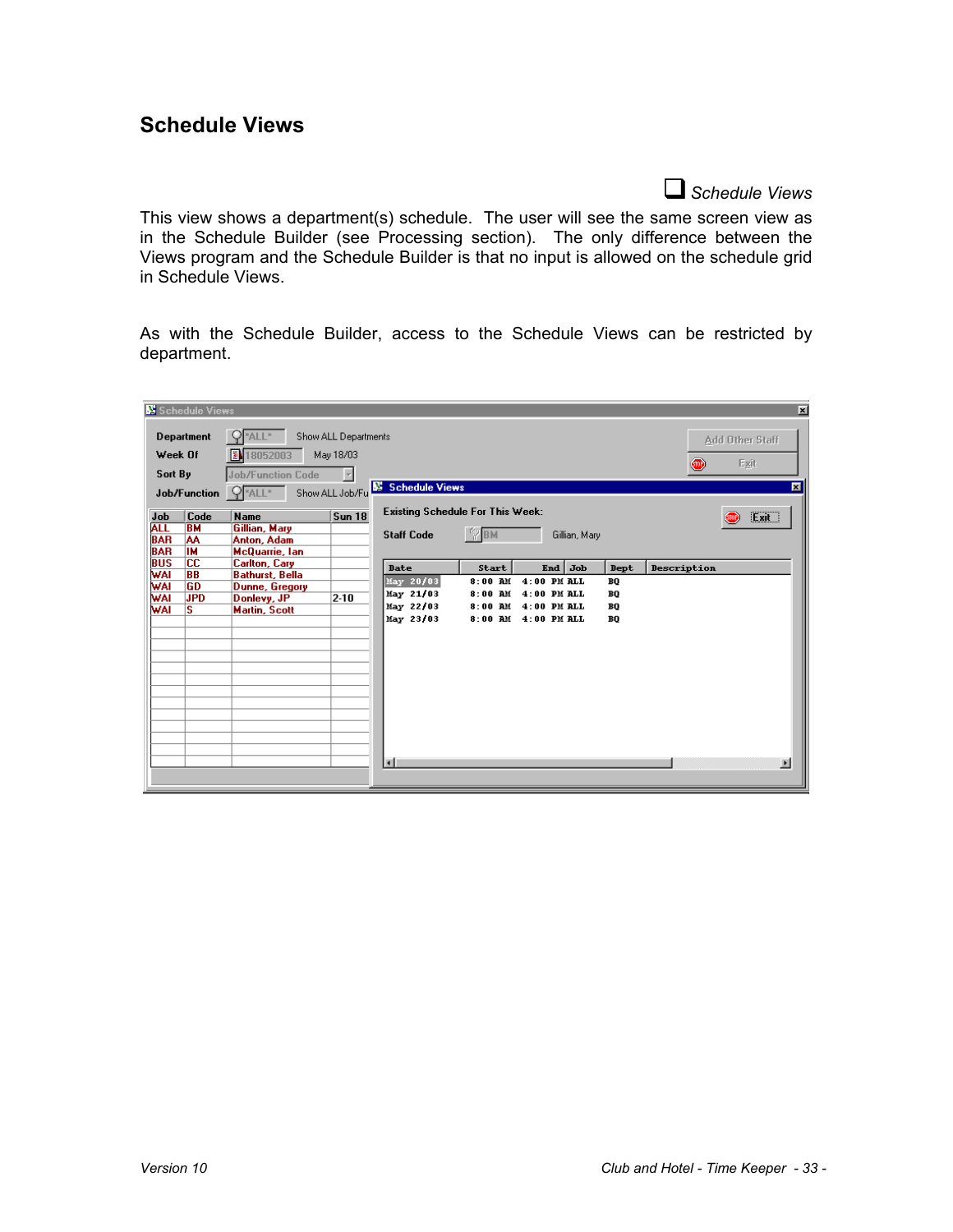## Schedule Views

❑ *Schedule Views*

This view shows a department(s) schedule. The user will see the same screen view as in the Schedule Builder (see Processing section). The only difference between the Views program and the Schedule Builder is that no input is allowed on the schedule grid in Schedule Views.

As with the Schedule Builder, access to the Schedule Views can be restricted by department.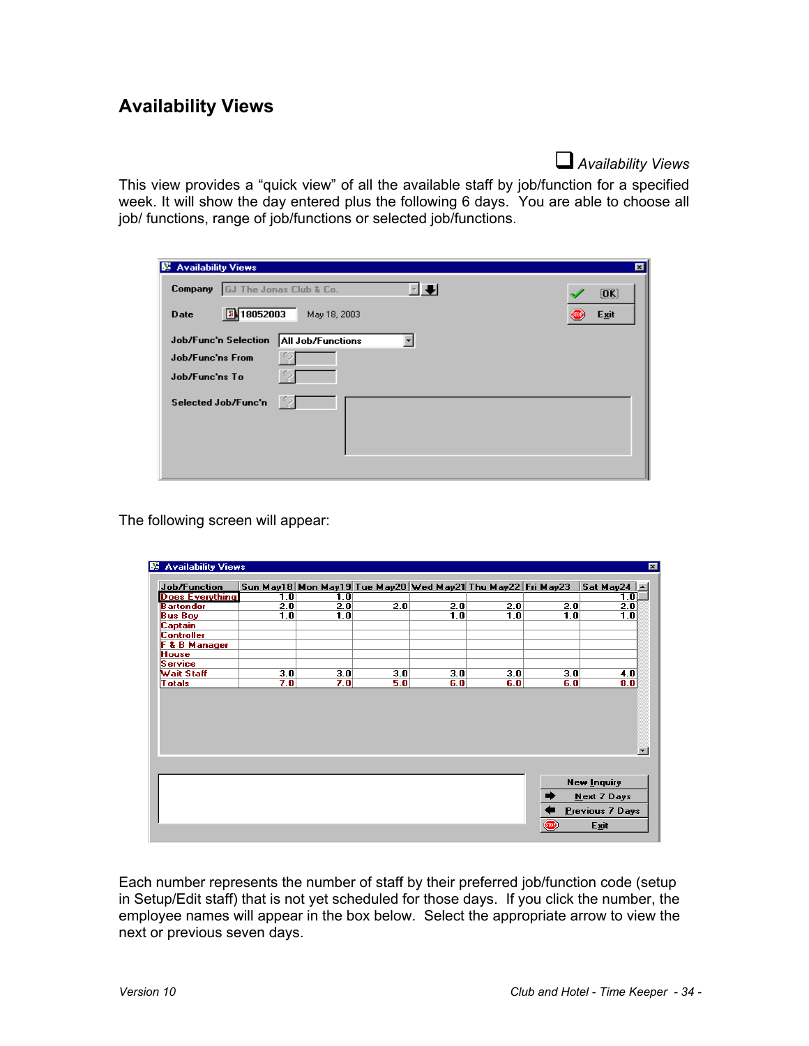## Availability Views

❑ *Availability Views*

This view provides a “quick view” of all the available staff by job/function for a specified week. It will show the day entered plus the following 6 days. You are able to choose all job/ functions, range of job/functions or selected job/functions.

Availability Views

Company: GJ The Jonas Club & Co.

Date: 18052003 May 18, 2003

Job/Func'n Selection: All Job/Functions

Job/Func'ns From

Job/Func'ns To

Selected Job/Func'n

OK

Exit

The following screen will appear:

Availability Views

| Job/Function | Sun May18 | Mon May19 | Tue May20 | Wed May21 | Thu May22 | Fri May23 | Sat May24 |
|---|---|---|---|---|---|---|---|
| Does Everything | 1.0 | 1.0 | | | | | 1.0 |
| Bartender | 2.0 | 2.0 | 2.0 | 2.0 | 2.0 | 2.0 | 2.0 |
| Bus Boy | 1.0 | 1.0 | | 1.0 | 1.0 | 1.0 | 1.0 |
| Captain | | | | | | | |
| Controller | | | | | | | |
| F & B Manager | | | | | | | |
| House | | | | | | | |
| Service | | | | | | | |
| Wait Staff | 3.0 | 3.0 | 3.0 | 3.0 | 3.0 | 3.0 | 4.0 |
| Totals | 7.0 | 7.0 | 5.0 | 6.0 | 6.0 | 6.0 | 8.0 |

New Inquiry

Next 7 Days

Previous 7 Days

Exit

Each number represents the number of staff by their preferred job/function code (setup in Setup/Edit staff) that is not yet scheduled for those days. If you click the number, the employee names will appear in the box below. Select the appropriate arrow to view the next or previous seven days.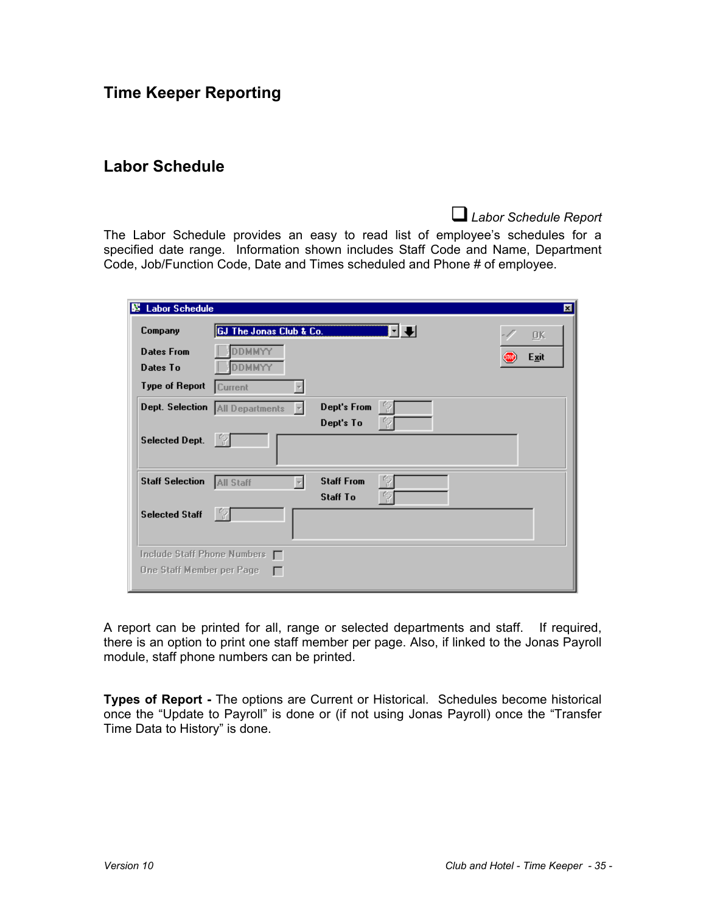# Time Keeper Reporting

## Labor Schedule

❑ *Labor Schedule Report*

The Labor Schedule provides an easy to read list of employee's schedules for a specified date range. Information shown includes Staff Code and Name, Department Code, Job/Function Code, Date and Times scheduled and Phone # of employee.

Labor Schedule

Company: GJ The Jonas Club & Co.

Dates From: DDMMYY

Dates To: DDMMYY

Type of Report: Current

Dept. Selection: All Departments

Dept's From

Dept's To

Selected Dept.

Staff Selection: All Staff

Staff From

Staff To

Selected Staff

Include Staff Phone Numbers

One Staff Member per Page

OK

Exit

A report can be printed for all, range or selected departments and staff. If required, there is an option to print one staff member per page. Also, if linked to the Jonas Payroll module, staff phone numbers can be printed.

**Types of Report -** The options are Current or Historical. Schedules become historical once the "Update to Payroll" is done or (if not using Jonas Payroll) once the "Transfer Time Data to History" is done.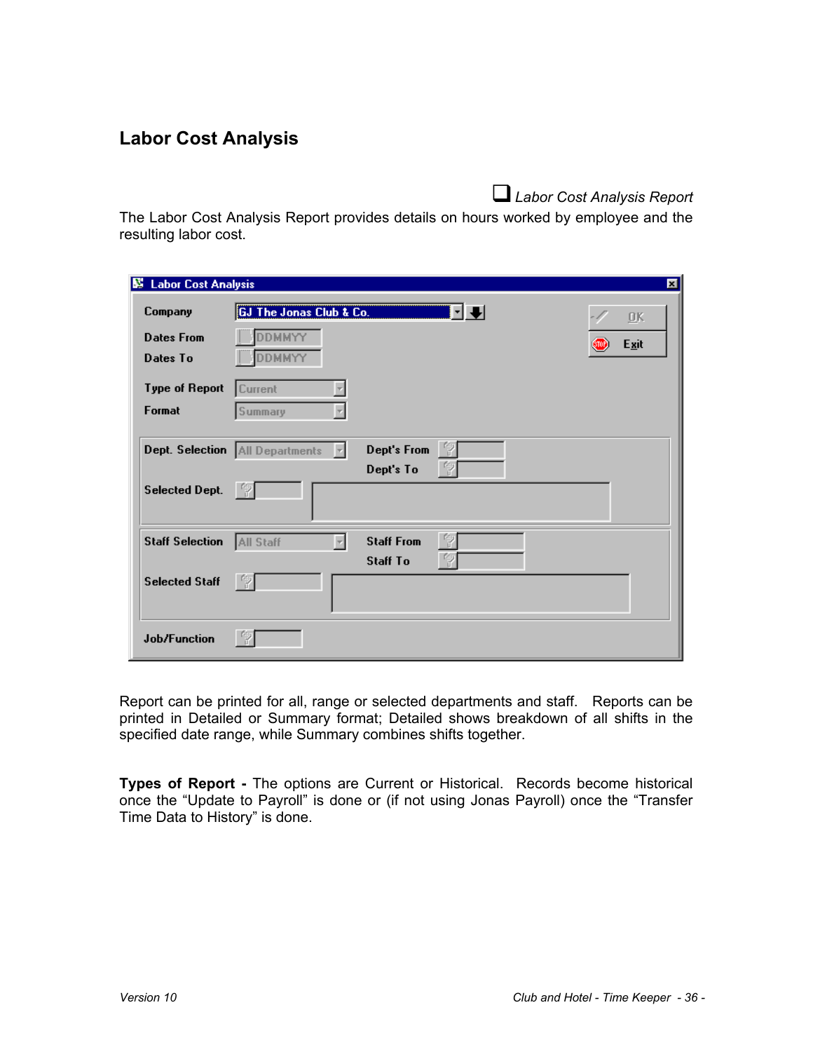## Labor Cost Analysis

❑ *Labor Cost Analysis Report*

The Labor Cost Analysis Report provides details on hours worked by employee and the resulting labor cost.

Report can be printed for all, range or selected departments and staff. Reports can be printed in Detailed or Summary format; Detailed shows breakdown of all shifts in the specified date range, while Summary combines shifts together.

**Types of Report -** The options are Current or Historical. Records become historical once the “Update to Payroll” is done or (if not using Jonas Payroll) once the “Transfer Time Data to History” is done.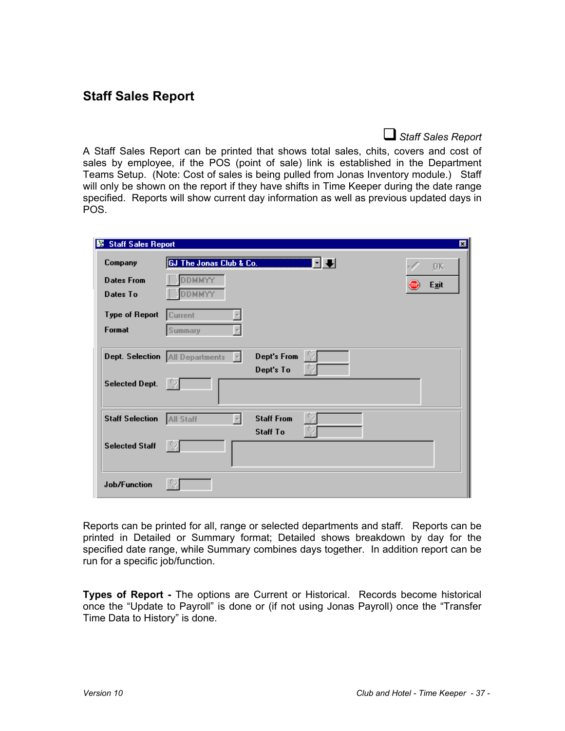## Staff Sales Report

❑ *Staff Sales Report*

A Staff Sales Report can be printed that shows total sales, chits, covers and cost of sales by employee, if the POS (point of sale) link is established in the Department Teams Setup. (Note: Cost of sales is being pulled from Jonas Inventory module.) Staff will only be shown on the report if they have shifts in Time Keeper during the date range specified. Reports will show current day information as well as previous updated days in POS.

Staff Sales Report

Company GJ The Jonas Club & Co.

Dates From DDMMYY

Dates To DDMMYY

Type of Report Current

Format Summary

Dept. Selection All Departments

Dept's From

Dept's To

Selected Dept.

Staff Selection All Staff

Staff From

Staff To

Selected Staff

Job/Function

OK

Exit

Reports can be printed for all, range or selected departments and staff. Reports can be printed in Detailed or Summary format; Detailed shows breakdown by day for the specified date range, while Summary combines days together. In addition report can be run for a specific job/function.

**Types of Report -** The options are Current or Historical. Records become historical once the "Update to Payroll" is done or (if not using Jonas Payroll) once the "Transfer Time Data to History" is done.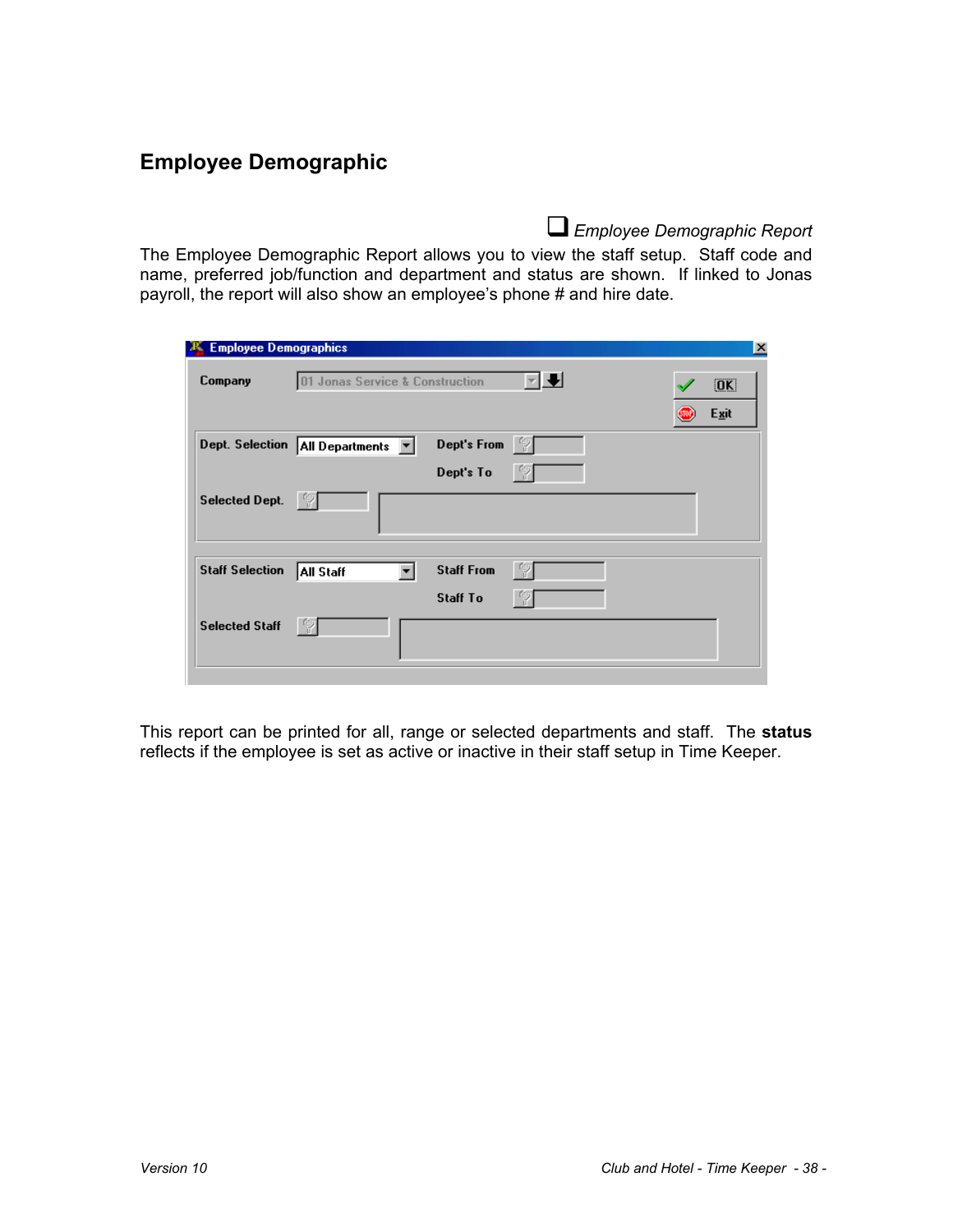## Employee Demographic

❑ *Employee Demographic Report*

The Employee Demographic Report allows you to view the staff setup. Staff code and name, preferred job/function and department and status are shown. If linked to Jonas payroll, the report will also show an employee's phone # and hire date.

This report can be printed for all, range or selected departments and staff. The **status** reflects if the employee is set as active or inactive in their staff setup in Time Keeper.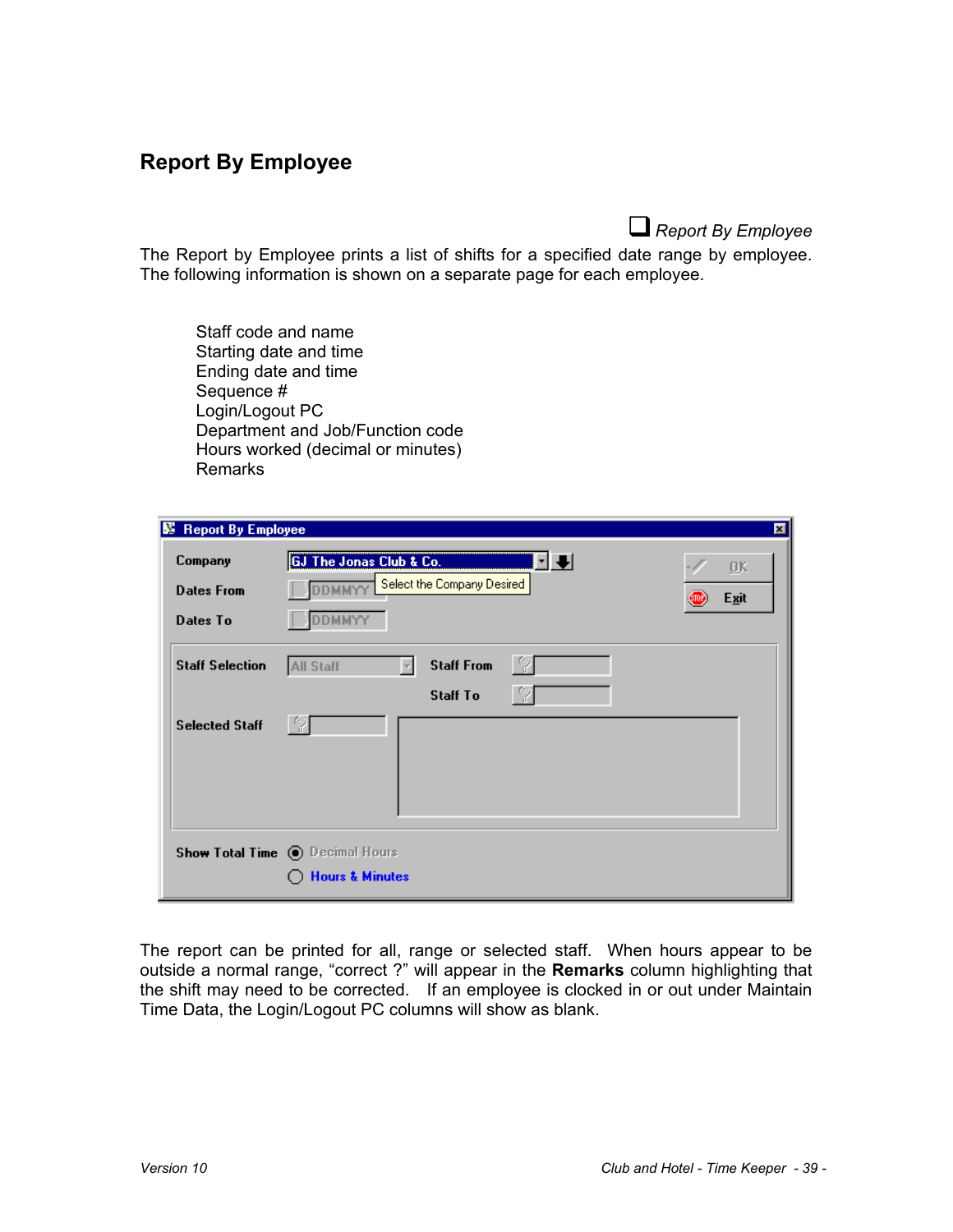## Report By Employee

❑ *Report By Employee*

The Report by Employee prints a list of shifts for a specified date range by employee. The following information is shown on a separate page for each employee.

Staff code and name
Starting date and time
Ending date and time
Sequence #
Login/Logout PC
Department and Job/Function code
Hours worked (decimal or minutes)
Remarks

The report can be printed for all, range or selected staff. When hours appear to be outside a normal range, “correct ?” will appear in the **Remarks** column highlighting that the shift may need to be corrected. If an employee is clocked in or out under Maintain Time Data, the Login/Logout PC columns will show as blank.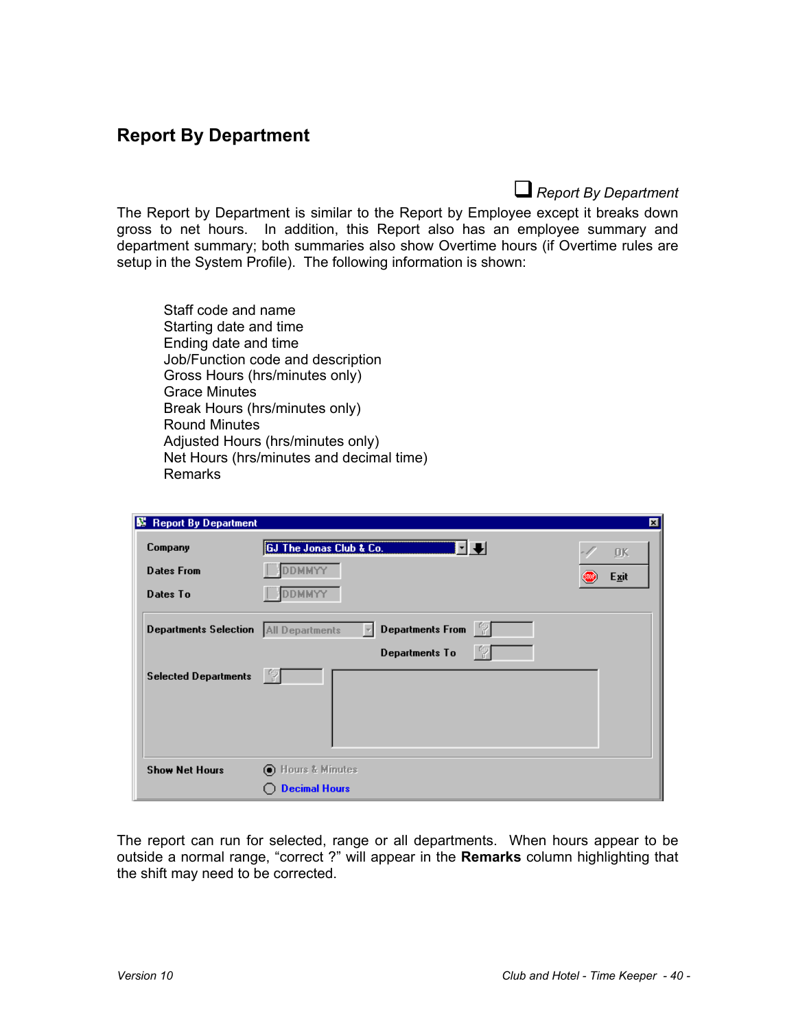## Report By Department

❑ *Report By Department*

The Report by Department is similar to the Report by Employee except it breaks down gross to net hours. In addition, this Report also has an employee summary and department summary; both summaries also show Overtime hours (if Overtime rules are setup in the System Profile). The following information is shown:

Staff code and name
Starting date and time
Ending date and time
Job/Function code and description
Gross Hours (hrs/minutes only)
Grace Minutes
Break Hours (hrs/minutes only)
Round Minutes
Adjusted Hours (hrs/minutes only)
Net Hours (hrs/minutes and decimal time)
Remarks

Report By Department

Company GJ The Jonas Club & Co.
Dates From DDMMYY
Dates To DDMMYY
OK
Exit

Departments Selection All Departments
Departments From
Departments To
Selected Departments

Show Net Hours
Hours & Minutes
Decimal Hours

The report can run for selected, range or all departments. When hours appear to be outside a normal range, "correct ?" will appear in the **Remarks** column highlighting that the shift may need to be corrected.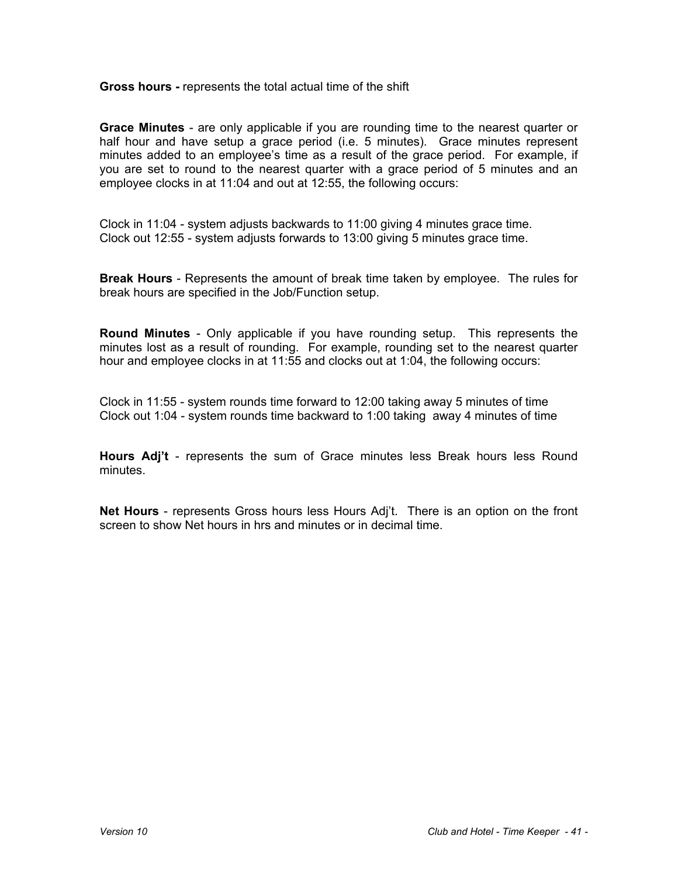**Gross hours -** represents the total actual time of the shift

**Grace Minutes** - are only applicable if you are rounding time to the nearest quarter or half hour and have setup a grace period (i.e. 5 minutes). Grace minutes represent minutes added to an employee's time as a result of the grace period. For example, if you are set to round to the nearest quarter with a grace period of 5 minutes and an employee clocks in at 11:04 and out at 12:55, the following occurs:

Clock in 11:04 - system adjusts backwards to 11:00 giving 4 minutes grace time.
Clock out 12:55 - system adjusts forwards to 13:00 giving 5 minutes grace time.

**Break Hours** - Represents the amount of break time taken by employee. The rules for break hours are specified in the Job/Function setup.

**Round Minutes** - Only applicable if you have rounding setup. This represents the minutes lost as a result of rounding. For example, rounding set to the nearest quarter hour and employee clocks in at 11:55 and clocks out at 1:04, the following occurs:

Clock in 11:55 - system rounds time forward to 12:00 taking away 5 minutes of time
Clock out 1:04 - system rounds time backward to 1:00 taking away 4 minutes of time

**Hours Adj't** - represents the sum of Grace minutes less Break hours less Round minutes.

**Net Hours** - represents Gross hours less Hours Adj't. There is an option on the front screen to show Net hours in hrs and minutes or in decimal time.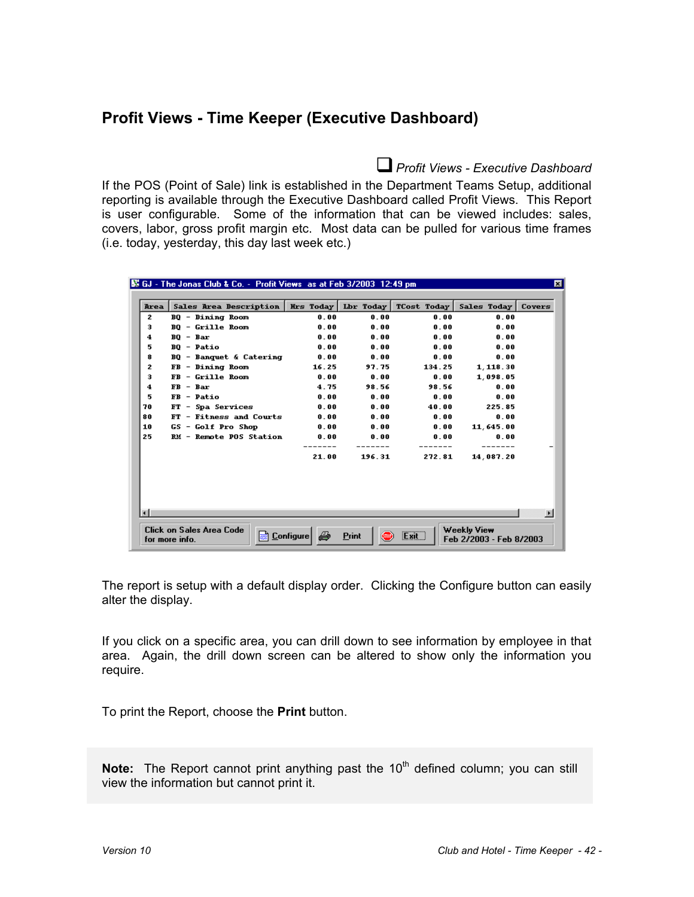## Profit Views - Time Keeper (Executive Dashboard)

❑ *Profit Views - Executive Dashboard*

If the POS (Point of Sale) link is established in the Department Teams Setup, additional reporting is available through the Executive Dashboard called Profit Views. This Report is user configurable. Some of the information that can be viewed includes: sales, covers, labor, gross profit margin etc. Most data can be pulled for various time frames (i.e. today, yesterday, this day last week etc.)

GJ - The Jonas Club & Co. - Profit Views as at Feb 3/2003 12:49 pm

| Area | Sales Area Description | Hrs Today | Lbr Today | TCost Today | Sales Today | Covers |
|---|---|---|---|---|---|---|
| 2 | BQ - Dining Room | 0.00 | 0.00 | 0.00 | 0.00 | |
| 3 | BQ - Grille Room | 0.00 | 0.00 | 0.00 | 0.00 | |
| 4 | BQ - Bar | 0.00 | 0.00 | 0.00 | 0.00 | |
| 5 | BQ - Patio | 0.00 | 0.00 | 0.00 | 0.00 | |
| 8 | BQ - Banquet & Catering | 0.00 | 0.00 | 0.00 | 0.00 | |
| 2 | FB - Dining Room | 16.25 | 97.75 | 134.25 | 1,118.30 | |
| 3 | FB - Grille Room | 0.00 | 0.00 | 0.00 | 1,098.05 | |
| 4 | FB - Bar | 4.75 | 98.56 | 98.56 | 0.00 | |
| 5 | FB - Patio | 0.00 | 0.00 | 0.00 | 0.00 | |
| 70 | FT - Spa Services | 0.00 | 0.00 | 40.00 | 225.85 | |
| 80 | FT - Fitness and Courts | 0.00 | 0.00 | 0.00 | 0.00 | |
| 10 | GS - Golf Pro Shop | 0.00 | 0.00 | 0.00 | 11,645.00 | |
| 25 | RM - Remote POS Station | 0.00 | 0.00 | 0.00 | 0.00 | |
| | | 21.00 | 196.31 | 272.81 | 14,087.20 | |

Click on Sales Area Code for more info. | Configure | Print | Exit | Weekly View Feb 2/2003 - Feb 8/2003

The report is setup with a default display order. Clicking the Configure button can easily alter the display.

If you click on a specific area, you can drill down to see information by employee in that area. Again, the drill down screen can be altered to show only the information you require.

To print the Report, choose the **Print** button.

**Note:** The Report cannot print anything past the 10th defined column; you can still view the information but cannot print it.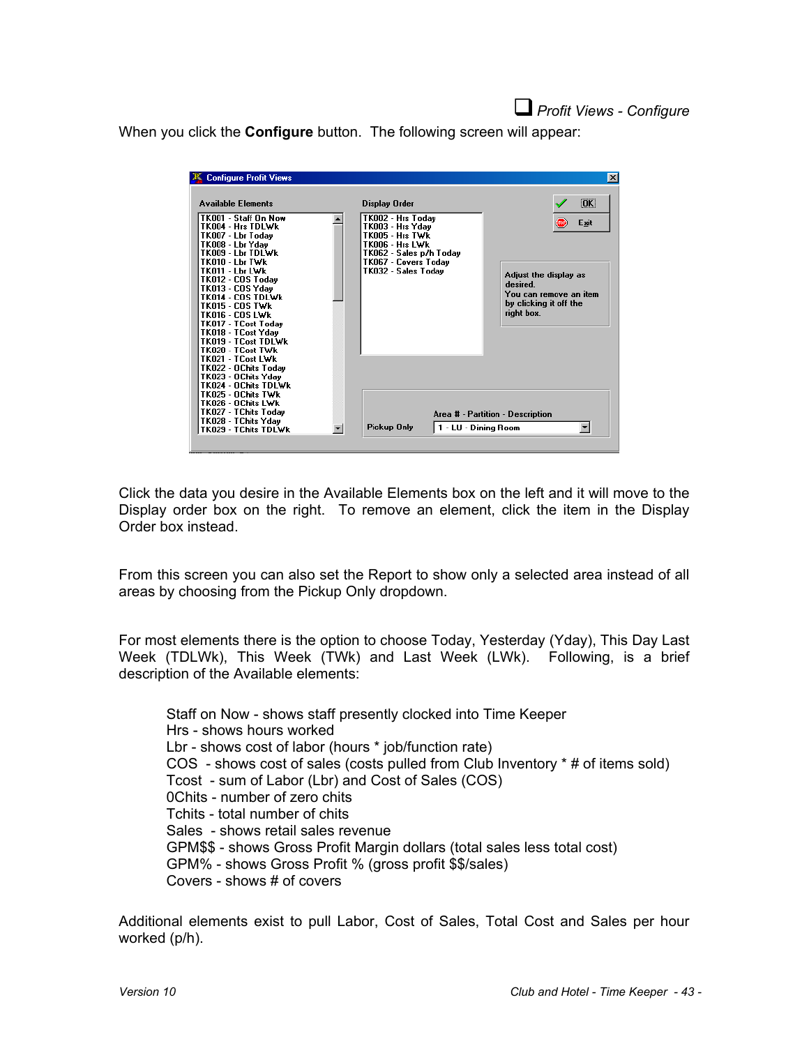❑ *Profit Views - Configure*

When you click the **Configure** button. The following screen will appear:

Click the data you desire in the Available Elements box on the left and it will move to the Display order box on the right. To remove an element, click the item in the Display Order box instead.

From this screen you can also set the Report to show only a selected area instead of all areas by choosing from the Pickup Only dropdown.

For most elements there is the option to choose Today, Yesterday (Yday), This Day Last Week (TDLWk), This Week (TWk) and Last Week (LWk). Following, is a brief description of the Available elements:

Staff on Now - shows staff presently clocked into Time Keeper
Hrs - shows hours worked
Lbr - shows cost of labor (hours * job/function rate)
COS - shows cost of sales (costs pulled from Club Inventory * # of items sold)
Tcost - sum of Labor (Lbr) and Cost of Sales (COS)
0Chits - number of zero chits
Tchits - total number of chits
Sales - shows retail sales revenue
GPM$$ - shows Gross Profit Margin dollars (total sales less total cost)
GPM% - shows Gross Profit % (gross profit $$/sales)
Covers - shows # of covers

Additional elements exist to pull Labor, Cost of Sales, Total Cost and Sales per hour worked (p/h).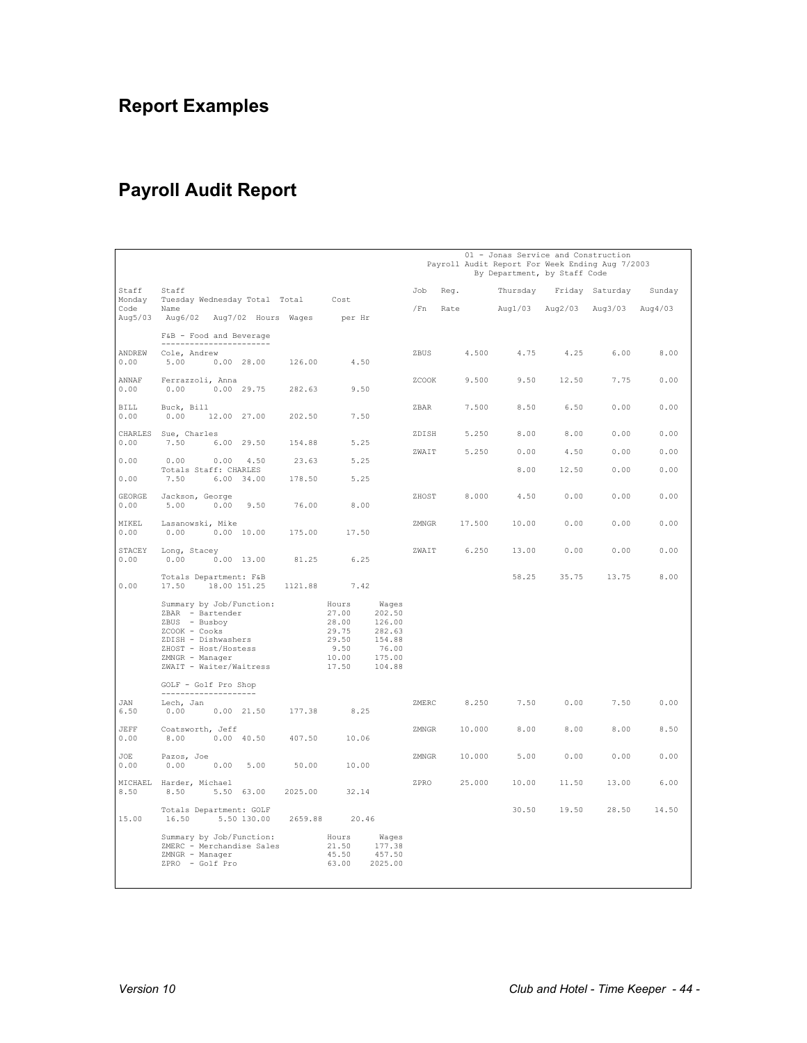# Report Examples

## Payroll Audit Report

```
                                                                      01 - Jonas Service and Construction
                                                             Payroll Audit Report For Week Ending Aug 7/2003
                                                                        By Department, by Staff Code

Staff    Staff                                                  Job   Reg.       Thursday    Friday  Saturday    Sunday
Monday   Tuesday Wednesday Total  Total     Cost
Code     Name                                                   /Fn   Rate       Aug1/03   Aug2/03   Aug3/03   Aug4/03
Aug5/03  Aug6/02   Aug7/02 Hours  Wages     per Hr

         F&B - Food and Beverage
         -----------------------
ANDREW   Cole, Andrew                                           ZBUS      4.500      4.75      4.25      6.00      8.00
0.00      5.00     0.00 28.00    126.00       4.50

ANNAF    Ferrazzoli, Anna                                       ZCOOK     9.500      9.50     12.50      7.75      0.00
0.00      0.00     0.00 29.75    282.63       9.50

BILL     Buck, Bill                                             ZBAR      7.500      8.50      6.50      0.00      0.00
0.00      0.00    12.00 27.00    202.50       7.50

CHARLES  Sue, Charles                                           ZDISH     5.250      8.00      8.00      0.00      0.00
0.00      7.50     6.00 29.50    154.88       5.25
                                                                ZWAIT     5.250      0.00      4.50      0.00      0.00
0.00      0.00     0.00  4.50     23.63       5.25
         Totals Staff: CHARLES                                                       8.00     12.50      0.00      0.00
0.00      7.50     6.00 34.00    178.50       5.25

GEORGE   Jackson, George                                        ZHOST     8.000      4.50      0.00      0.00      0.00
0.00      5.00     0.00  9.50     76.00       8.00

MIKEL    Lasanowski, Mike                                       ZMNGR    17.500     10.00      0.00      0.00      0.00
0.00      0.00     0.00 10.00    175.00      17.50

STACEY   Long, Stacey                                           ZWAIT     6.250     13.00      0.00      0.00      0.00
0.00      0.00     0.00 13.00     81.25       6.25

         Totals Department: F&B                                                     58.25     35.75     13.75      8.00
0.00     17.50    18.00 151.25  1121.88       7.42

         Summary by Job/Function:          Hours      Wages
         ZBAR  - Bartender                 27.00     202.50
         ZBUS  - Busboy                    28.00     126.00
         ZCOOK - Cooks                     29.75     282.63
         ZDISH - Dishwashers               29.50     154.88
         ZHOST - Host/Hostess               9.50      76.00
         ZMNGR - Manager                   10.00     175.00
         ZWAIT - Waiter/Waitress           17.50     104.88

         GOLF - Golf Pro Shop
         --------------------
JAN      Lech, Jan                                              ZMERC     8.250      7.50      0.00      7.50      0.00
6.50      0.00     0.00 21.50    177.38       8.25

JEFF     Coatsworth, Jeff                                       ZMNGR    10.000      8.00      8.00      8.00      8.50
0.00      8.00     0.00 40.50    407.50      10.06

JOE      Pazos, Joe                                             ZMNGR    10.000      5.00      0.00      0.00      0.00
0.00      0.00     0.00  5.00     50.00      10.00

MICHAEL  Harder, Michael                                        ZPRO     25.000     10.00     11.50     13.00      6.00
8.50      8.50     5.50 63.00   2025.00      32.14

         Totals Department: GOLF                                                    30.50     19.50     28.50     14.50
15.00    16.50     5.50 130.00  2659.88      20.46

         Summary by Job/Function:          Hours      Wages
         ZMERC - Merchandise Sales         21.50     177.38
         ZMNGR - Manager                   45.50     457.50
         ZPRO  - Golf Pro                  63.00    2025.00
```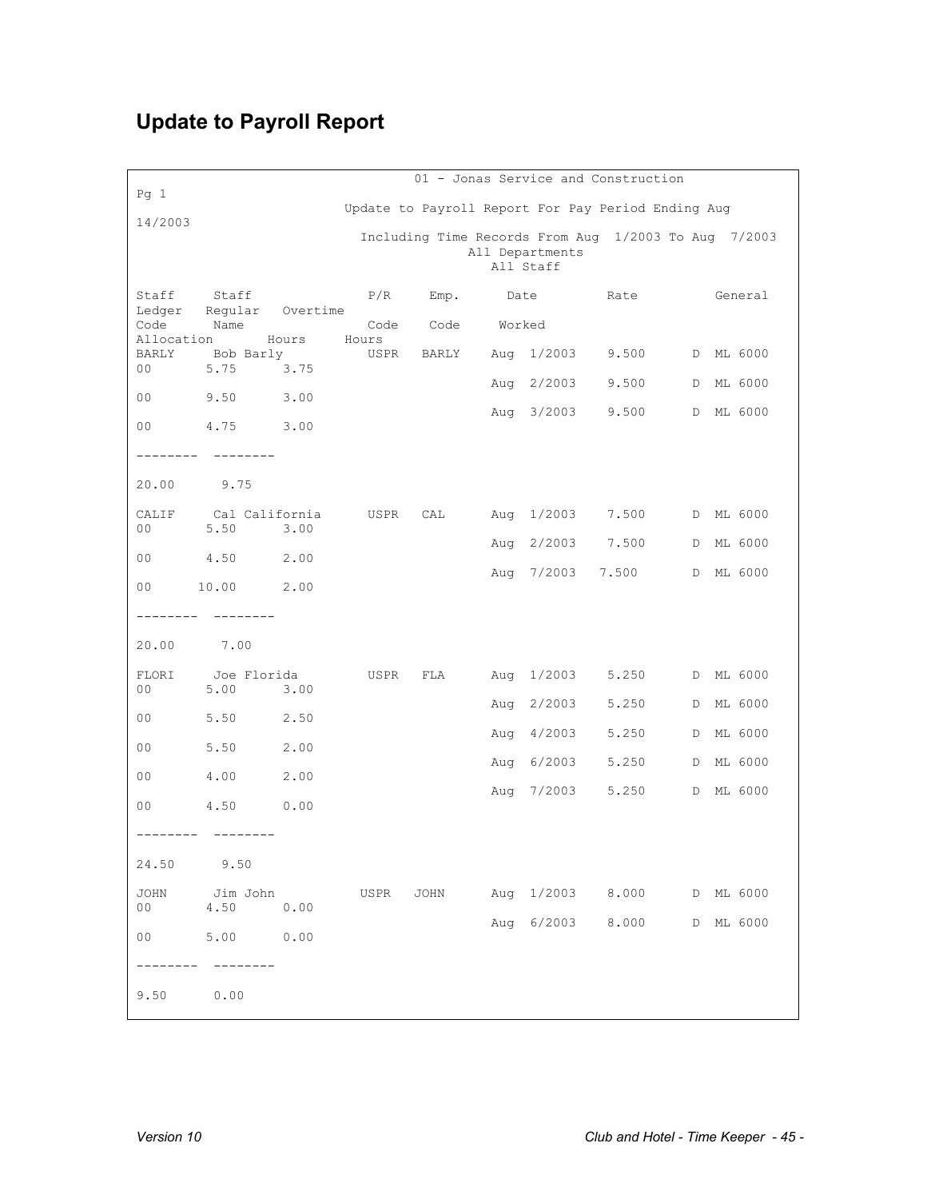## Update to Payroll Report

```
                                    01 - Jonas Service and Construction
Pg 1
                              Update to Payroll Report For Pay Period Ending Aug
14/2003
                                Including Time Records From Aug  1/2003 To Aug  7/2003
                                              All Departments
                                                 All Staff

Staff     Staff               P/R     Emp.      Date         Rate          General
Ledger   Regular   Overtime
Code      Name                Code    Code     Worked
Allocation       Hours     Hours
BARLY     Bob Barly          USPR   BARLY    Aug  1/2003    9.500      D  ML 6000
00       5.75      3.75
                                             Aug  2/2003    9.500      D  ML 6000
00       9.50      3.00
                                             Aug  3/2003    9.500      D  ML 6000
00       4.75      3.00

--------  --------

20.00      9.75

CALIF     Cal California      USPR   CAL      Aug  1/2003    7.500      D  ML 6000
00       5.50      3.00
                                             Aug  2/2003    7.500      D  ML 6000
00       4.50      2.00
                                             Aug  7/2003   7.500       D  ML 6000
00      10.00      2.00

--------  --------

20.00      7.00

FLORI     Joe Florida         USPR   FLA      Aug  1/2003    5.250      D  ML 6000
00       5.00      3.00
                                             Aug  2/2003    5.250      D  ML 6000
00       5.50      2.50
                                             Aug  4/2003    5.250      D  ML 6000
00       5.50      2.00
                                             Aug  6/2003    5.250      D  ML 6000
00       4.00      2.00
                                             Aug  7/2003    5.250      D  ML 6000
00       4.50      0.00

--------  --------

24.50      9.50

JOHN      Jim John           USPR   JOHN     Aug  1/2003    8.000      D  ML 6000
00       4.50      0.00
                                             Aug  6/2003    8.000      D  ML 6000
00       5.00      0.00

--------  --------

9.50      0.00
```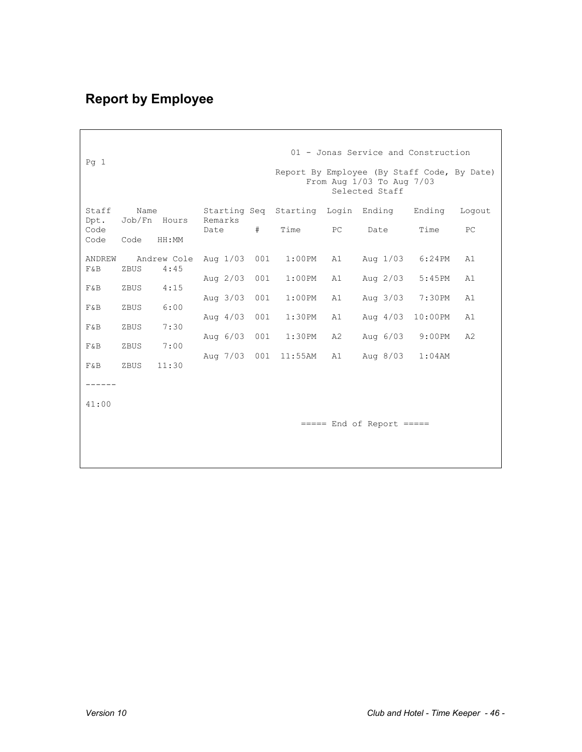## Report by Employee

```
                                                01 - Jonas Service and Construction
Pg 1
                                            Report By Employee (By Staff Code, By Date)
                                                  From Aug 1/03 To Aug 7/03
                                                        Selected Staff

Staff     Name         Starting Seq  Starting  Login  Ending    Ending   Logout
Dpt.   Job/Fn  Hours   Remarks
Code                   Date      #    Time      PC     Date      Time     PC
Code   Code   HH:MM

ANDREW    Andrew Cole  Aug 1/03  001   1:00PM   A1    Aug 1/03   6:24PM   A1
F&B    ZBUS    4:45
                       Aug 2/03  001   1:00PM   A1    Aug 2/03   5:45PM   A1
F&B    ZBUS    4:15
                       Aug 3/03  001   1:00PM   A1    Aug 3/03   7:30PM   A1
F&B    ZBUS    6:00
                       Aug 4/03  001   1:30PM   A1    Aug 4/03  10:00PM   A1
F&B    ZBUS    7:30
                       Aug 6/03  001   1:30PM   A2    Aug 6/03   9:00PM   A2
F&B    ZBUS    7:00
                       Aug 7/03  001  11:55AM   A1    Aug 8/03   1:04AM
F&B    ZBUS   11:30

------

41:00

                                                ===== End of Report =====
```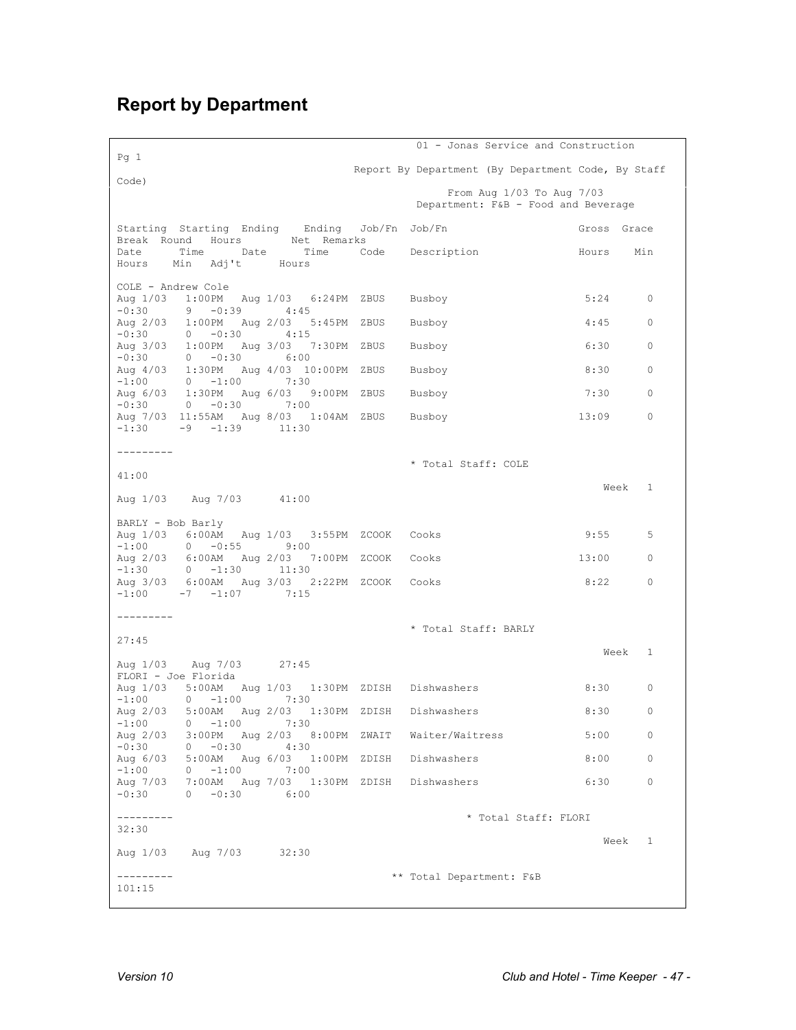## Report by Department

```
                                                  01 - Jonas Service and Construction
Pg 1
                                        Report By Department (By Department Code, By Staff
Code)
                                                       From Aug 1/03 To Aug 7/03
                                                  Department: F&B - Food and Beverage

Starting  Starting  Ending    Ending   Job/Fn  Job/Fn                    Gross  Grace
Break  Round   Hours        Net  Remarks
Date      Time     Date      Time     Code    Description               Hours    Min
Hours    Min   Adj't      Hours

COLE - Andrew Cole
Aug 1/03   1:00PM   Aug 1/03   6:24PM  ZBUS    Busboy                     5:24      0
-0:30      9   -0:39       4:45
Aug 2/03   1:00PM   Aug 2/03   5:45PM  ZBUS    Busboy                     4:45      0
-0:30      0   -0:30       4:15
Aug 3/03   1:00PM   Aug 3/03   7:30PM  ZBUS    Busboy                     6:30      0
-0:30      0   -0:30       6:00
Aug 4/03   1:30PM   Aug 4/03  10:00PM  ZBUS    Busboy                     8:30      0
-1:00      0   -1:00       7:30
Aug 6/03   1:30PM   Aug 6/03   9:00PM  ZBUS    Busboy                     7:30      0
-0:30      0   -0:30       7:00
Aug 7/03  11:55AM   Aug 8/03   1:04AM  ZBUS    Busboy                    13:09      0
-1:30     -9   -1:39      11:30

---------
                                                   * Total Staff: COLE
41:00
                                                                            Week   1
Aug 1/03    Aug 7/03      41:00

BARLY - Bob Barly
Aug 1/03   6:00AM   Aug 1/03   3:55PM  ZCOOK   Cooks                      9:55      5
-1:00      0   -0:55       9:00
Aug 2/03   6:00AM   Aug 2/03   7:00PM  ZCOOK   Cooks                     13:00      0
-1:30      0   -1:30      11:30
Aug 3/03   6:00AM   Aug 3/03   2:22PM  ZCOOK   Cooks                      8:22      0
-1:00     -7   -1:07       7:15

---------
                                                   * Total Staff: BARLY
27:45
                                                                            Week   1
Aug 1/03    Aug 7/03      27:45
FLORI - Joe Florida
Aug 1/03   5:00AM   Aug 1/03   1:30PM  ZDISH   Dishwashers                8:30      0
-1:00      0   -1:00       7:30
Aug 2/03   5:00AM   Aug 2/03   1:30PM  ZDISH   Dishwashers                8:30      0
-1:00      0   -1:00       7:30
Aug 2/03   3:00PM   Aug 2/03   8:00PM  ZWAIT   Waiter/Waitress            5:00      0
-0:30      0   -0:30       4:30
Aug 6/03   5:00AM   Aug 6/03   1:00PM  ZDISH   Dishwashers                8:00      0
-1:00      0   -1:00       7:00
Aug 7/03   7:00AM   Aug 7/03   1:30PM  ZDISH   Dishwashers                6:30      0
-0:30      0   -0:30       6:00

---------                                                * Total Staff: FLORI
32:30
                                                                            Week   1
Aug 1/03    Aug 7/03      32:30

---------                                  ** Total Department: F&B
101:15
```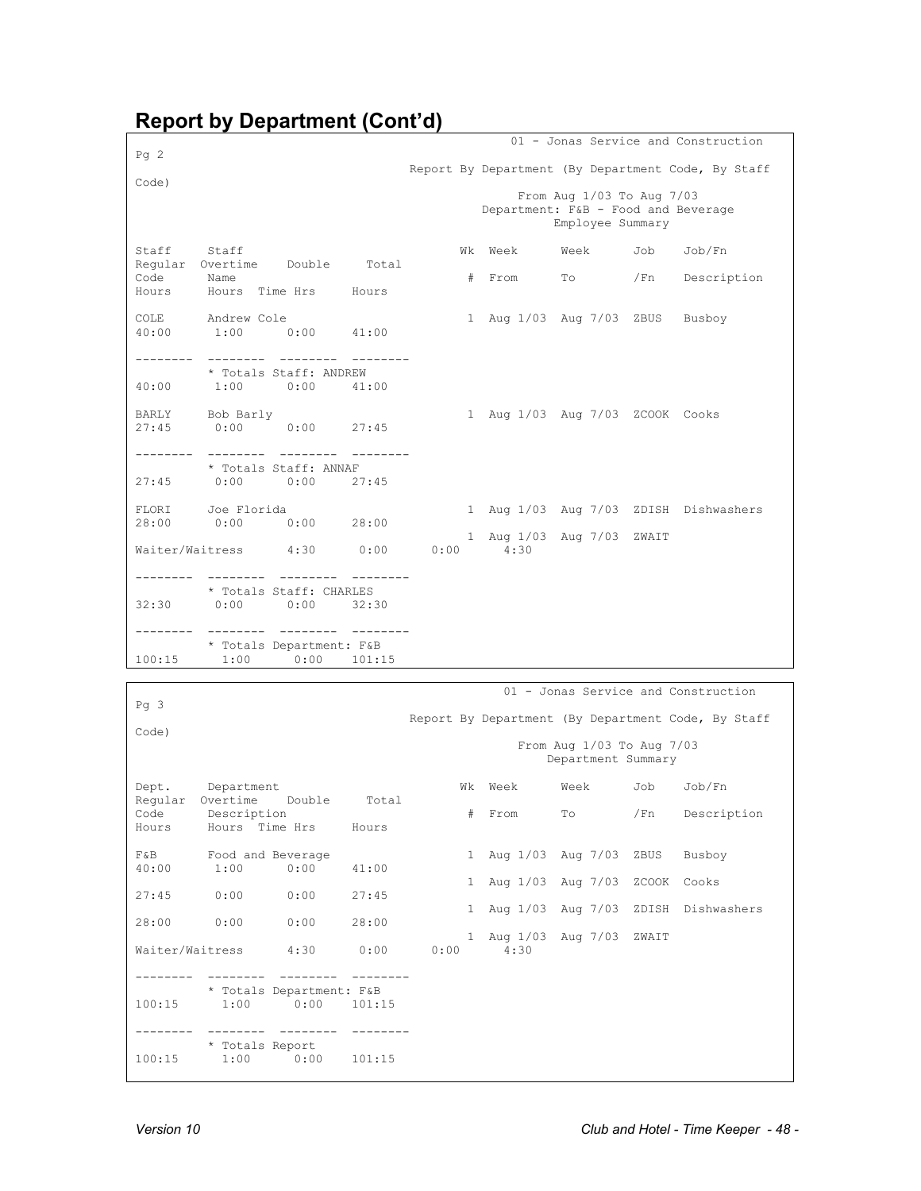## Report by Department (Cont'd)

```
                                                          01 - Jonas Service and Construction
Pg 2
                                                Report By Department (By Department Code, By Staff
Code)
                                                               From Aug 1/03 To Aug 7/03
                                                          Department: F&B - Food and Beverage
                                                                     Employee Summary

Staff     Staff                                         Wk  Week      Week      Job    Job/Fn
Regular  Overtime    Double     Total
Code      Name                                           #  From      To        /Fn    Description
Hours     Hours  Time Hrs     Hours

COLE      Andrew Cole                                    1  Aug 1/03  Aug 7/03  ZBUS   Busboy
40:00      1:00      0:00     41:00

--------  --------  --------  --------
          * Totals Staff: ANDREW
40:00      1:00      0:00     41:00

BARLY     Bob Barly                                      1  Aug 1/03  Aug 7/03  ZCOOK  Cooks
27:45      0:00      0:00     27:45

--------  --------  --------  --------
          * Totals Staff: ANNAF
27:45      0:00      0:00     27:45

FLORI     Joe Florida                                    1  Aug 1/03  Aug 7/03  ZDISH  Dishwashers
28:00      0:00      0:00     28:00
                                                         1  Aug 1/03  Aug 7/03  ZWAIT
Waiter/Waitress      4:30      0:00      0:00      4:30

--------  --------  --------  --------
          * Totals Staff: CHARLES
32:30      0:00      0:00     32:30

--------  --------  --------  --------
          * Totals Department: F&B
100:15      1:00      0:00    101:15
```

```
                                                          01 - Jonas Service and Construction
Pg 3
                                                Report By Department (By Department Code, By Staff
Code)
                                                               From Aug 1/03 To Aug 7/03
                                                                  Department Summary

Dept.     Department                                    Wk  Week      Week      Job    Job/Fn
Regular  Overtime    Double     Total
Code      Description                                    #  From      To        /Fn    Description
Hours     Hours  Time Hrs     Hours

F&B       Food and Beverage                              1  Aug 1/03  Aug 7/03  ZBUS   Busboy
40:00      1:00      0:00     41:00
                                                         1  Aug 1/03  Aug 7/03  ZCOOK  Cooks
27:45      0:00      0:00     27:45
                                                         1  Aug 1/03  Aug 7/03  ZDISH  Dishwashers
28:00      0:00      0:00     28:00
                                                         1  Aug 1/03  Aug 7/03  ZWAIT
Waiter/Waitress      4:30      0:00      0:00      4:30

--------  --------  --------  --------
          * Totals Department: F&B
100:15      1:00      0:00    101:15

--------  --------  --------  --------
          * Totals Report
100:15      1:00      0:00    101:15
```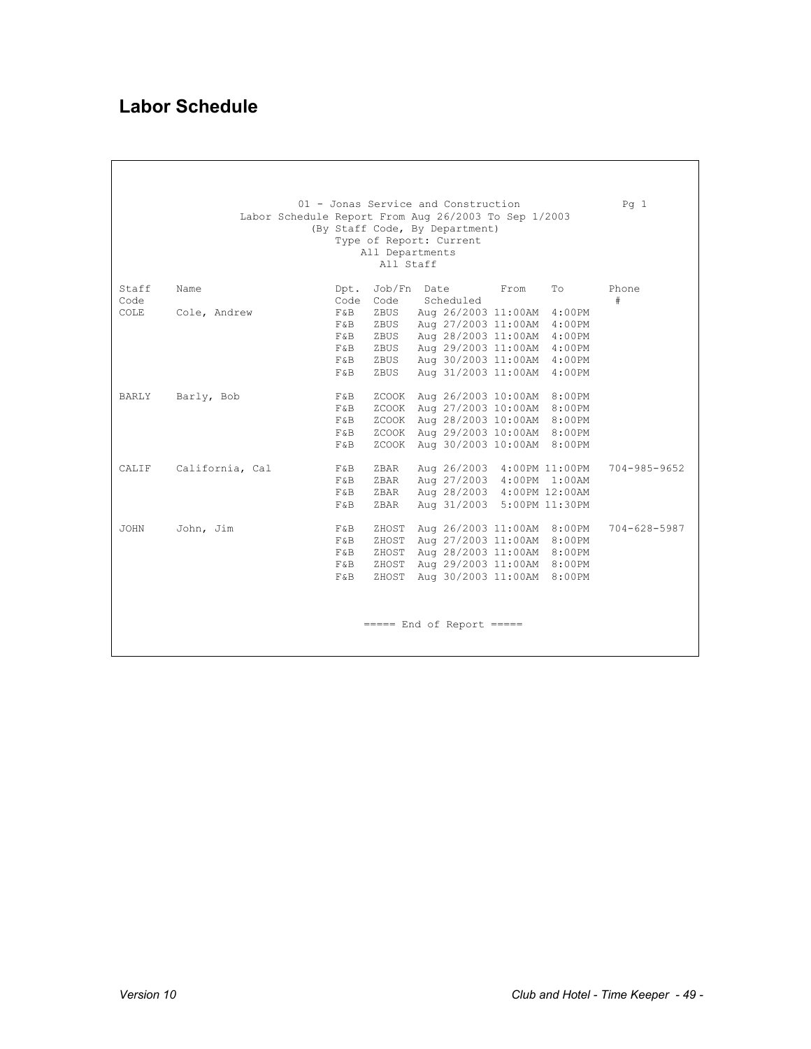## Labor Schedule

```
                    01 - Jonas Service and Construction                     Pg 1
          Labor Schedule Report From Aug 26/2003 To Sep 1/2003
                       (By Staff Code, By Department)
                          Type of Report: Current
                              All Departments
                                 All Staff

Staff    Name                 Dpt.  Job/Fn  Date        From     To         Phone
Code                          Code  Code     Scheduled                        #
COLE     Cole, Andrew         F&B   ZBUS   Aug 26/2003 11:00AM  4:00PM
                              F&B   ZBUS   Aug 27/2003 11:00AM  4:00PM
                              F&B   ZBUS   Aug 28/2003 11:00AM  4:00PM
                              F&B   ZBUS   Aug 29/2003 11:00AM  4:00PM
                              F&B   ZBUS   Aug 30/2003 11:00AM  4:00PM
                              F&B   ZBUS   Aug 31/2003 11:00AM  4:00PM

BARLY    Barly, Bob           F&B   ZCOOK  Aug 26/2003 10:00AM  8:00PM
                              F&B   ZCOOK  Aug 27/2003 10:00AM  8:00PM
                              F&B   ZCOOK  Aug 28/2003 10:00AM  8:00PM
                              F&B   ZCOOK  Aug 29/2003 10:00AM  8:00PM
                              F&B   ZCOOK  Aug 30/2003 10:00AM  8:00PM

CALIF    California, Cal      F&B   ZBAR   Aug 26/2003  4:00PM 11:00PM   704-985-9652
                              F&B   ZBAR   Aug 27/2003  4:00PM  1:00AM
                              F&B   ZBAR   Aug 28/2003  4:00PM 12:00AM
                              F&B   ZBAR   Aug 31/2003  5:00PM 11:30PM

JOHN     John, Jim            F&B   ZHOST  Aug 26/2003 11:00AM  8:00PM   704-628-5987
                              F&B   ZHOST  Aug 27/2003 11:00AM  8:00PM
                              F&B   ZHOST  Aug 28/2003 11:00AM  8:00PM
                              F&B   ZHOST  Aug 29/2003 11:00AM  8:00PM
                              F&B   ZHOST  Aug 30/2003 11:00AM  8:00PM



                           ===== End of Report =====
```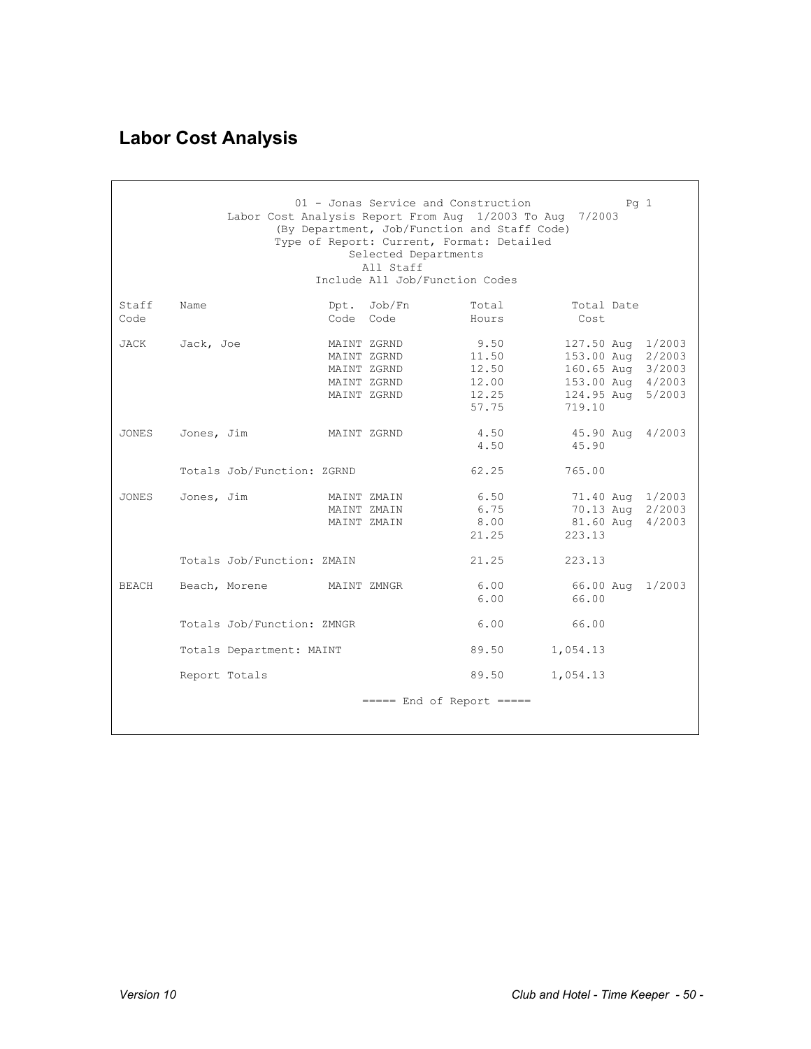## Labor Cost Analysis

```
                01 - Jonas Service and Construction              Pg 1
          Labor Cost Analysis Report From Aug  1/2003 To Aug  7/2003
                (By Department, Job/Function and Staff Code)
                   Type of Report: Current, Format: Detailed
                           Selected Departments
                                All Staff
                      Include All Job/Function Codes

Staff    Name                 Dpt.  Job/Fn        Total         Total Date
Code                          Code  Code          Hours          Cost

JACK     Jack, Joe            MAINT ZGRND          9.50        127.50 Aug  1/2003
                              MAINT ZGRND         11.50        153.00 Aug  2/2003
                              MAINT ZGRND         12.50        160.65 Aug  3/2003
                              MAINT ZGRND         12.00        153.00 Aug  4/2003
                              MAINT ZGRND         12.25        124.95 Aug  5/2003
                                                  57.75        719.10

JONES    Jones, Jim           MAINT ZGRND          4.50         45.90 Aug  4/2003
                                                   4.50         45.90

         Totals Job/Function: ZGRND               62.25        765.00

JONES    Jones, Jim           MAINT ZMAIN          6.50         71.40 Aug  1/2003
                              MAINT ZMAIN          6.75         70.13 Aug  2/2003
                              MAINT ZMAIN          8.00         81.60 Aug  4/2003
                                                  21.25        223.13

         Totals Job/Function: ZMAIN               21.25        223.13

BEACH    Beach, Morene        MAINT ZMNGR          6.00         66.00 Aug  1/2003
                                                   6.00         66.00

         Totals Job/Function: ZMNGR                6.00         66.00

         Totals Department: MAINT                 89.50      1,054.13

         Report Totals                            89.50      1,054.13

                           ===== End of Report =====
```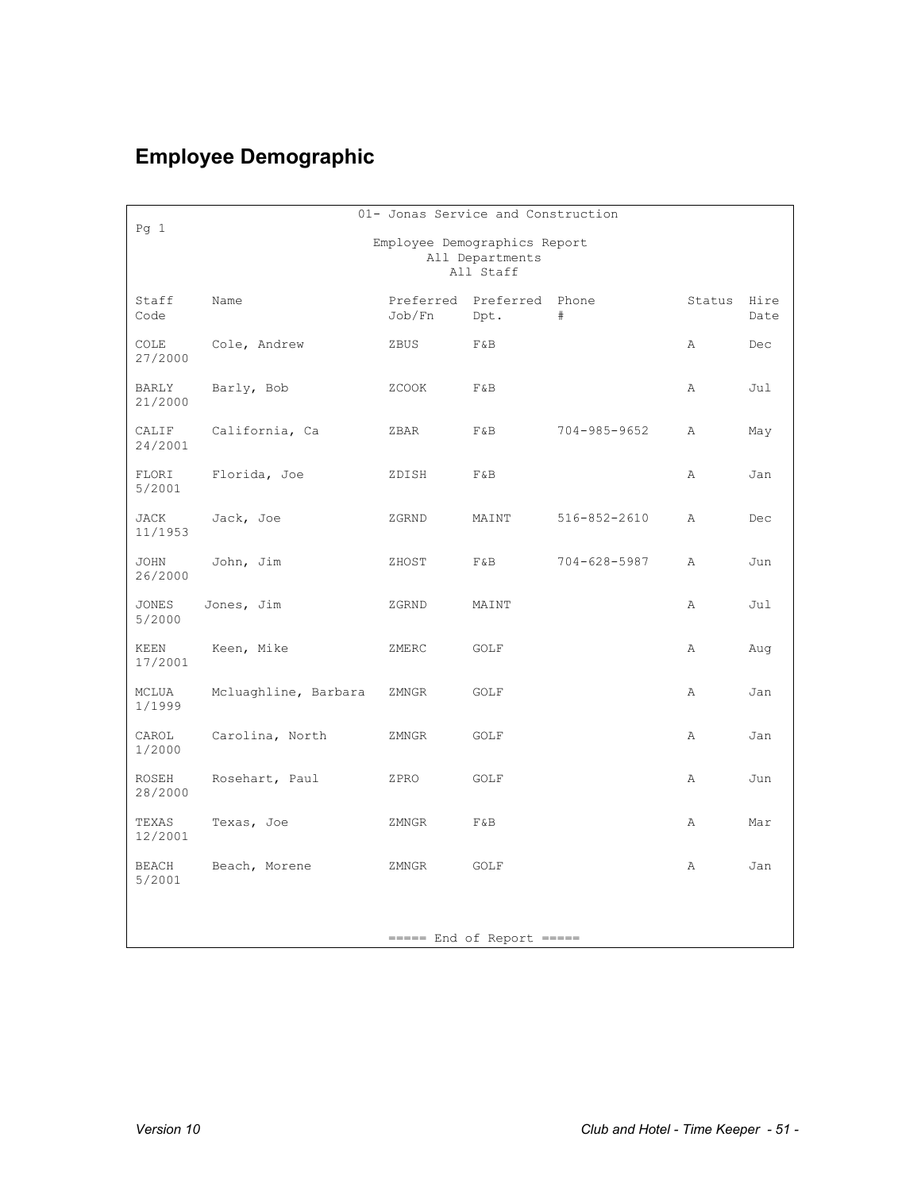# Employee Demographic

01- Jonas Service and Construction

Pg 1

Employee Demographics Report
All Departments
All Staff

| Staff Code | Name | Preferred Job/Fn | Preferred Dpt. | Phone # | Status | Hire Date |
|---|---|---|---|---|---|---|
| COLE | Cole, Andrew | ZBUS | F&B | | A | Dec 27/2000 |
| BARLY | Barly, Bob | ZCOOK | F&B | | A | Jul 21/2000 |
| CALIF | California, Ca | ZBAR | F&B | 704-985-9652 | A | May 24/2001 |
| FLORI | Florida, Joe | ZDISH | F&B | | A | Jan 5/2001 |
| JACK | Jack, Joe | ZGRND | MAINT | 516-852-2610 | A | Dec 11/1953 |
| JOHN | John, Jim | ZHOST | F&B | 704-628-5987 | A | Jun 26/2000 |
| JONES | Jones, Jim | ZGRND | MAINT | | A | Jul 5/2000 |
| KEEN | Keen, Mike | ZMERC | GOLF | | A | Aug 17/2001 |
| MCLUA | Mcluaghline, Barbara | ZMNGR | GOLF | | A | Jan 1/1999 |
| CAROL | Carolina, North | ZMNGR | GOLF | | A | Jan 1/2000 |
| ROSEH | Rosehart, Paul | ZPRO | GOLF | | A | Jun 28/2000 |
| TEXAS | Texas, Joe | ZMNGR | F&B | | A | Mar 12/2001 |
| BEACH | Beach, Morene | ZMNGR | GOLF | | A | Jan 5/2001 |

===== End of Report =====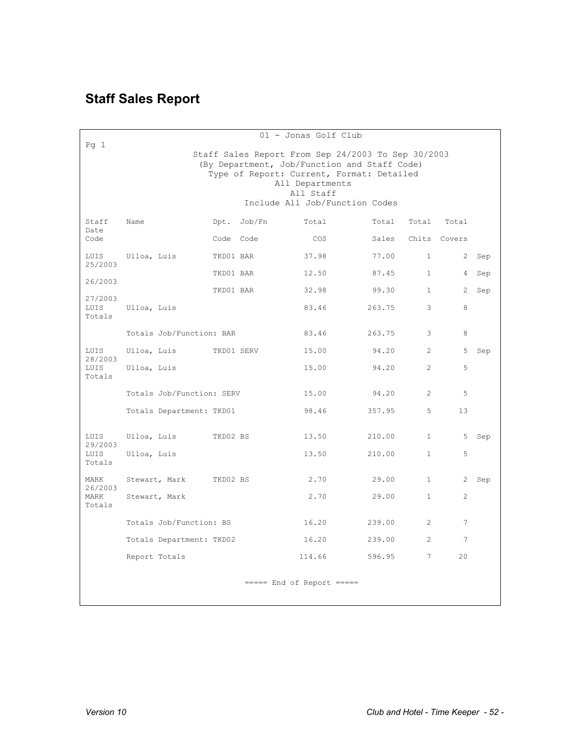# Staff Sales Report

```
                                    01 - Jonas Golf Club
Pg 1
                    Staff Sales Report From Sep 24/2003 To Sep 30/2003
                      (By Department, Job/Function and Staff Code)
                        Type of Report: Current, Format: Detailed
                                     All Departments
                                        All Staff
                              Include All Job/Function Codes

Staff    Name              Dpt.  Job/Fn       Total        Total   Total   Total
Date
Code                       Code  Code           COS        Sales   Chits  Covers

LUIS     Ulloa, Luis       TKD01 BAR          37.98        77.00       1       2  Sep
25/2003
                           TKD01 BAR          12.50        87.45       1       4  Sep
26/2003
                           TKD01 BAR          32.98        99.30       1       2  Sep
27/2003
LUIS     Ulloa, Luis                          83.46       263.75       3       8
Totals

         Totals Job/Function: BAR             83.46       263.75       3       8

LUIS     Ulloa, Luis       TKD01 SERV         15.00        94.20       2       5  Sep
28/2003
LUIS     Ulloa, Luis                          15.00        94.20       2       5
Totals

         Totals Job/Function: SERV            15.00        94.20       2       5

         Totals Department: TKD01             98.46       357.95       5      13


LUIS     Ulloa, Luis       TKD02 BS           13.50       210.00       1       5  Sep
29/2003
LUIS     Ulloa, Luis                          13.50       210.00       1       5
Totals

MARK     Stewart, Mark     TKD02 BS            2.70        29.00       1       2  Sep
26/2003
MARK     Stewart, Mark                         2.70        29.00       1       2
Totals

         Totals Job/Function: BS              16.20       239.00       2       7

         Totals Department: TKD02             16.20       239.00       2       7

         Report Totals                       114.66       596.95       7      20


                                ===== End of Report =====
```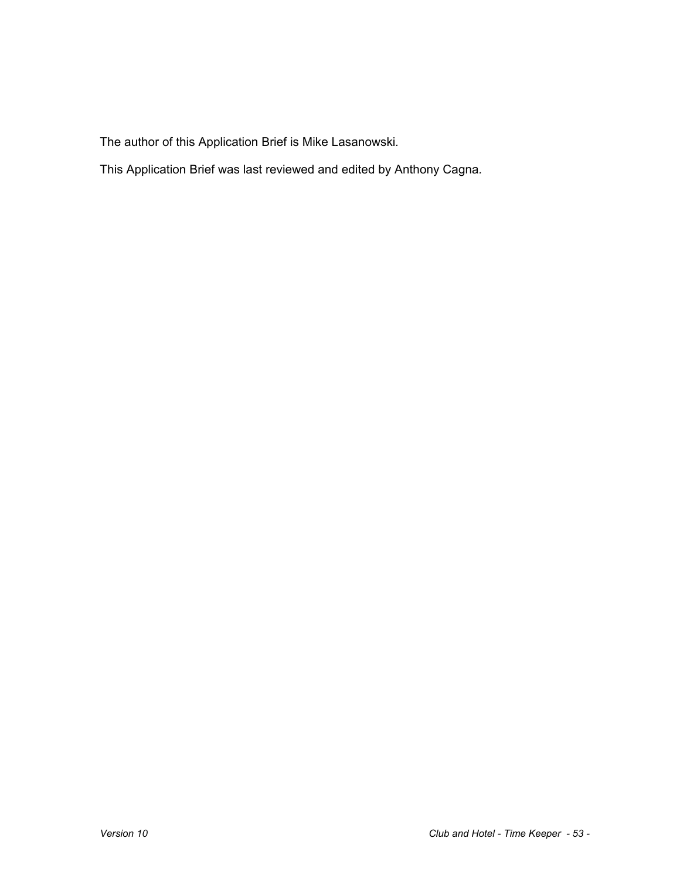The author of this Application Brief is Mike Lasanowski.

This Application Brief was last reviewed and edited by Anthony Cagna.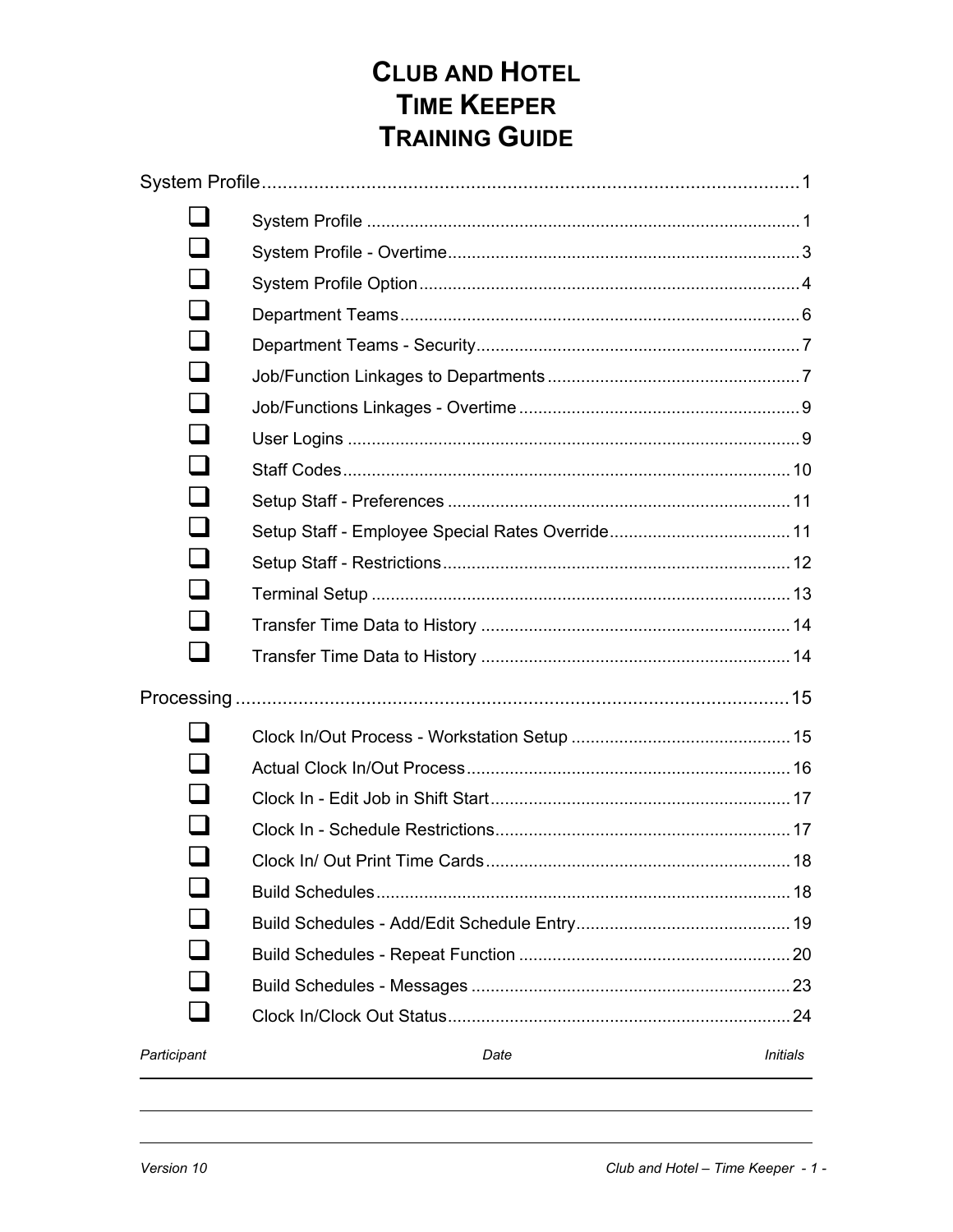# Club and Hotel Time Keeper Training Guide

System Profile ........................................................ 1

- ❑ System Profile ........................................................ 1
- ❑ System Profile - Overtime ........................................................ 3
- ❑ System Profile Option ........................................................ 4
- ❑ Department Teams ........................................................ 6
- ❑ Department Teams - Security ........................................................ 7
- ❑ Job/Function Linkages to Departments ........................................................ 7
- ❑ Job/Functions Linkages - Overtime ........................................................ 9
- ❑ User Logins ........................................................ 9
- ❑ Staff Codes ........................................................ 10
- ❑ Setup Staff - Preferences ........................................................ 11
- ❑ Setup Staff - Employee Special Rates Override ........................................................ 11
- ❑ Setup Staff - Restrictions ........................................................ 12
- ❑ Terminal Setup ........................................................ 13
- ❑ Transfer Time Data to History ........................................................ 14
- ❑ Transfer Time Data to History ........................................................ 14

Processing ........................................................ 15

- ❑ Clock In/Out Process - Workstation Setup ........................................................ 15
- ❑ Actual Clock In/Out Process ........................................................ 16
- ❑ Clock In - Edit Job in Shift Start ........................................................ 17
- ❑ Clock In - Schedule Restrictions ........................................................ 17
- ❑ Clock In/ Out Print Time Cards ........................................................ 18
- ❑ Build Schedules ........................................................ 18
- ❑ Build Schedules - Add/Edit Schedule Entry ........................................................ 19
- ❑ Build Schedules - Repeat Function ........................................................ 20
- ❑ Build Schedules - Messages ........................................................ 23
- ❑ Clock In/Clock Out Status ........................................................ 24

| *Participant* | *Date* | *Initials* |
|---|---|---|
| | | |
| | | |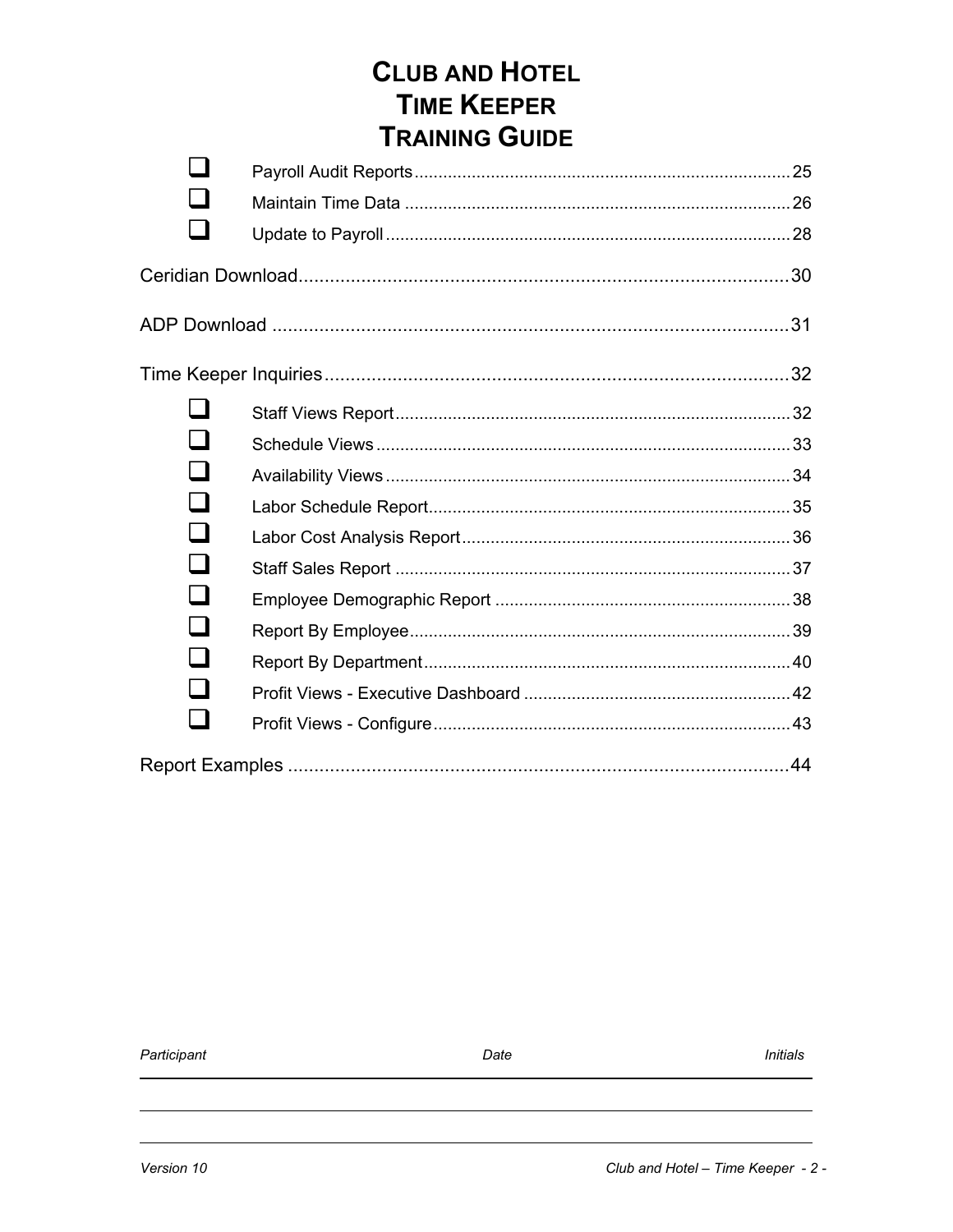# CLUB AND HOTEL TIME KEEPER TRAINING GUIDE

- ☐ Payroll Audit Reports .......... 25
- ☐ Maintain Time Data .......... 26
- ☐ Update to Payroll .......... 28

Ceridian Download .......... 30

ADP Download .......... 31

Time Keeper Inquiries .......... 32

- ☐ Staff Views Report .......... 32
- ☐ Schedule Views .......... 33
- ☐ Availability Views .......... 34
- ☐ Labor Schedule Report .......... 35
- ☐ Labor Cost Analysis Report .......... 36
- ☐ Staff Sales Report .......... 37
- ☐ Employee Demographic Report .......... 38
- ☐ Report By Employee .......... 39
- ☐ Report By Department .......... 40
- ☐ Profit Views - Executive Dashboard .......... 42
- ☐ Profit Views - Configure .......... 43

Report Examples .......... 44

| *Participant* | *Date* | *Initials* |
|---|---|---|
| | | |
| | | |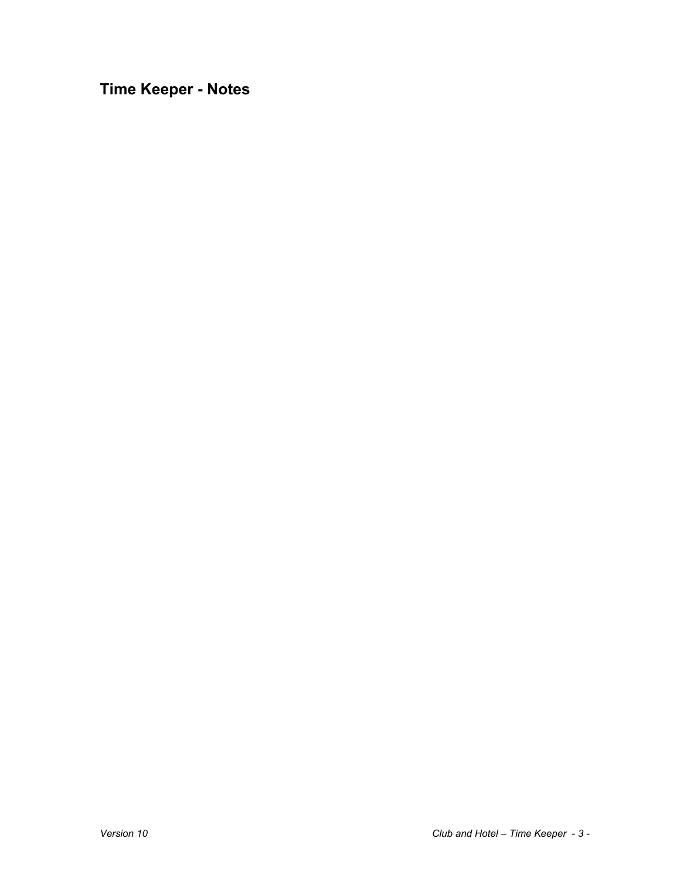## Time Keeper - Notes